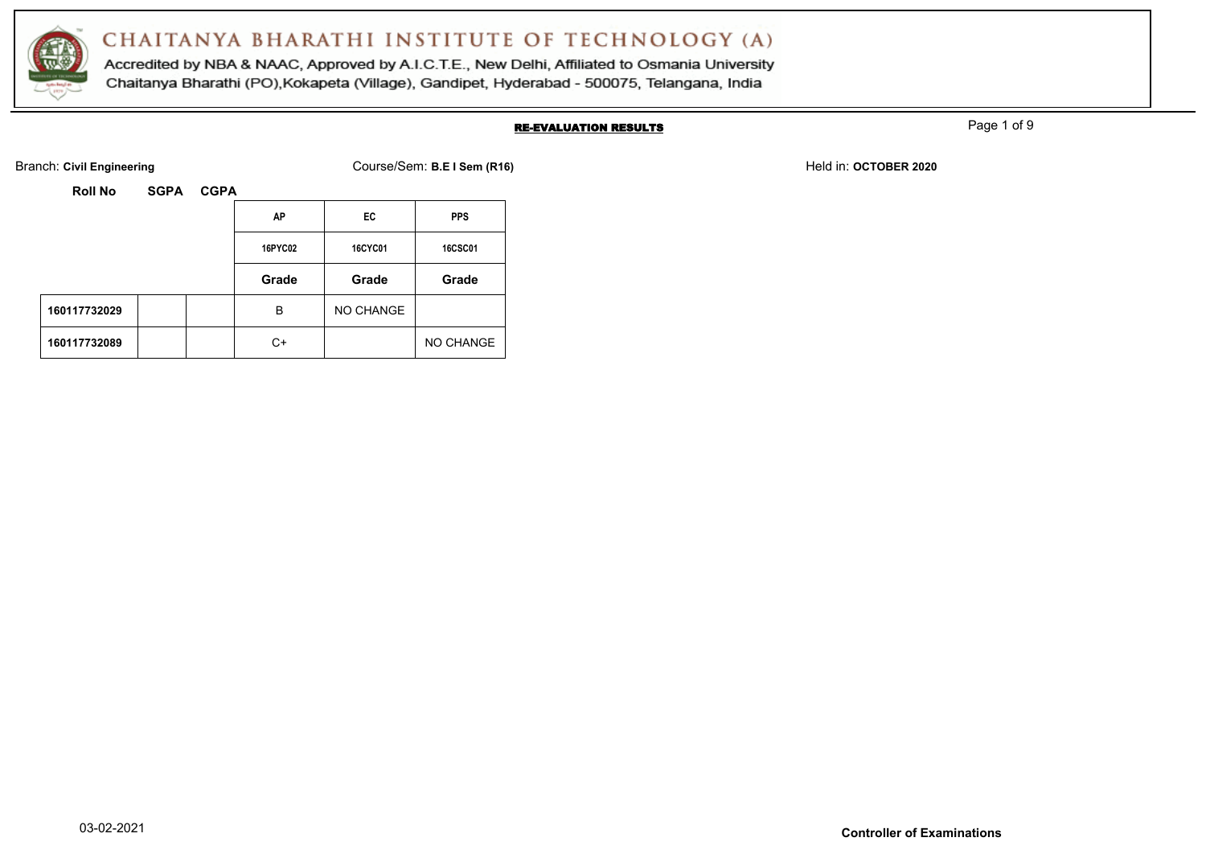# CHAITANYA BHARATHI INSTITUTE OF TECHNOLOGY (A)

Accredited by NBA & NAAC, Approved by A.I.C.T.E., New Delhi, Affiliated to Osmania University
Chaitanya Bharathi (PO),Kokapeta (Village), Gandipet, Hyderabad - 500075, Telangana, India

## RE-EVALUATION RESULTS

Branch: **Civil Engineering** Course/Sem: **B.E I Sem (R16)** Held in: **OCTOBER 2020**

| Roll No | SGPA | CGPA | AP | EC | PPS |
|---|---|---|---|---|---|
| | | | 16PYC02 | 16CYC01 | 16CSC01 |
| | | | Grade | Grade | Grade |
| **160117732029** | | | B | NO CHANGE | |
| **160117732089** | | | C+ | | NO CHANGE |

03-02-2021

**Controller of Examinations**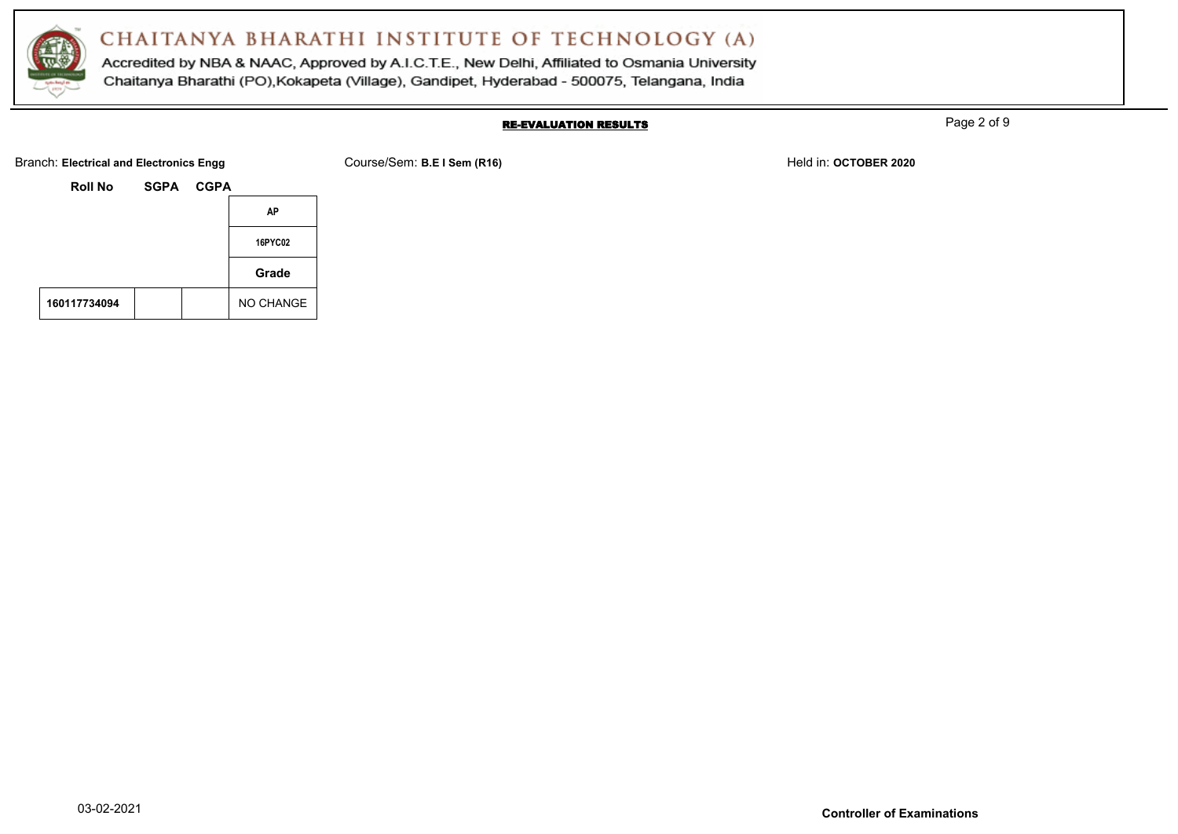# CHAITANYA BHARATHI INSTITUTE OF TECHNOLOGY (A)

Accredited by NBA & NAAC, Approved by A.I.C.T.E., New Delhi, Affiliated to Osmania University
Chaitanya Bharathi (PO),Kokapeta (Village), Gandipet, Hyderabad - 500075, Telangana, India

## RE-EVALUATION RESULTS

Branch: **Electrical and Electronics Engg** Course/Sem: **B.E I Sem (R16)** Held in: **OCTOBER 2020**

| Roll No | SGPA | CGPA | AP |
|---|---|---|---|
| | | | 16PYC02 |
| | | | Grade |
| 160117734094 | | | NO CHANGE |

03-02-2021

**Controller of Examinations**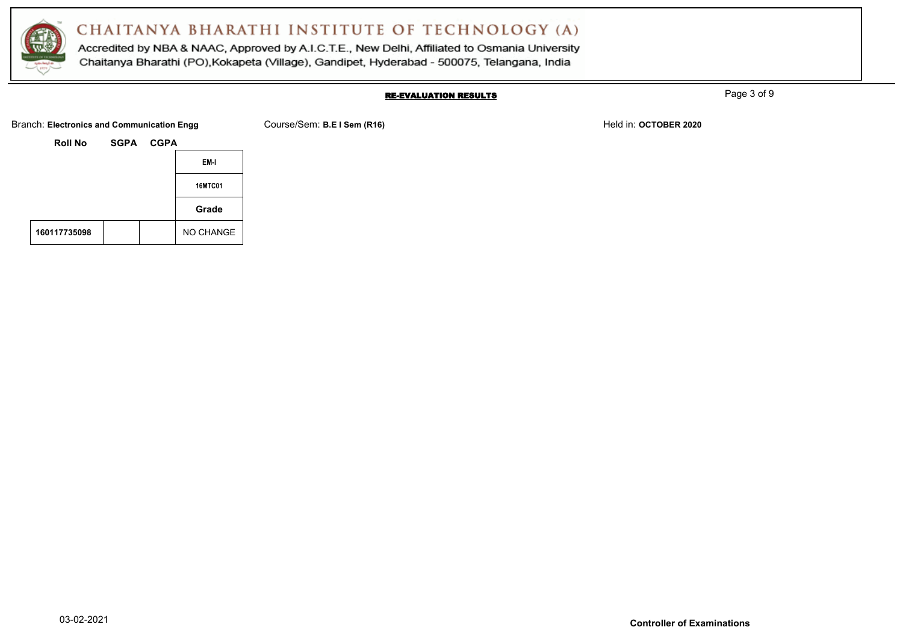# CHAITANYA BHARATHI INSTITUTE OF TECHNOLOGY (A)

Accredited by NBA & NAAC, Approved by A.I.C.T.E., New Delhi, Affiliated to Osmania University
Chaitanya Bharathi (PO),Kokapeta (Village), Gandipet, Hyderabad - 500075, Telangana, India

**RE-EVALUATION RESULTS**

Branch: **Electronics and Communication Engg** Course/Sem: **B.E I Sem (R16)** Held in: **OCTOBER 2020**

| Roll No | SGPA | CGPA | EM-I |
|---|---|---|---|
| | | | 16MTC01 |
| | | | Grade |
| **160117735098** | | | NO CHANGE |

03-02-2021

**Controller of Examinations**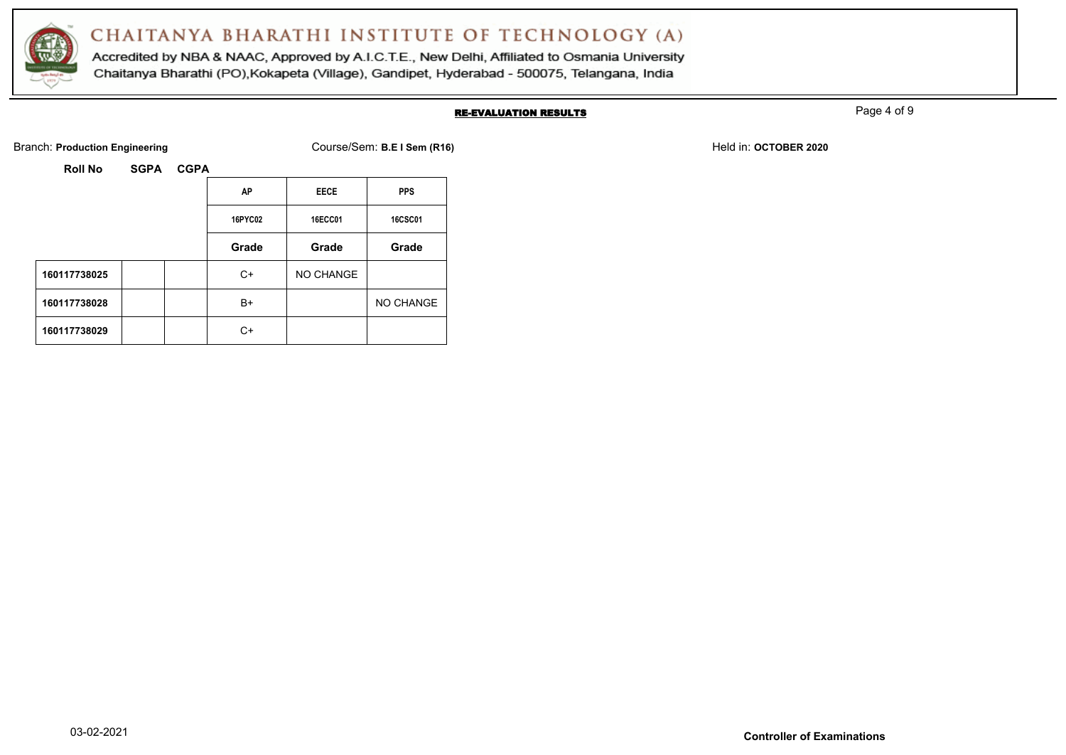# CHAITANYA BHARATHI INSTITUTE OF TECHNOLOGY (A)

Accredited by NBA & NAAC, Approved by A.I.C.T.E., New Delhi, Affiliated to Osmania University
Chaitanya Bharathi (PO),Kokapeta (Village), Gandipet, Hyderabad - 500075, Telangana, India

## RE-EVALUATION RESULTS

Branch: **Production Engineering** Course/Sem: **B.E I Sem (R16)** Held in: **OCTOBER 2020**

| Roll No | SGPA | CGPA | AP | EECE | PPS |
|---|---|---|---|---|---|
| | | | 16PYC02 | 16ECC01 | 16CSC01 |
| | | | Grade | Grade | Grade |
| 160117738025 | | | C+ | NO CHANGE | |
| 160117738028 | | | B+ | | NO CHANGE |
| 160117738029 | | | C+ | | |

03-02-2021

**Controller of Examinations**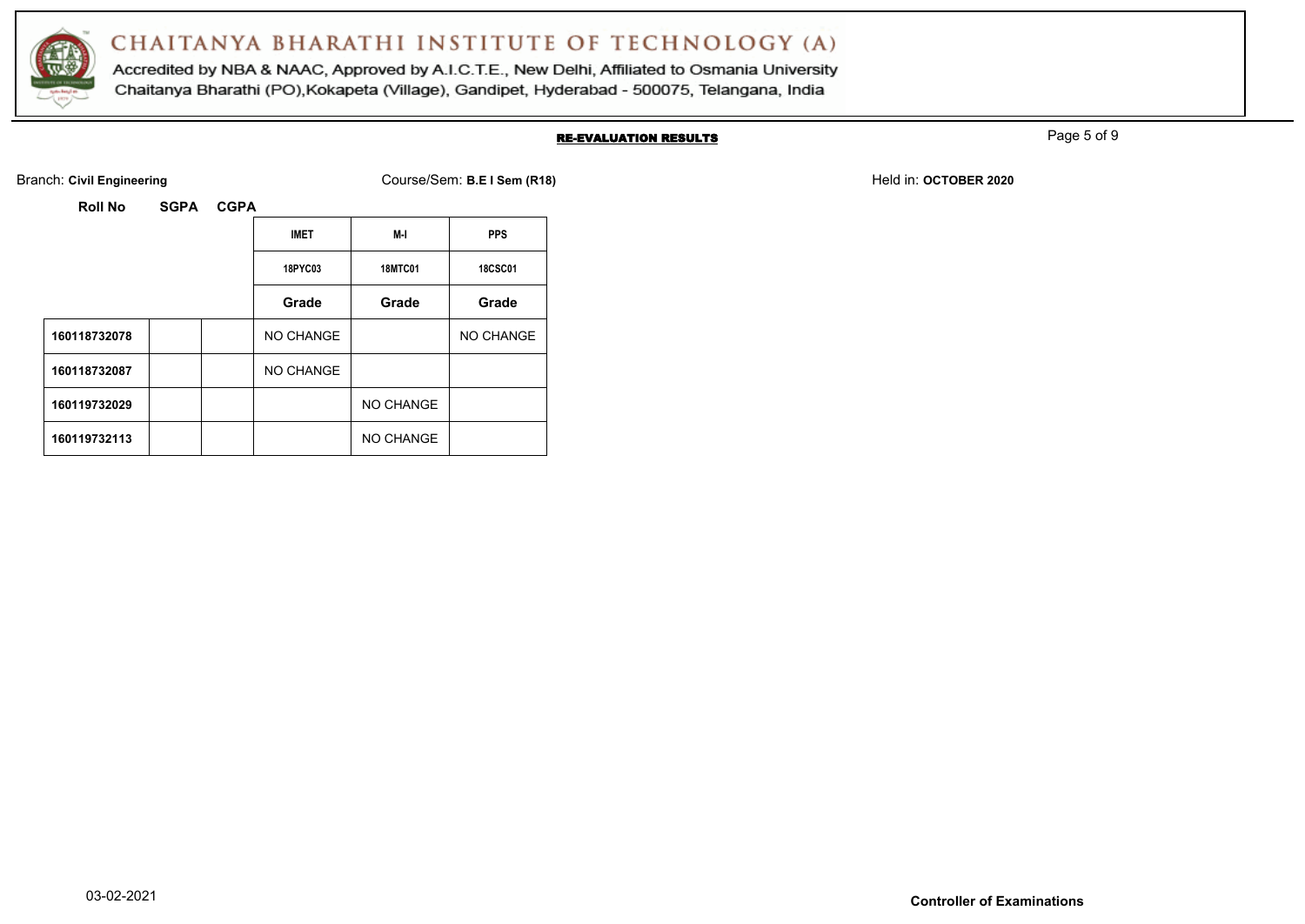# CHAITANYA BHARATHI INSTITUTE OF TECHNOLOGY (A)

Accredited by NBA & NAAC, Approved by A.I.C.T.E., New Delhi, Affiliated to Osmania University
Chaitanya Bharathi (PO),Kokapeta (Village), Gandipet, Hyderabad - 500075, Telangana, India

**RE-EVALUATION RESULTS**

Branch: **Civil Engineering** Course/Sem: **B.E I Sem (R18)** Held in: **OCTOBER 2020**

| Roll No | SGPA | CGPA | IMET | M-I | PPS |
|---|---|---|---|---|---|
| | | | 18PYC03 | 18MTC01 | 18CSC01 |
| | | | Grade | Grade | Grade |
| 160118732078 | | | NO CHANGE | | NO CHANGE |
| 160118732087 | | | NO CHANGE | | |
| 160119732029 | | | | NO CHANGE | |
| 160119732113 | | | | NO CHANGE | |

03-02-2021

**Controller of Examinations**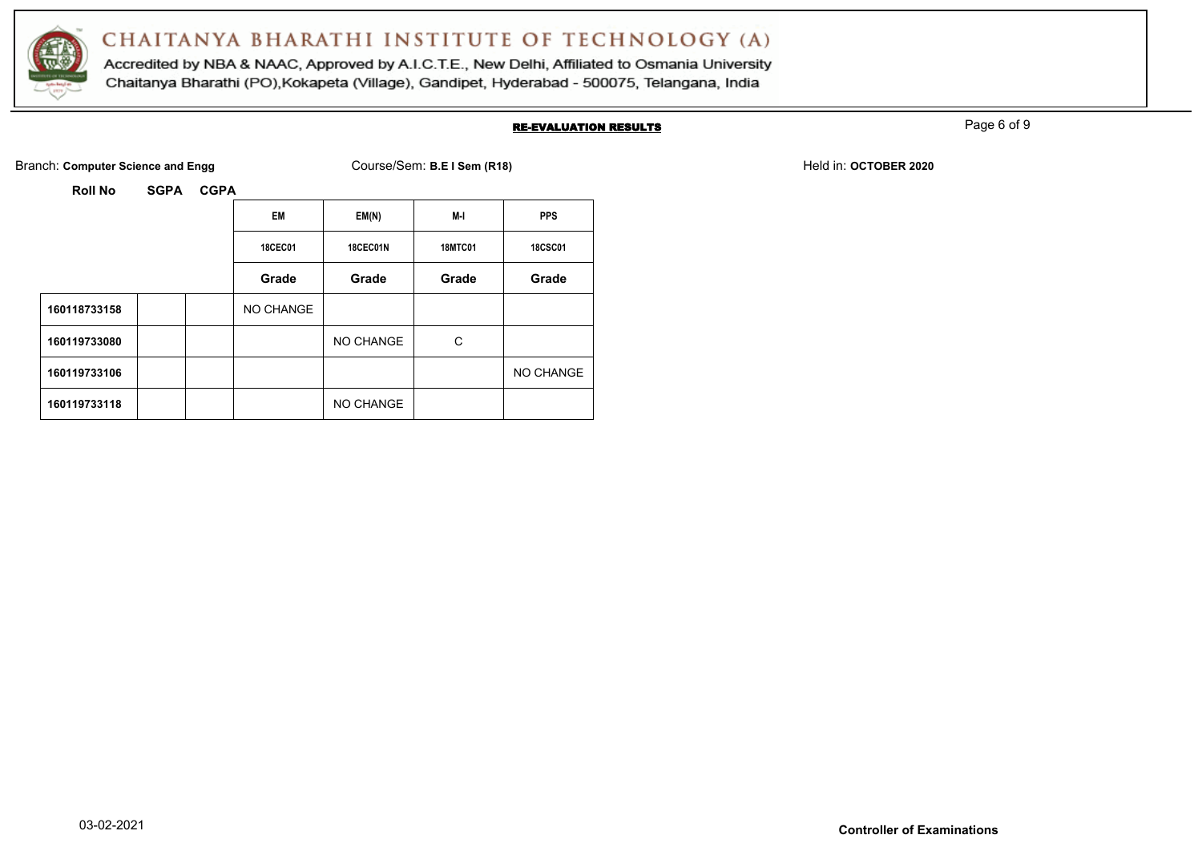# CHAITANYA BHARATHI INSTITUTE OF TECHNOLOGY (A)

Accredited by NBA & NAAC, Approved by A.I.C.T.E., New Delhi, Affiliated to Osmania University

Chaitanya Bharathi (PO),Kokapeta (Village), Gandipet, Hyderabad - 500075, Telangana, India

## RE-EVALUATION RESULTS

Branch: **Computer Science and Engg** Course/Sem: **B.E I Sem (R18)** Held in: **OCTOBER 2020**

| Roll No | SGPA | CGPA | EM | EM(N) | M-I | PPS |
|---|---|---|---|---|---|---|
| | | | 18CEC01 | 18CEC01N | 18MTC01 | 18CSC01 |
| | | | Grade | Grade | Grade | Grade |
| 160118733158 | | | NO CHANGE | | | |
| 160119733080 | | | | NO CHANGE | C | |
| 160119733106 | | | | | | NO CHANGE |
| 160119733118 | | | | NO CHANGE | | |

03-02-2021

**Controller of Examinations**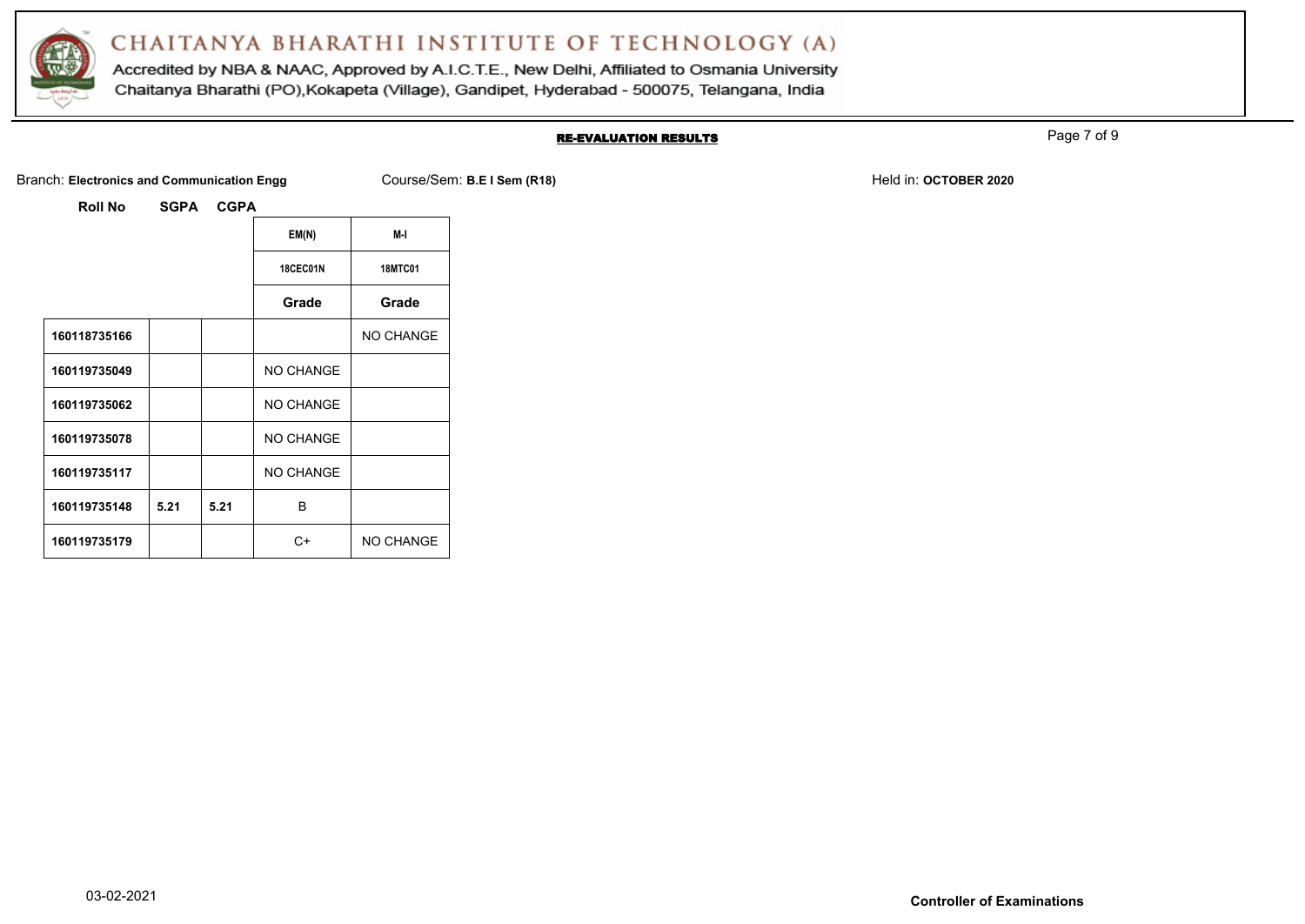# CHAITANYA BHARATHI INSTITUTE OF TECHNOLOGY (A)

Accredited by NBA & NAAC, Approved by A.I.C.T.E., New Delhi, Affiliated to Osmania University
Chaitanya Bharathi (PO),Kokapeta (Village), Gandipet, Hyderabad - 500075, Telangana, India

## RE-EVALUATION RESULTS

Branch: **Electronics and Communication Engg** Course/Sem: **B.E I Sem (R18)** Held in: **OCTOBER 2020**

| Roll No | SGPA | CGPA | EM(N) | M-I |
|---|---|---|---|---|
| | | | 18CEC01N | 18MTC01 |
| | | | Grade | Grade |
| 160118735166 | | | | NO CHANGE |
| 160119735049 | | | NO CHANGE | |
| 160119735062 | | | NO CHANGE | |
| 160119735078 | | | NO CHANGE | |
| 160119735117 | | | NO CHANGE | |
| 160119735148 | 5.21 | 5.21 | B | |
| 160119735179 | | | C+ | NO CHANGE |

03-02-2021

**Controller of Examinations**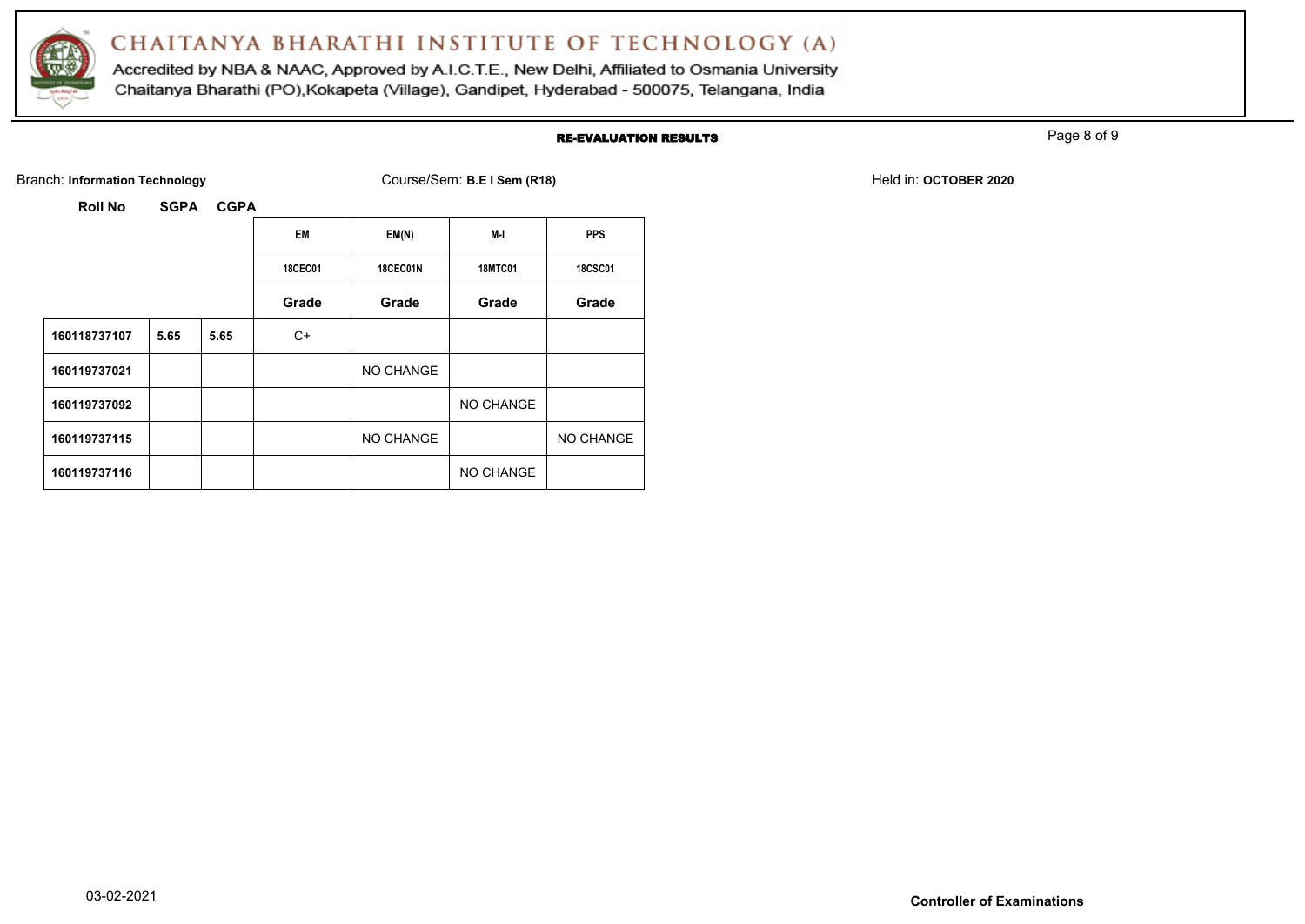# CHAITANYA BHARATHI INSTITUTE OF TECHNOLOGY (A)

Accredited by NBA & NAAC, Approved by A.I.C.T.E., New Delhi, Affiliated to Osmania University
Chaitanya Bharathi (PO),Kokapeta (Village), Gandipet, Hyderabad - 500075, Telangana, India

**RE-EVALUATION RESULTS**

Branch: **Information Technology** Course/Sem: **B.E I Sem (R18)** Held in: **OCTOBER 2020**

| Roll No | SGPA | CGPA | EM | EM(N) | M-I | PPS |
|---|---|---|---|---|---|---|
| | | | 18CEC01 | 18CEC01N | 18MTC01 | 18CSC01 |
| | | | Grade | Grade | Grade | Grade |
| 160118737107 | 5.65 | 5.65 | C+ | | | |
| 160119737021 | | | | NO CHANGE | | |
| 160119737092 | | | | | NO CHANGE | |
| 160119737115 | | | | NO CHANGE | | NO CHANGE |
| 160119737116 | | | | | NO CHANGE | |

03-02-2021

**Controller of Examinations**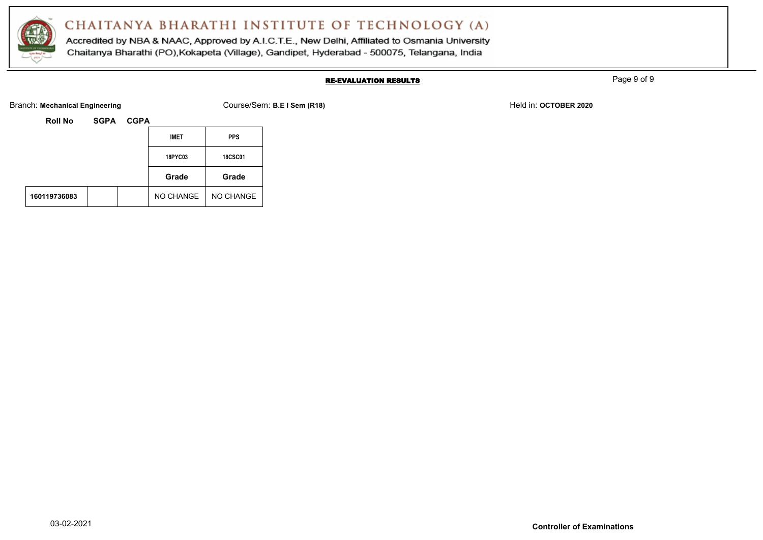# CHAITANYA BHARATHI INSTITUTE OF TECHNOLOGY (A)

Accredited by NBA & NAAC, Approved by A.I.C.T.E., New Delhi, Affiliated to Osmania University
Chaitanya Bharathi (PO),Kokapeta (Village), Gandipet, Hyderabad - 500075, Telangana, India

## RE-EVALUATION RESULTS

Branch: **Mechanical Engineering** Course/Sem: **B.E I Sem (R18)** Held in: **OCTOBER 2020**

| Roll No | SGPA | CGPA | IMET | PPS |
|---|---|---|---|---|
| | | | 18PYC03 | 18CSC01 |
| | | | Grade | Grade |
| 160119736083 | | | NO CHANGE | NO CHANGE |

03-02-2021

**Controller of Examinations**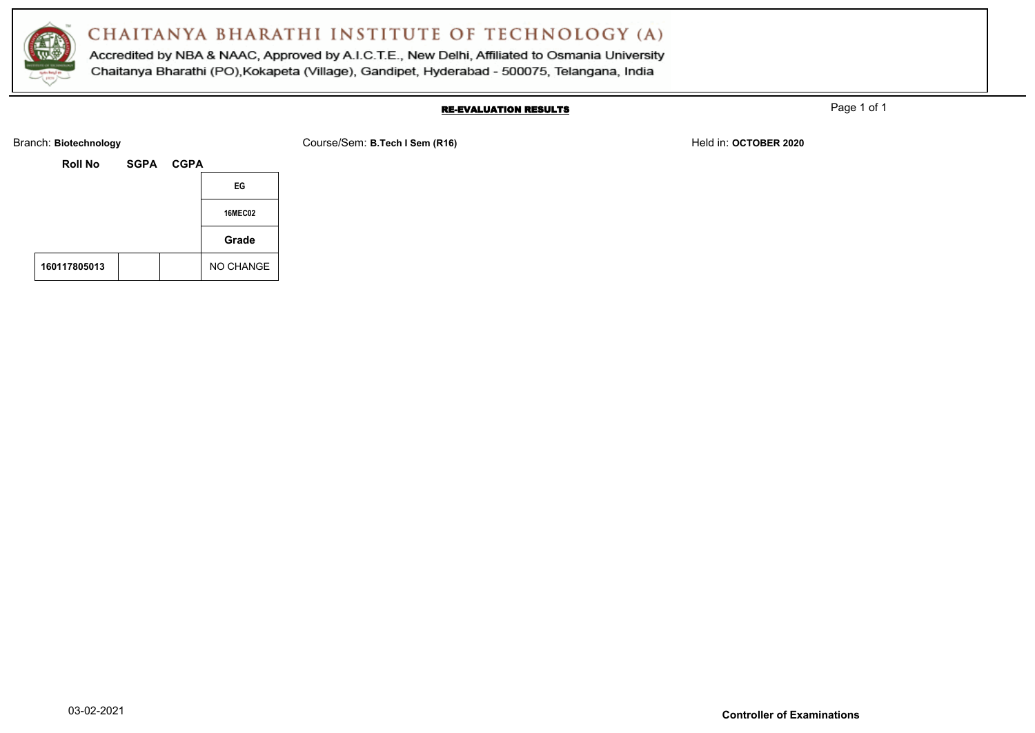# CHAITANYA BHARATHI INSTITUTE OF TECHNOLOGY (A)

Accredited by NBA & NAAC, Approved by A.I.C.T.E., New Delhi, Affiliated to Osmania University
Chaitanya Bharathi (PO),Kokapeta (Village), Gandipet, Hyderabad - 500075, Telangana, India

## RE-EVALUATION RESULTS

Branch: **Biotechnology** Course/Sem: **B.Tech I Sem (R16)** Held in: **OCTOBER 2020**

| Roll No | SGPA | CGPA | EG |
|---|---|---|---|
| | | | 16MEC02 |
| | | | Grade |
| 160117805013 | | | NO CHANGE |

03-02-2021

**Controller of Examinations**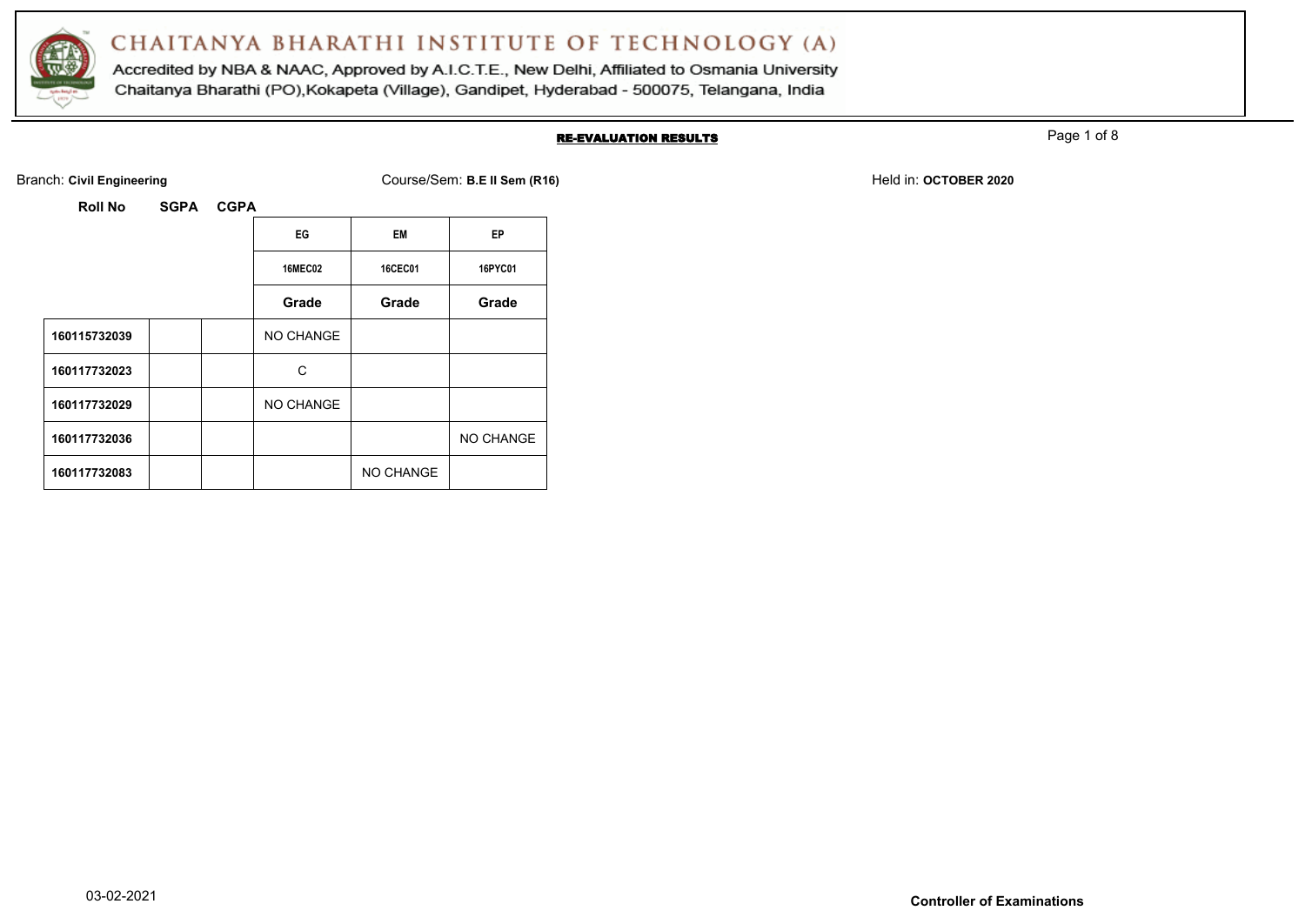# CHAITANYA BHARATHI INSTITUTE OF TECHNOLOGY (A)

Accredited by NBA & NAAC, Approved by A.I.C.T.E., New Delhi, Affiliated to Osmania University
Chaitanya Bharathi (PO),Kokapeta (Village), Gandipet, Hyderabad - 500075, Telangana, India

## RE-EVALUATION RESULTS

Branch: **Civil Engineering** Course/Sem: **B.E II Sem (R16)** Held in: **OCTOBER 2020**

| Roll No | SGPA | CGPA | EG | EM | EP |
|---|---|---|---|---|---|
| | | | 16MEC02 | 16CEC01 | 16PYC01 |
| | | | Grade | Grade | Grade |
| 160115732039 | | | NO CHANGE | | |
| 160117732023 | | | C | | |
| 160117732029 | | | NO CHANGE | | |
| 160117732036 | | | | | NO CHANGE |
| 160117732083 | | | | NO CHANGE | |

03-02-2021

**Controller of Examinations**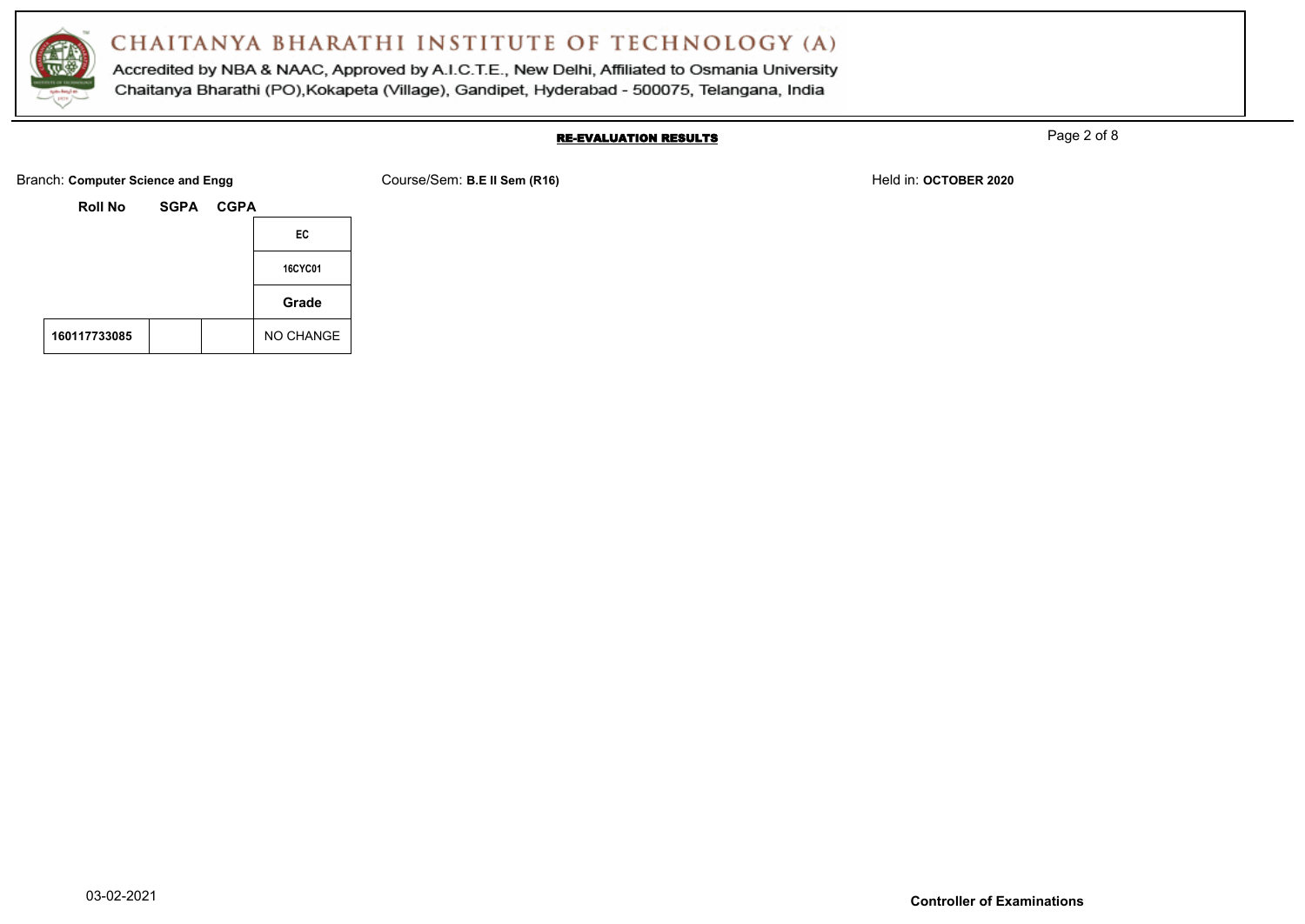# CHAITANYA BHARATHI INSTITUTE OF TECHNOLOGY (A)

Accredited by NBA & NAAC, Approved by A.I.C.T.E., New Delhi, Affiliated to Osmania University
Chaitanya Bharathi (PO),Kokapeta (Village), Gandipet, Hyderabad - 500075, Telangana, India

## RE-EVALUATION RESULTS

Branch: **Computer Science and Engg** Course/Sem: **B.E II Sem (R16)** Held in: **OCTOBER 2020**

| Roll No | SGPA | CGPA | EC |
|---|---|---|---|
| | | | 16CYC01 |
| | | | Grade |
| 160117733085 | | | NO CHANGE |

03-02-2021

**Controller of Examinations**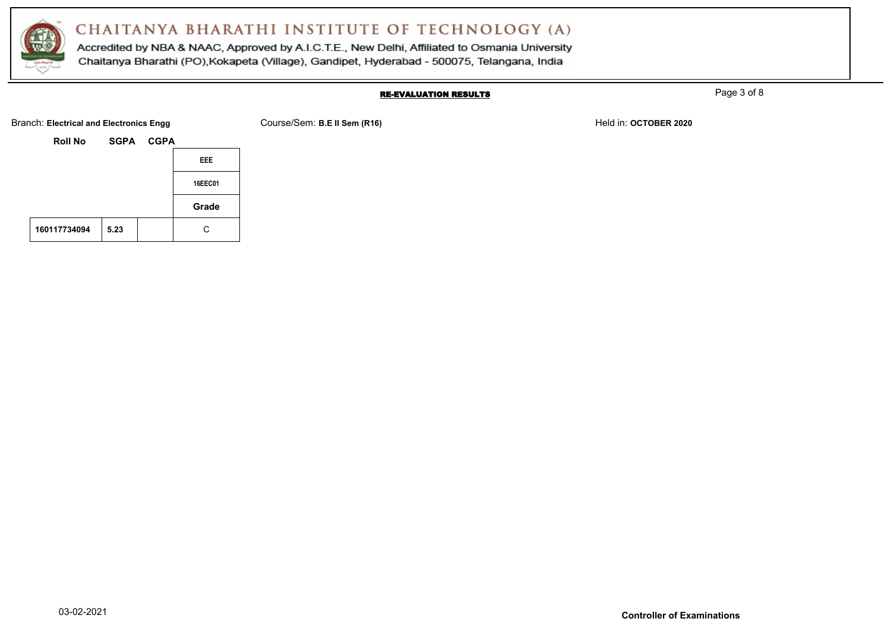# CHAITANYA BHARATHI INSTITUTE OF TECHNOLOGY (A)

Accredited by NBA & NAAC, Approved by A.I.C.T.E., New Delhi, Affiliated to Osmania University
Chaitanya Bharathi (PO),Kokapeta (Village), Gandipet, Hyderabad - 500075, Telangana, India

**RE-EVALUATION RESULTS**

Branch: **Electrical and Electronics Engg** Course/Sem: **B.E II Sem (R16)** Held in: **OCTOBER 2020**

| Roll No | SGPA | CGPA | EEE |
|---|---|---|---|
| | | | 16EEC01 |
| | | | Grade |
| 160117734094 | 5.23 | | C |

03-02-2021

**Controller of Examinations**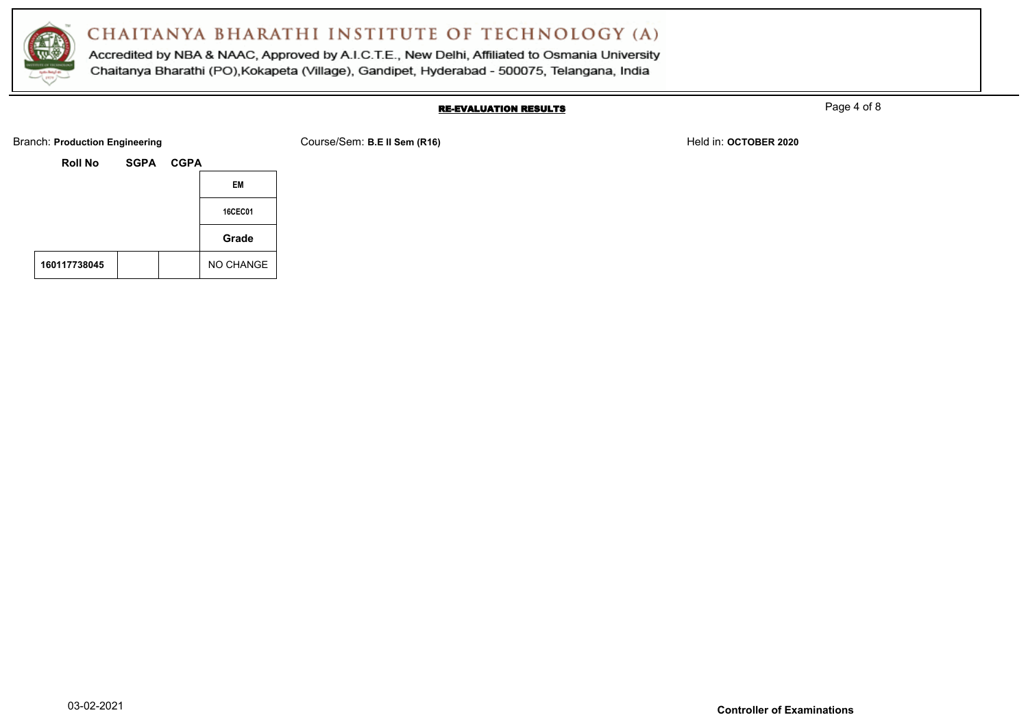# CHAITANYA BHARATHI INSTITUTE OF TECHNOLOGY (A)

Accredited by NBA & NAAC, Approved by A.I.C.T.E., New Delhi, Affiliated to Osmania University
Chaitanya Bharathi (PO),Kokapeta (Village), Gandipet, Hyderabad - 500075, Telangana, India

**RE-EVALUATION RESULTS**

Branch: **Production Engineering** Course/Sem: **B.E II Sem (R16)** Held in: **OCTOBER 2020**

| Roll No | SGPA | CGPA | EM |
|---|---|---|---|
| | | | 16CEC01 |
| | | | Grade |
| 160117738045 | | | NO CHANGE |

03-02-2021

**Controller of Examinations**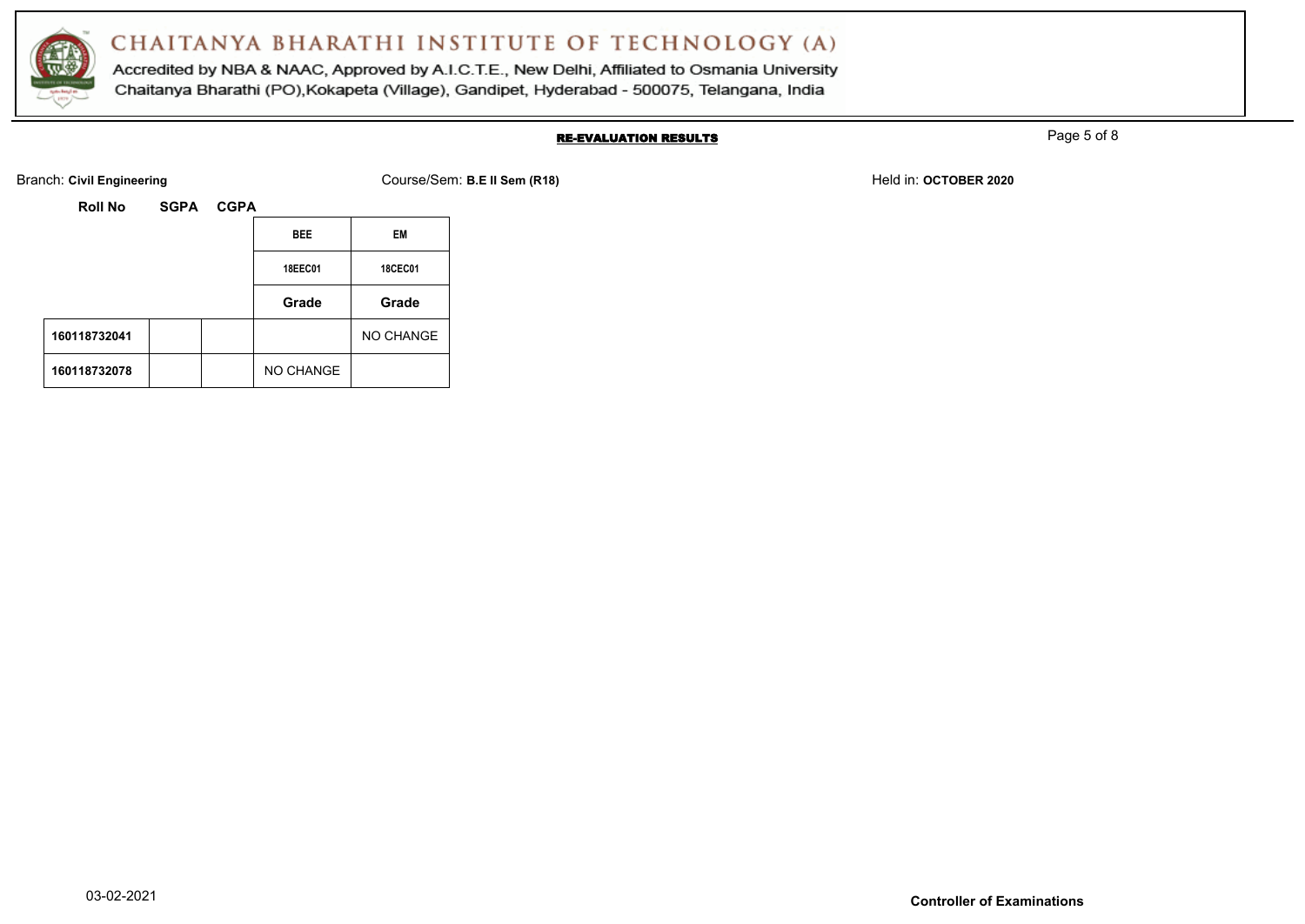# CHAITANYA BHARATHI INSTITUTE OF TECHNOLOGY (A)

Accredited by NBA & NAAC, Approved by A.I.C.T.E., New Delhi, Affiliated to Osmania University
Chaitanya Bharathi (PO),Kokapeta (Village), Gandipet, Hyderabad - 500075, Telangana, India

**RE-EVALUATION RESULTS**

Branch: **Civil Engineering** Course/Sem: **B.E II Sem (R18)** Held in: **OCTOBER 2020**

| Roll No | SGPA | CGPA | BEE | EM |
|---|---|---|---|---|
| | | | 18EEC01 | 18CEC01 |
| | | | Grade | Grade |
| **160118732041** | | | | NO CHANGE |
| **160118732078** | | | NO CHANGE | |

03-02-2021

**Controller of Examinations**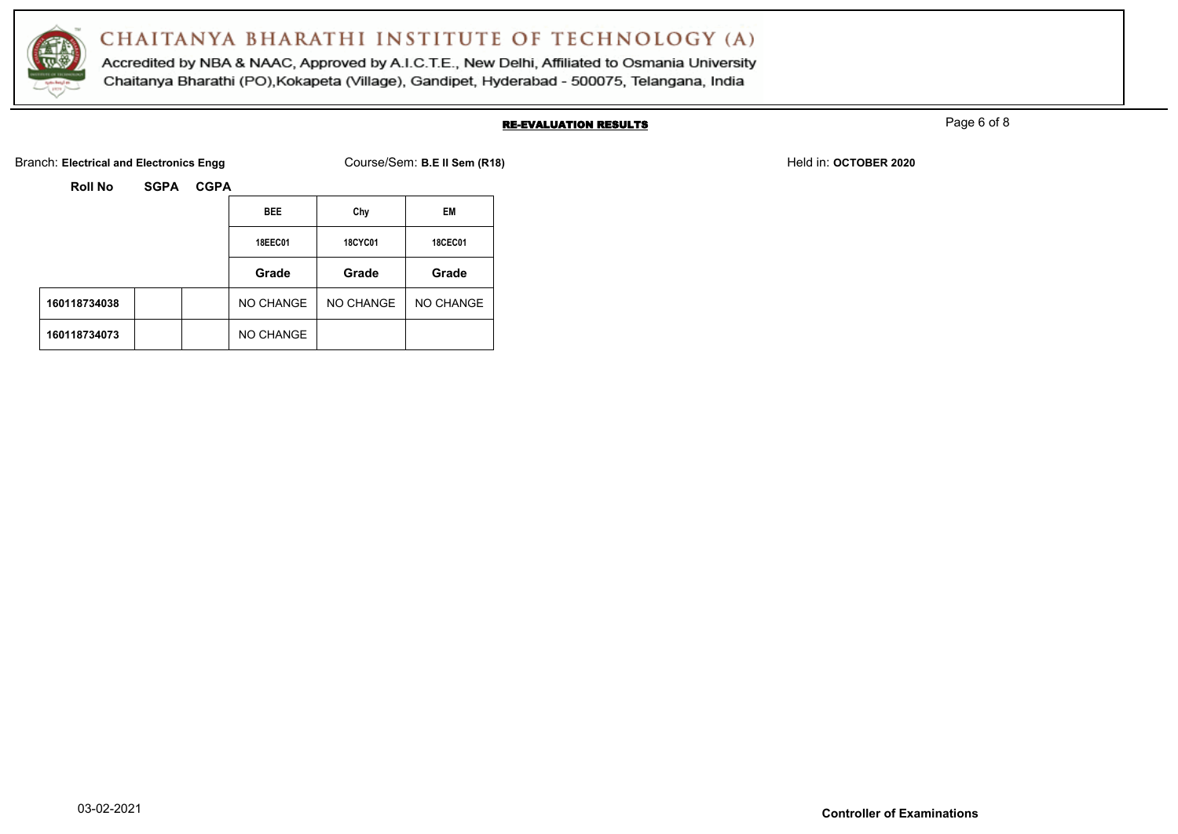# CHAITANYA BHARATHI INSTITUTE OF TECHNOLOGY (A)

Accredited by NBA & NAAC, Approved by A.I.C.T.E., New Delhi, Affiliated to Osmania University

Chaitanya Bharathi (PO),Kokapeta (Village), Gandipet, Hyderabad - 500075, Telangana, India

## RE-EVALUATION RESULTS

Branch: **Electrical and Electronics Engg** Course/Sem: **B.E II Sem (R18)** Held in: **OCTOBER 2020**

| Roll No | SGPA | CGPA | BEE | Chy | EM |
|---|---|---|---|---|---|
| | | | 18EEC01 | 18CYC01 | 18CEC01 |
| | | | Grade | Grade | Grade |
| 160118734038 | | | NO CHANGE | NO CHANGE | NO CHANGE |
| 160118734073 | | | NO CHANGE | | |

03-02-2021

**Controller of Examinations**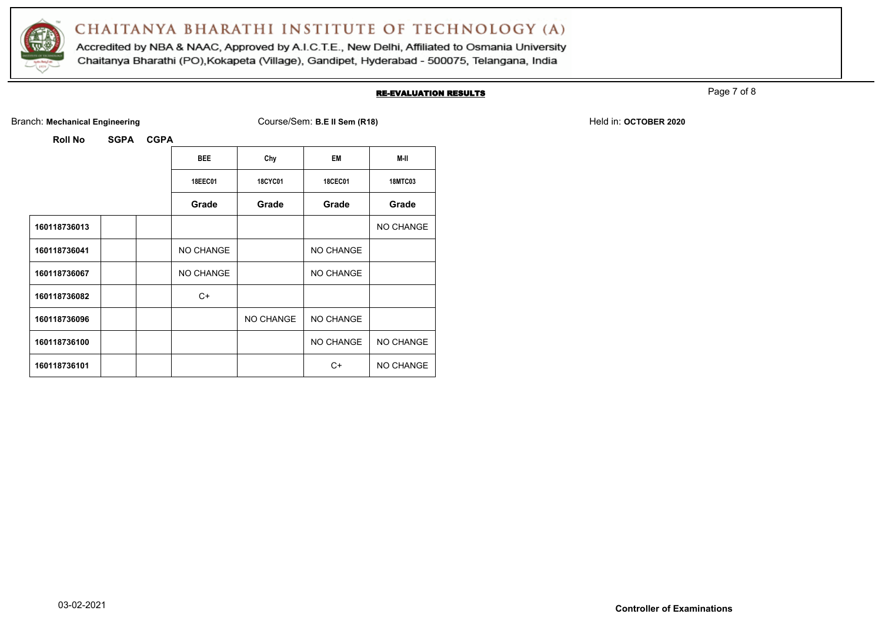# CHAITANYA BHARATHI INSTITUTE OF TECHNOLOGY (A)

Accredited by NBA & NAAC, Approved by A.I.C.T.E., New Delhi, Affiliated to Osmania University
Chaitanya Bharathi (PO),Kokapeta (Village), Gandipet, Hyderabad - 500075, Telangana, India

## RE-EVALUATION RESULTS

Branch: **Mechanical Engineering** Course/Sem: **B.E II Sem (R18)** Held in: **OCTOBER 2020**

| Roll No | SGPA | CGPA | BEE | Chy | EM | M-II |
|---|---|---|---|---|---|---|
| | | | 18EEC01 | 18CYC01 | 18CEC01 | 18MTC03 |
| | | | Grade | Grade | Grade | Grade |
| 160118736013 | | | | | | NO CHANGE |
| 160118736041 | | | NO CHANGE | | NO CHANGE | |
| 160118736067 | | | NO CHANGE | | NO CHANGE | |
| 160118736082 | | | C+ | | | |
| 160118736096 | | | | NO CHANGE | NO CHANGE | |
| 160118736100 | | | | | NO CHANGE | NO CHANGE |
| 160118736101 | | | | | C+ | NO CHANGE |

03-02-2021

**Controller of Examinations**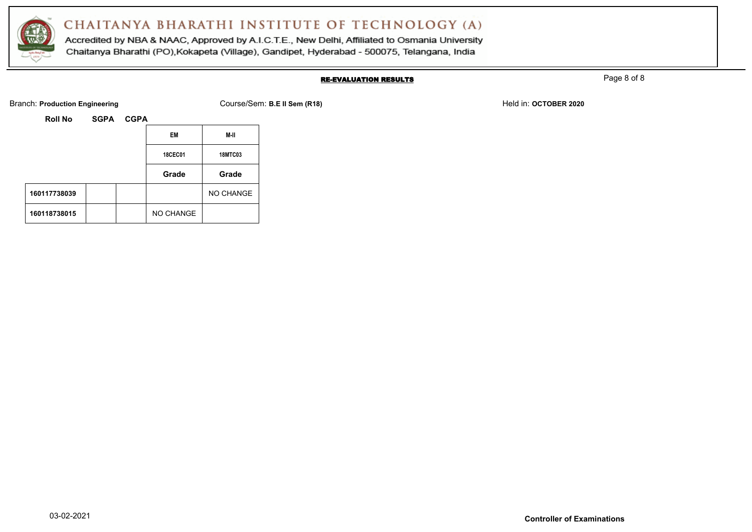# CHAITANYA BHARATHI INSTITUTE OF TECHNOLOGY (A)

Accredited by NBA & NAAC, Approved by A.I.C.T.E., New Delhi, Affiliated to Osmania University
Chaitanya Bharathi (PO),Kokapeta (Village), Gandipet, Hyderabad - 500075, Telangana, India

## RE-EVALUATION RESULTS

Branch: **Production Engineering** Course/Sem: **B.E II Sem (R18)** Held in: **OCTOBER 2020**

| Roll No | SGPA | CGPA | EM | M-II |
|---|---|---|---|---|
| | | | 18CEC01 | 18MTC03 |
| | | | Grade | Grade |
| 160117738039 | | | | NO CHANGE |
| 160118738015 | | | NO CHANGE | |

03-02-2021

**Controller of Examinations**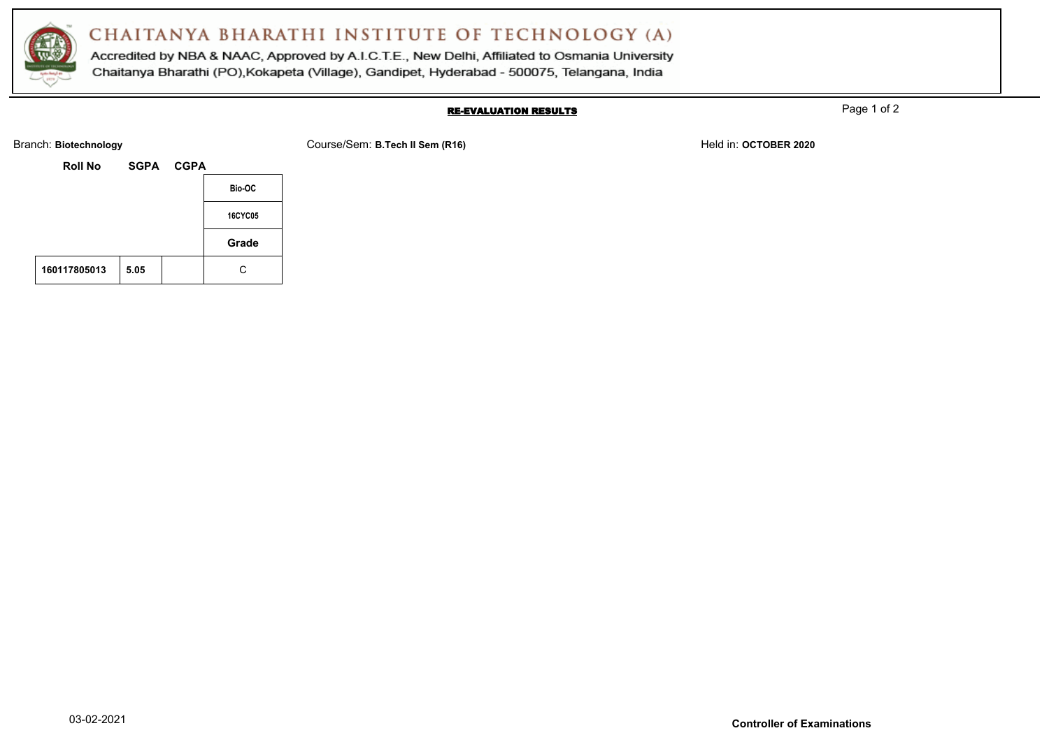# CHAITANYA BHARATHI INSTITUTE OF TECHNOLOGY (A)

Accredited by NBA & NAAC, Approved by A.I.C.T.E., New Delhi, Affiliated to Osmania University
Chaitanya Bharathi (PO),Kokapeta (Village), Gandipet, Hyderabad - 500075, Telangana, India

## RE-EVALUATION RESULTS

Branch: **Biotechnology** Course/Sem: **B.Tech II Sem (R16)** Held in: **OCTOBER 2020**

| Roll No | SGPA | CGPA | Bio-OC |
|---|---|---|---|
| | | | 16CYC05 |
| | | | Grade |
| 160117805013 | 5.05 | | C |

03-02-2021

**Controller of Examinations**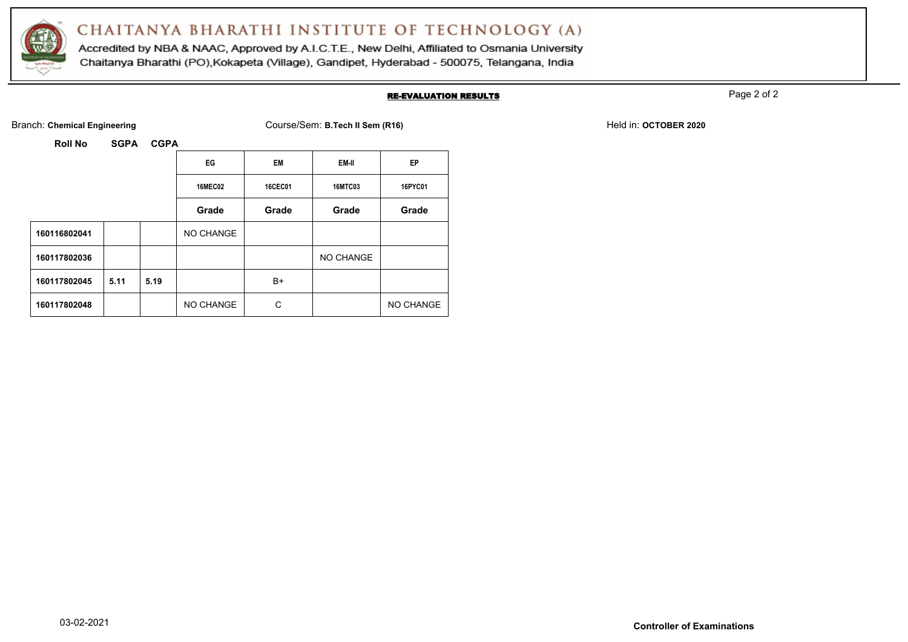# CHAITANYA BHARATHI INSTITUTE OF TECHNOLOGY (A)

Accredited by NBA & NAAC, Approved by A.I.C.T.E., New Delhi, Affiliated to Osmania University
Chaitanya Bharathi (PO),Kokapeta (Village), Gandipet, Hyderabad - 500075, Telangana, India

## RE-EVALUATION RESULTS

Branch: **Chemical Engineering** Course/Sem: **B.Tech II Sem (R16)** Held in: **OCTOBER 2020**

| Roll No | SGPA | CGPA | EG | EM | EM-II | EP |
|---|---|---|---|---|---|---|
| | | | 16MEC02 | 16CEC01 | 16MTC03 | 16PYC01 |
| | | | Grade | Grade | Grade | Grade |
| 160116802041 | | | NO CHANGE | | | |
| 160117802036 | | | | | NO CHANGE | |
| 160117802045 | 5.11 | 5.19 | | B+ | | |
| 160117802048 | | | NO CHANGE | C | | NO CHANGE |

03-02-2021

**Controller of Examinations**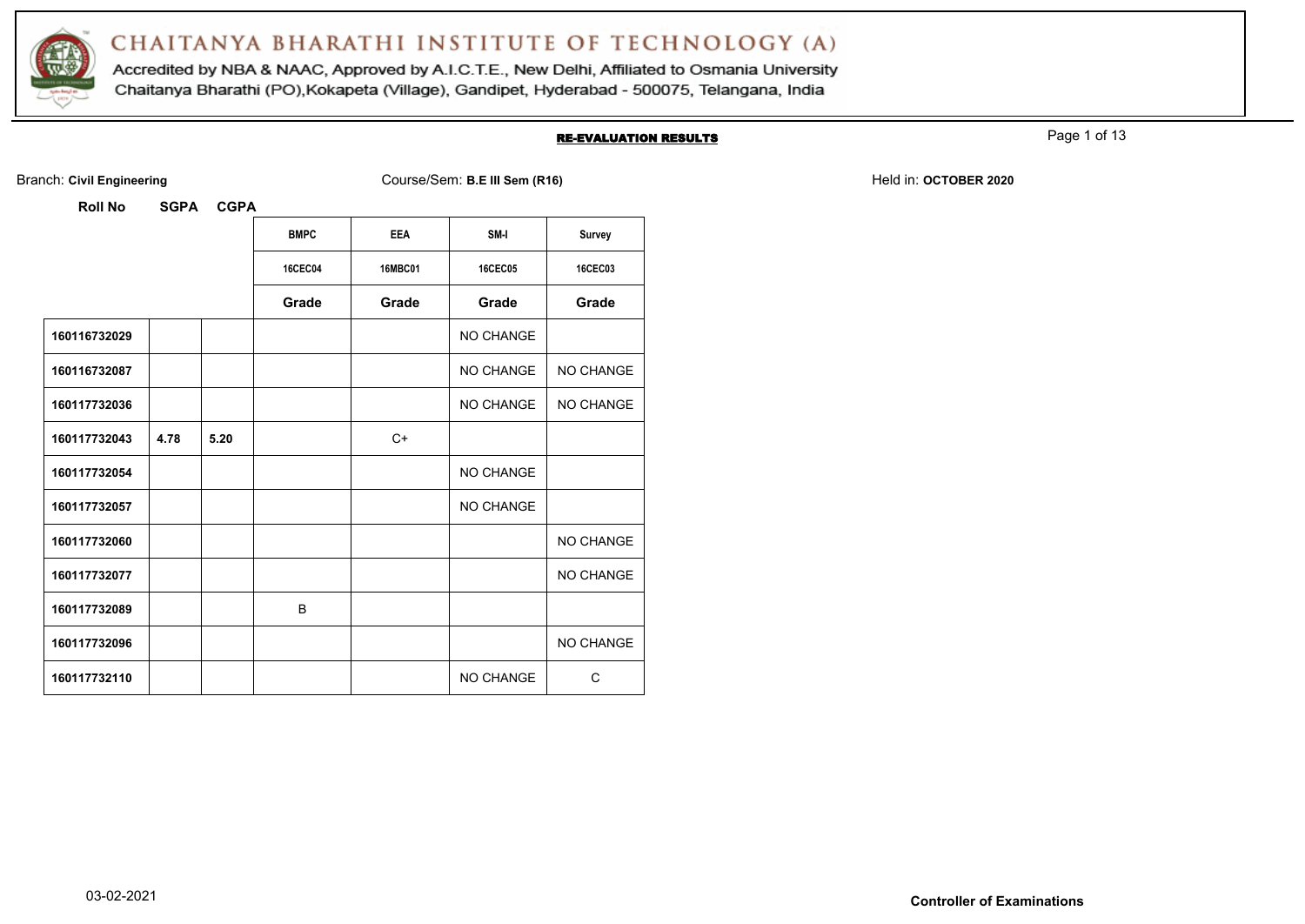# CHAITANYA BHARATHI INSTITUTE OF TECHNOLOGY (A)

Accredited by NBA & NAAC, Approved by A.I.C.T.E., New Delhi, Affiliated to Osmania University
Chaitanya Bharathi (PO),Kokapeta (Village), Gandipet, Hyderabad - 500075, Telangana, India

## RE-EVALUATION RESULTS

Branch: **Civil Engineering** Course/Sem: **B.E III Sem (R16)** Held in: **OCTOBER 2020**

| Roll No | SGPA | CGPA | BMPC | EEA | SM-I | Survey |
|---|---|---|---|---|---|---|
| | | | 16CEC04 | 16MBC01 | 16CEC05 | 16CEC03 |
| | | | Grade | Grade | Grade | Grade |
| 160116732029 | | | | | NO CHANGE | |
| 160116732087 | | | | | NO CHANGE | NO CHANGE |
| 160117732036 | | | | | NO CHANGE | NO CHANGE |
| 160117732043 | 4.78 | 5.20 | | C+ | | |
| 160117732054 | | | | | NO CHANGE | |
| 160117732057 | | | | | NO CHANGE | |
| 160117732060 | | | | | | NO CHANGE |
| 160117732077 | | | | | | NO CHANGE |
| 160117732089 | | | B | | | |
| 160117732096 | | | | | | NO CHANGE |
| 160117732110 | | | | | NO CHANGE | C |

03-02-2021

**Controller of Examinations**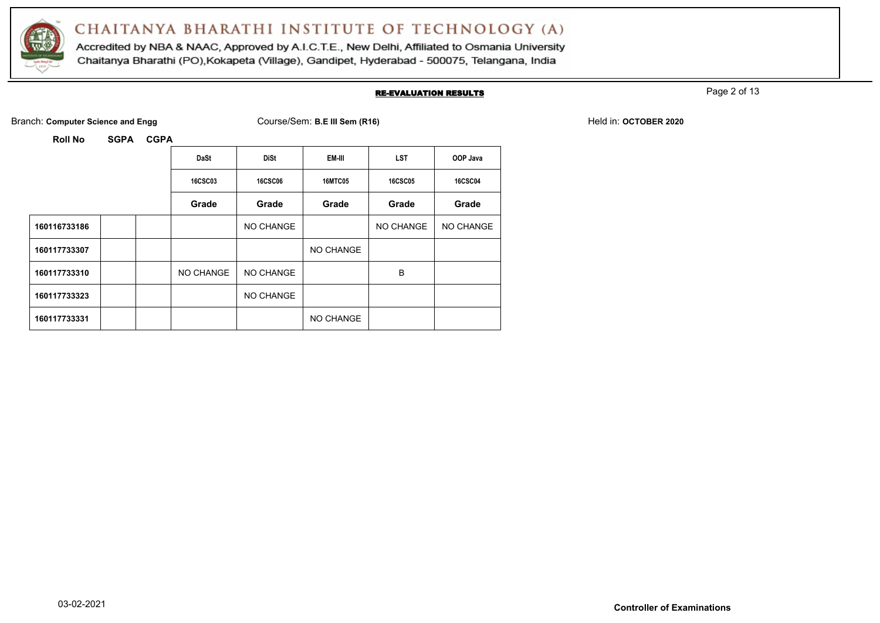# CHAITANYA BHARATHI INSTITUTE OF TECHNOLOGY (A)

Accredited by NBA & NAAC, Approved by A.I.C.T.E., New Delhi, Affiliated to Osmania University
Chaitanya Bharathi (PO),Kokapeta (Village), Gandipet, Hyderabad - 500075, Telangana, India

## RE-EVALUATION RESULTS

Branch: **Computer Science and Engg** Course/Sem: **B.E III Sem (R16)** Held in: **OCTOBER 2020**

| Roll No | SGPA | CGPA | DaSt | DiSt | EM-III | LST | OOP Java |
|---|---|---|---|---|---|---|---|
| | | | 16CSC03 | 16CSC06 | 16MTC05 | 16CSC05 | 16CSC04 |
| | | | Grade | Grade | Grade | Grade | Grade |
| 160116733186 | | | | NO CHANGE | | NO CHANGE | NO CHANGE |
| 160117733307 | | | | | NO CHANGE | | |
| 160117733310 | | | NO CHANGE | NO CHANGE | | B | |
| 160117733323 | | | | NO CHANGE | | | |
| 160117733331 | | | | | NO CHANGE | | |

03-02-2021

**Controller of Examinations**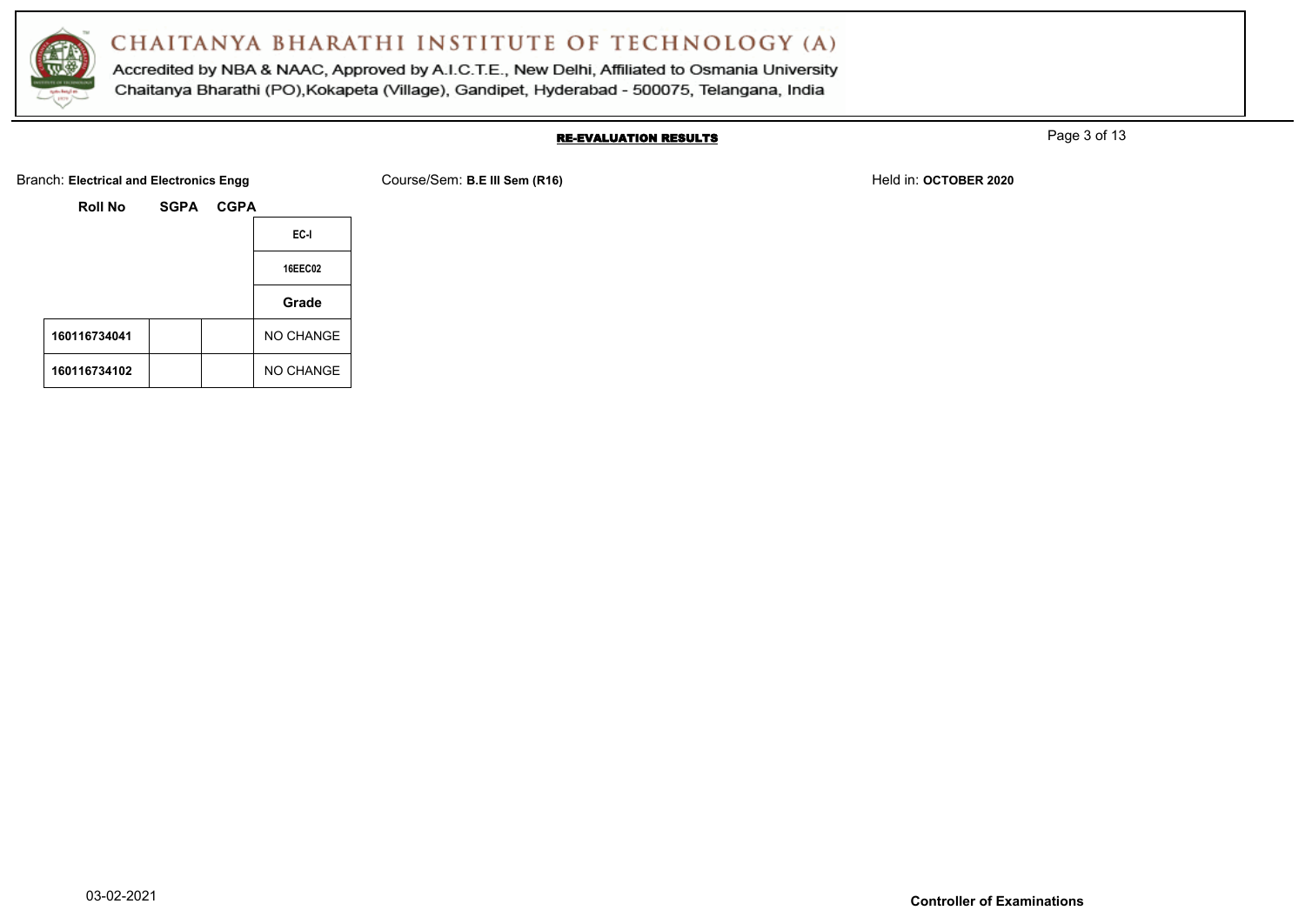# CHAITANYA BHARATHI INSTITUTE OF TECHNOLOGY (A)

Accredited by NBA & NAAC, Approved by A.I.C.T.E., New Delhi, Affiliated to Osmania University
Chaitanya Bharathi (PO),Kokapeta (Village), Gandipet, Hyderabad - 500075, Telangana, India

**RE-EVALUATION RESULTS**

Branch: **Electrical and Electronics Engg** Course/Sem: **B.E III Sem (R16)** Held in: **OCTOBER 2020**

| Roll No | SGPA | CGPA | EC-I |
|---|---|---|---|
| | | | 16EEC02 |
| | | | Grade |
| 160116734041 | | | NO CHANGE |
| 160116734102 | | | NO CHANGE |

03-02-2021

**Controller of Examinations**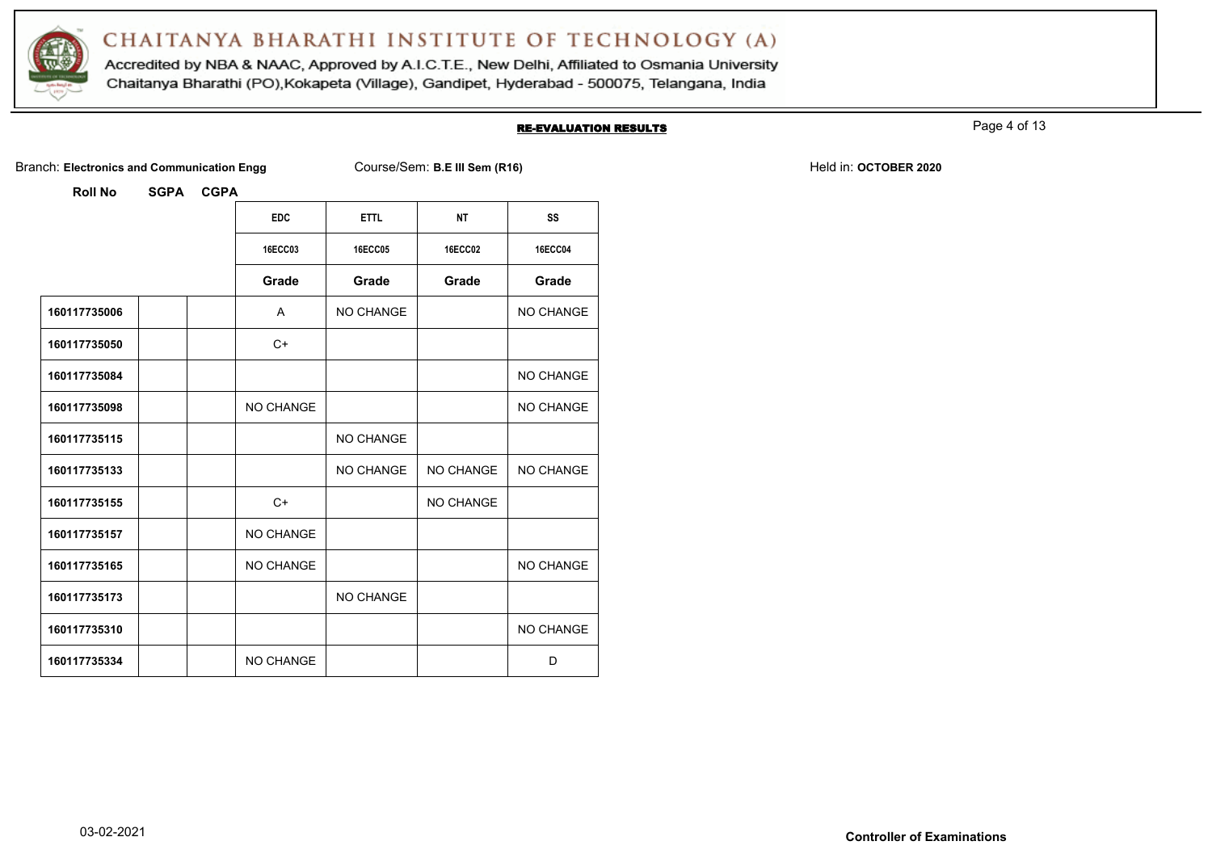# CHAITANYA BHARATHI INSTITUTE OF TECHNOLOGY (A)

Accredited by NBA & NAAC, Approved by A.I.C.T.E., New Delhi, Affiliated to Osmania University
Chaitanya Bharathi (PO),Kokapeta (Village), Gandipet, Hyderabad - 500075, Telangana, India

## RE-EVALUATION RESULTS

Branch: **Electronics and Communication Engg** Course/Sem: **B.E III Sem (R16)** Held in: **OCTOBER 2020**

| Roll No | SGPA | CGPA | EDC | ETTL | NT | SS |
|---|---|---|---|---|---|---|
| | | | 16ECC03 | 16ECC05 | 16ECC02 | 16ECC04 |
| | | | Grade | Grade | Grade | Grade |
| 160117735006 | | | A | NO CHANGE | | NO CHANGE |
| 160117735050 | | | C+ | | | |
| 160117735084 | | | | | | NO CHANGE |
| 160117735098 | | | NO CHANGE | | | NO CHANGE |
| 160117735115 | | | | NO CHANGE | | |
| 160117735133 | | | | NO CHANGE | NO CHANGE | NO CHANGE |
| 160117735155 | | | C+ | | NO CHANGE | |
| 160117735157 | | | NO CHANGE | | | |
| 160117735165 | | | NO CHANGE | | | NO CHANGE |
| 160117735173 | | | | NO CHANGE | | |
| 160117735310 | | | | | | NO CHANGE |
| 160117735334 | | | NO CHANGE | | | D |

03-02-2021

**Controller of Examinations**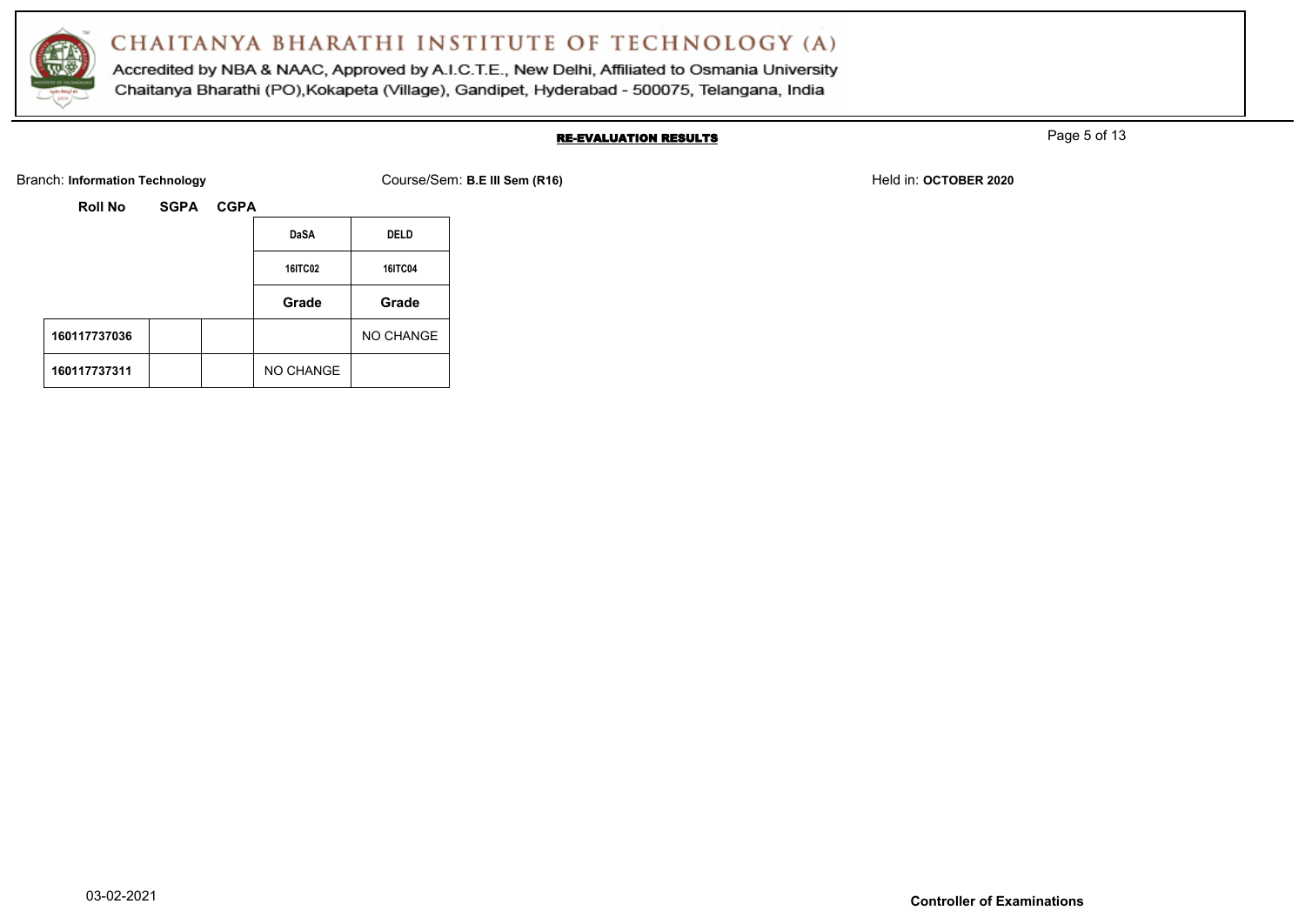# CHAITANYA BHARATHI INSTITUTE OF TECHNOLOGY (A)

Accredited by NBA & NAAC, Approved by A.I.C.T.E., New Delhi, Affiliated to Osmania University
Chaitanya Bharathi (PO),Kokapeta (Village), Gandipet, Hyderabad - 500075, Telangana, India

## RE-EVALUATION RESULTS

Branch: **Information Technology** Course/Sem: **B.E III Sem (R16)** Held in: **OCTOBER 2020**

| Roll No | SGPA | CGPA | DaSA | DELD |
|---|---|---|---|---|
| | | | 16ITC02 | 16ITC04 |
| | | | Grade | Grade |
| 160117737036 | | | | NO CHANGE |
| 160117737311 | | | NO CHANGE | |

03-02-2021

**Controller of Examinations**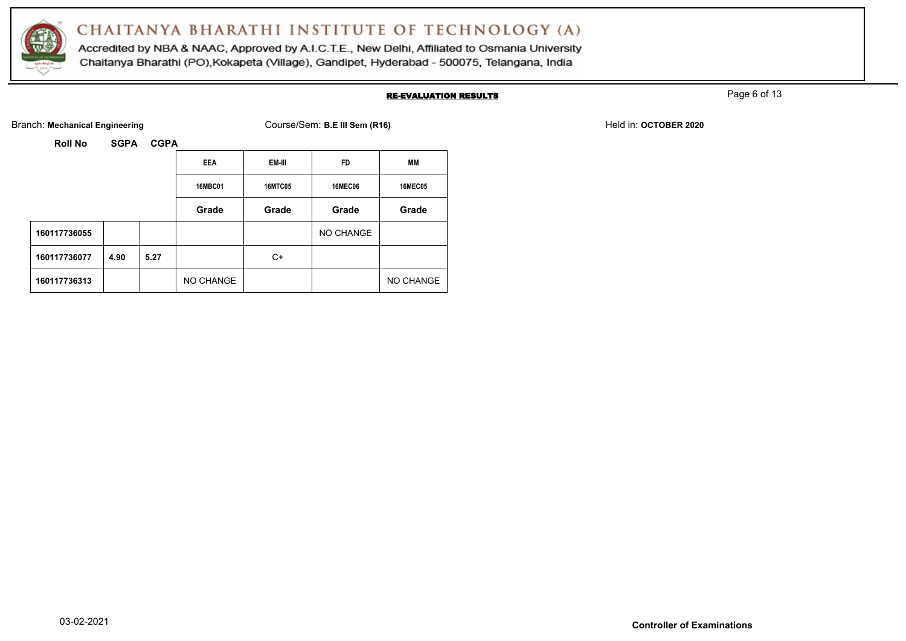# CHAITANYA BHARATHI INSTITUTE OF TECHNOLOGY (A)

Accredited by NBA & NAAC, Approved by A.I.C.T.E., New Delhi, Affiliated to Osmania University

Chaitanya Bharathi (PO),Kokapeta (Village), Gandipet, Hyderabad - 500075, Telangana, India

## RE-EVALUATION RESULTS

Branch: **Mechanical Engineering** Course/Sem: **B.E III Sem (R16)** Held in: **OCTOBER 2020**

| Roll No | SGPA | CGPA | EEA | EM-III | FD | MM |
|---|---|---|---|---|---|---|
| | | | 16MBC01 | 16MTC05 | 16MEC06 | 16MEC05 |
| | | | Grade | Grade | Grade | Grade |
| 160117736055 | | | | | NO CHANGE | |
| 160117736077 | 4.90 | 5.27 | | C+ | | |
| 160117736313 | | | NO CHANGE | | | NO CHANGE |

03-02-2021

**Controller of Examinations**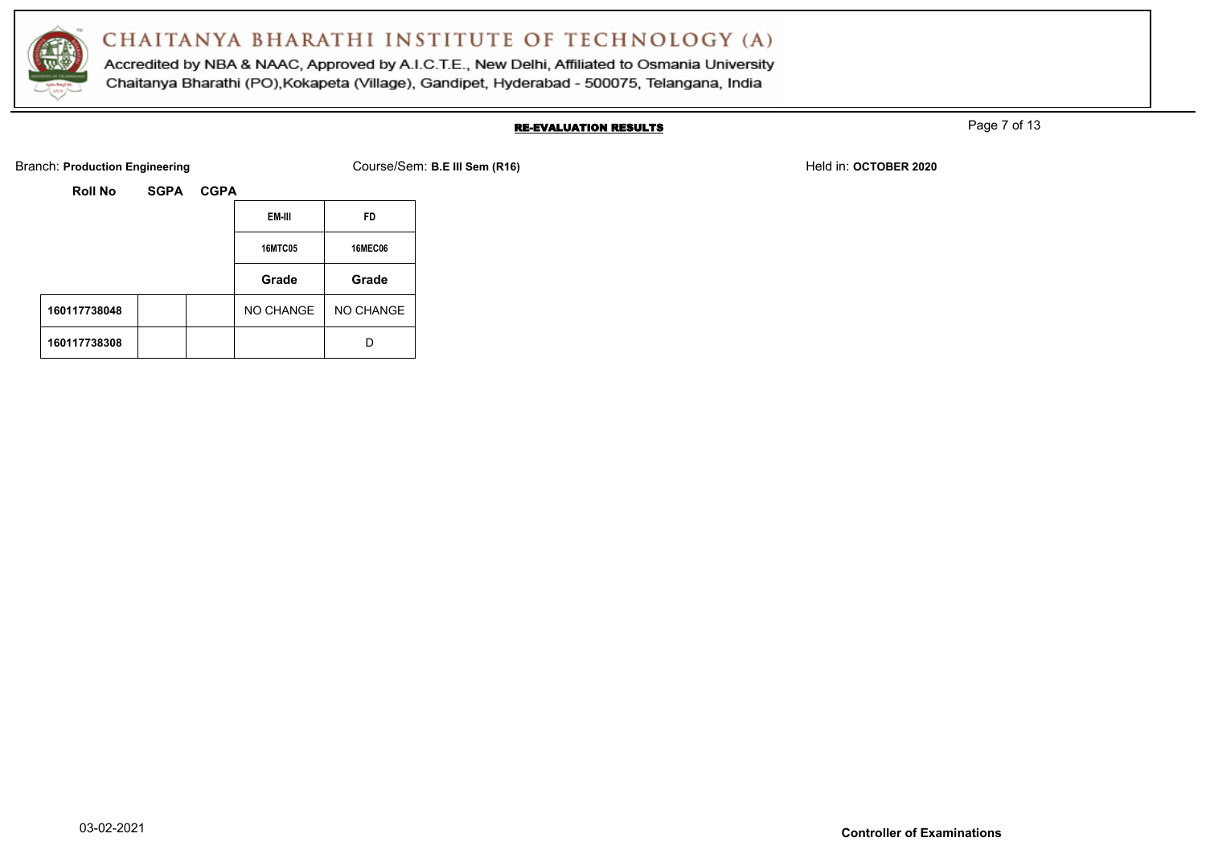# CHAITANYA BHARATHI INSTITUTE OF TECHNOLOGY (A)

Accredited by NBA & NAAC, Approved by A.I.C.T.E., New Delhi, Affiliated to Osmania University
Chaitanya Bharathi (PO),Kokapeta (Village), Gandipet, Hyderabad - 500075, Telangana, India

**RE-EVALUATION RESULTS**

Branch: **Production Engineering** Course/Sem: **B.E III Sem (R16)** Held in: **OCTOBER 2020**

| Roll No | SGPA | CGPA | EM-III | FD |
|---|---|---|---|---|
| | | | 16MTC05 | 16MEC06 |
| | | | Grade | Grade |
| 160117738048 | | | NO CHANGE | NO CHANGE |
| 160117738308 | | | | D |

03-02-2021

**Controller of Examinations**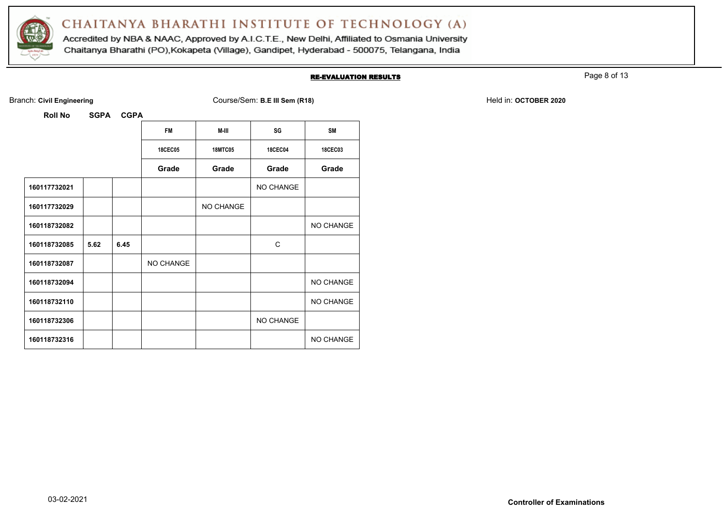# CHAITANYA BHARATHI INSTITUTE OF TECHNOLOGY (A)

Accredited by NBA & NAAC, Approved by A.I.C.T.E., New Delhi, Affiliated to Osmania University

Chaitanya Bharathi (PO),Kokapeta (Village), Gandipet, Hyderabad - 500075, Telangana, India

## RE-EVALUATION RESULTS

Branch: **Civil Engineering** Course/Sem: **B.E III Sem (R18)** Held in: **OCTOBER 2020**

| Roll No | SGPA | CGPA | FM | M-III | SG | SM |
|---|---|---|---|---|---|---|
| | | | 18CEC05 | 18MTC05 | 18CEC04 | 18CEC03 |
| | | | Grade | Grade | Grade | Grade |
| 160117732021 | | | | | NO CHANGE | |
| 160117732029 | | | | NO CHANGE | | |
| 160118732082 | | | | | | NO CHANGE |
| 160118732085 | 5.62 | 6.45 | | | C | |
| 160118732087 | | | NO CHANGE | | | |
| 160118732094 | | | | | | NO CHANGE |
| 160118732110 | | | | | | NO CHANGE |
| 160118732306 | | | | | NO CHANGE | |
| 160118732316 | | | | | | NO CHANGE |

03-02-2021

**Controller of Examinations**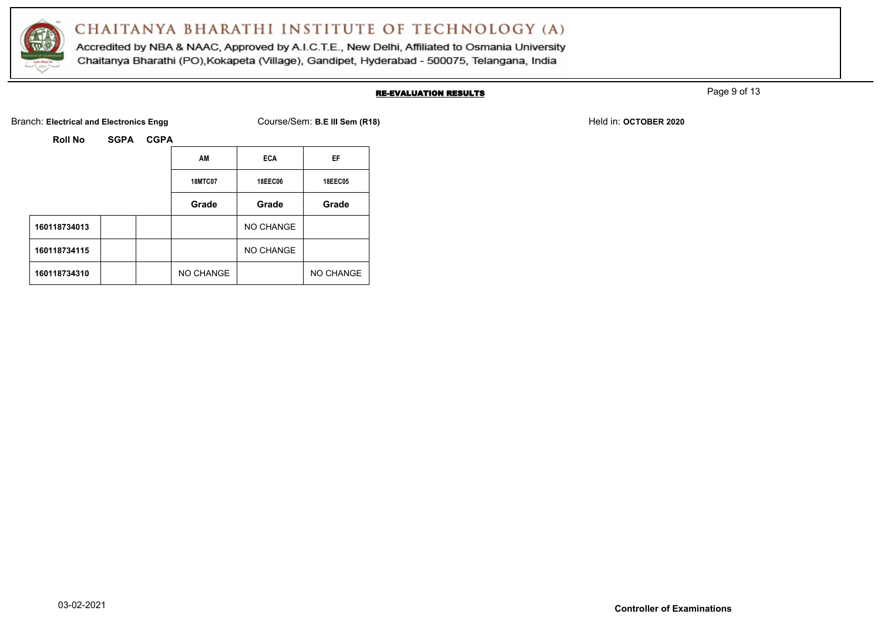# CHAITANYA BHARATHI INSTITUTE OF TECHNOLOGY (A)

Accredited by NBA & NAAC, Approved by A.I.C.T.E., New Delhi, Affiliated to Osmania University
Chaitanya Bharathi (PO),Kokapeta (Village), Gandipet, Hyderabad - 500075, Telangana, India

## RE-EVALUATION RESULTS

Branch: **Electrical and Electronics Engg** Course/Sem: **B.E III Sem (R18)** Held in: **OCTOBER 2020**

| Roll No | SGPA | CGPA | AM | ECA | EF |
|---|---|---|---|---|---|
| | | | 18MTC07 | 18EEC06 | 18EEC05 |
| | | | Grade | Grade | Grade |
| 160118734013 | | | | NO CHANGE | |
| 160118734115 | | | | NO CHANGE | |
| 160118734310 | | | NO CHANGE | | NO CHANGE |

03-02-2021

**Controller of Examinations**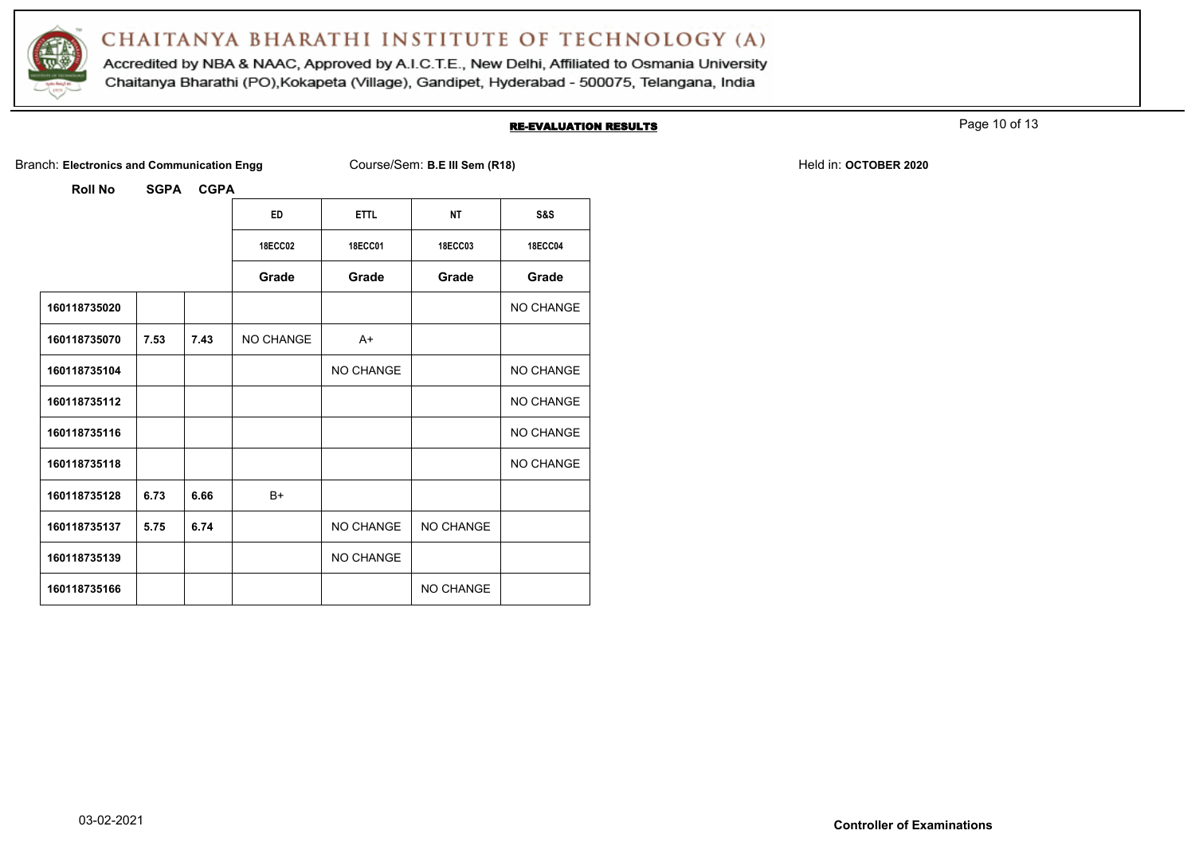# CHAITANYA BHARATHI INSTITUTE OF TECHNOLOGY (A)

Accredited by NBA & NAAC, Approved by A.I.C.T.E., New Delhi, Affiliated to Osmania University
Chaitanya Bharathi (PO),Kokapeta (Village), Gandipet, Hyderabad - 500075, Telangana, India

**RE-EVALUATION RESULTS**

Branch: **Electronics and Communication Engg** Course/Sem: **B.E III Sem (R18)** Held in: **OCTOBER 2020**

| Roll No | SGPA | CGPA | ED | ETTL | NT | S&S |
|---|---|---|---|---|---|---|
| | | | 18ECC02 | 18ECC01 | 18ECC03 | 18ECC04 |
| | | | Grade | Grade | Grade | Grade |
| 160118735020 | | | | | | NO CHANGE |
| 160118735070 | 7.53 | 7.43 | NO CHANGE | A+ | | |
| 160118735104 | | | | NO CHANGE | | NO CHANGE |
| 160118735112 | | | | | | NO CHANGE |
| 160118735116 | | | | | | NO CHANGE |
| 160118735118 | | | | | | NO CHANGE |
| 160118735128 | 6.73 | 6.66 | B+ | | | |
| 160118735137 | 5.75 | 6.74 | | NO CHANGE | NO CHANGE | |
| 160118735139 | | | | NO CHANGE | | |
| 160118735166 | | | | | NO CHANGE | |

03-02-2021

**Controller of Examinations**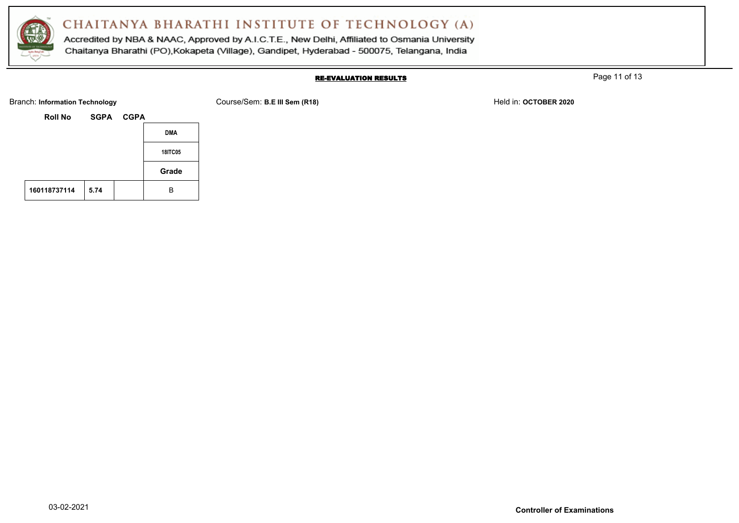# CHAITANYA BHARATHI INSTITUTE OF TECHNOLOGY (A)

Accredited by NBA & NAAC, Approved by A.I.C.T.E., New Delhi, Affiliated to Osmania University
Chaitanya Bharathi (PO),Kokapeta (Village), Gandipet, Hyderabad - 500075, Telangana, India

## RE-EVALUATION RESULTS

Branch: **Information Technology** Course/Sem: **B.E III Sem (R18)** Held in: **OCTOBER 2020**

| Roll No | SGPA | CGPA | DMA |
|---|---|---|---|
| | | | 18ITC05 |
| | | | Grade |
| 160118737114 | 5.74 | | B |

03-02-2021

**Controller of Examinations**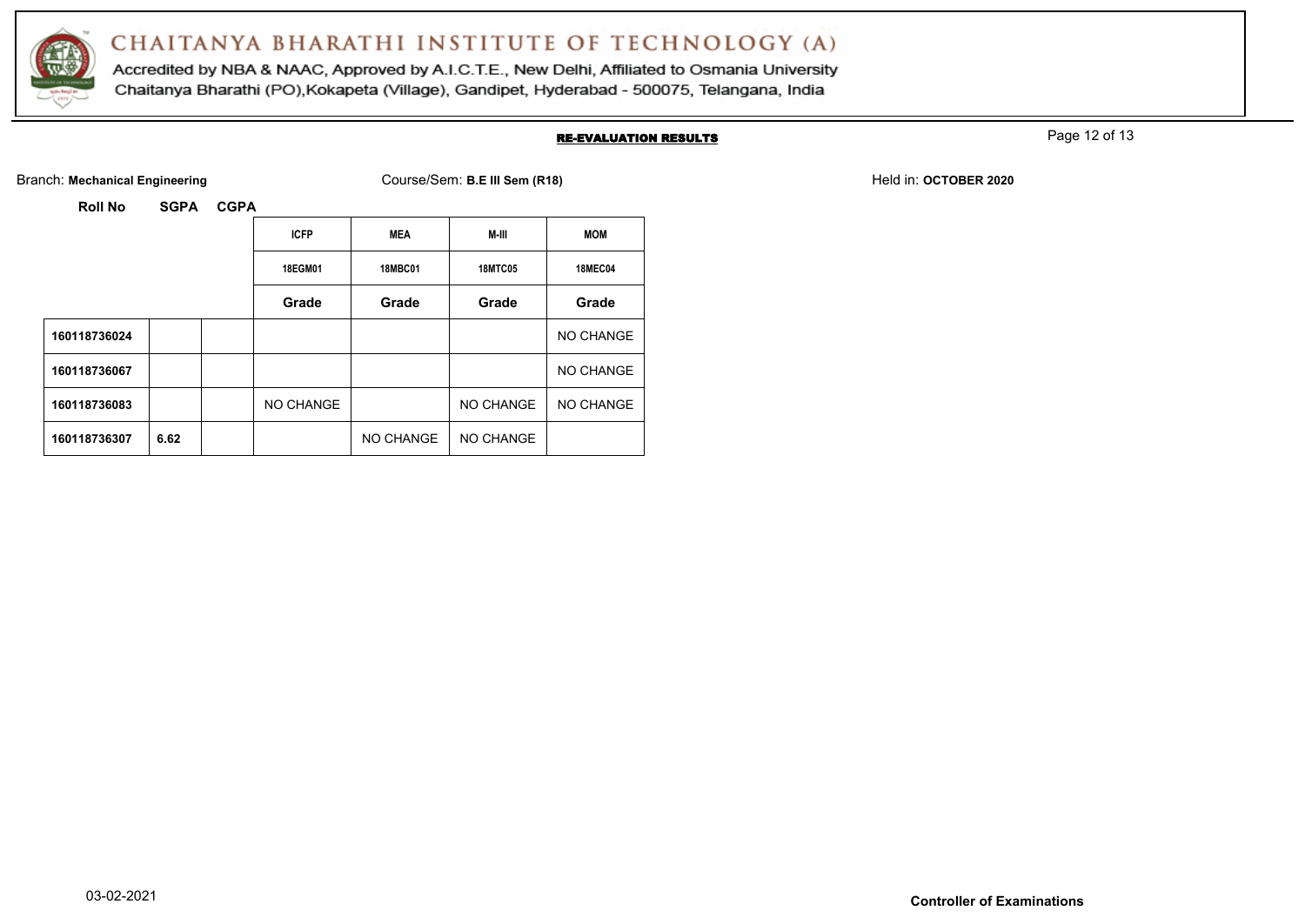# CHAITANYA BHARATHI INSTITUTE OF TECHNOLOGY (A)

Accredited by NBA & NAAC, Approved by A.I.C.T.E., New Delhi, Affiliated to Osmania University
Chaitanya Bharathi (PO),Kokapeta (Village), Gandipet, Hyderabad - 500075, Telangana, India

## RE-EVALUATION RESULTS

Branch: **Mechanical Engineering** Course/Sem: **B.E III Sem (R18)** Held in: **OCTOBER 2020**

| Roll No | SGPA | CGPA | ICFP | MEA | M-III | MOM |
|---|---|---|---|---|---|---|
| | | | 18EGM01 | 18MBC01 | 18MTC05 | 18MEC04 |
| | | | Grade | Grade | Grade | Grade |
| 160118736024 | | | | | | NO CHANGE |
| 160118736067 | | | | | | NO CHANGE |
| 160118736083 | | | NO CHANGE | | NO CHANGE | NO CHANGE |
| 160118736307 | 6.62 | | | NO CHANGE | NO CHANGE | |

03-02-2021

**Controller of Examinations**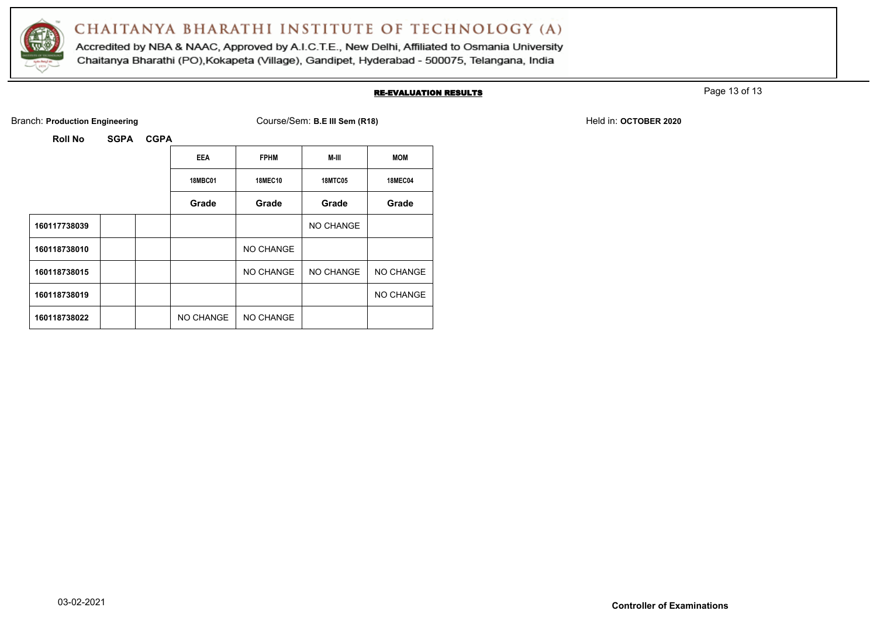# CHAITANYA BHARATHI INSTITUTE OF TECHNOLOGY (A)

Accredited by NBA & NAAC, Approved by A.I.C.T.E., New Delhi, Affiliated to Osmania University
Chaitanya Bharathi (PO),Kokapeta (Village), Gandipet, Hyderabad - 500075, Telangana, India

## RE-EVALUATION RESULTS

Branch: **Production Engineering** Course/Sem: **B.E III Sem (R18)** Held in: **OCTOBER 2020**

| Roll No | SGPA | CGPA | EEA | FPHM | M-III | MOM |
|---|---|---|---|---|---|---|
| | | | 18MBC01 | 18MEC10 | 18MTC05 | 18MEC04 |
| | | | Grade | Grade | Grade | Grade |
| 160117738039 | | | | | NO CHANGE | |
| 160118738010 | | | | NO CHANGE | | |
| 160118738015 | | | | NO CHANGE | NO CHANGE | NO CHANGE |
| 160118738019 | | | | | | NO CHANGE |
| 160118738022 | | | NO CHANGE | NO CHANGE | | |

03-02-2021

**Controller of Examinations**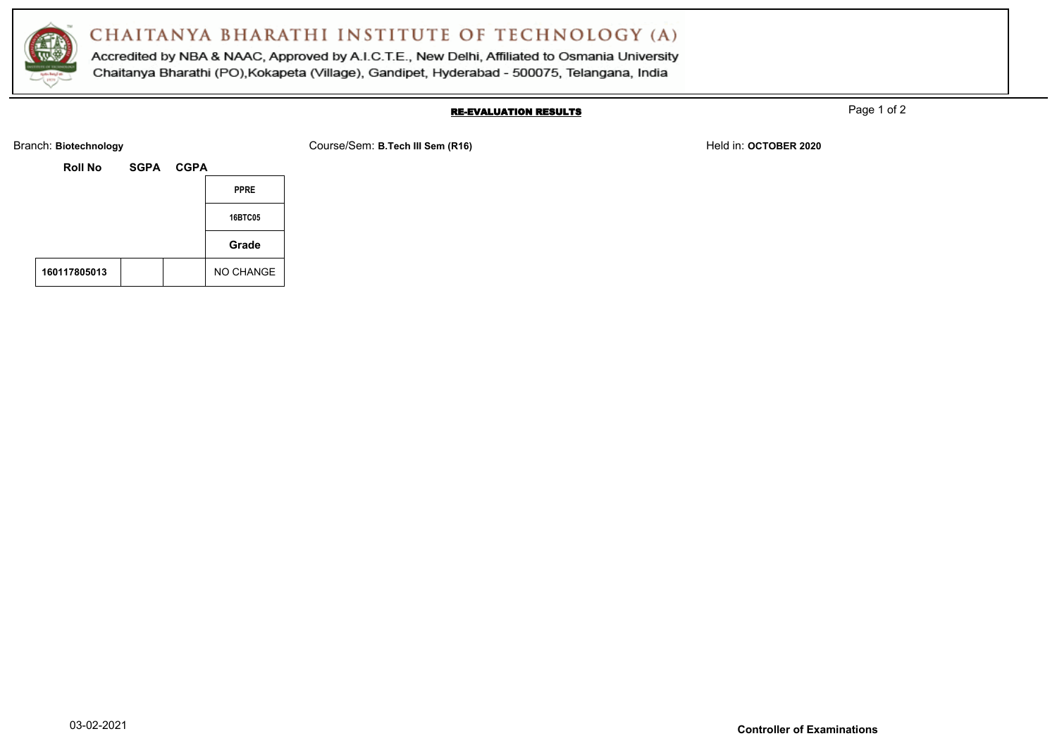# CHAITANYA BHARATHI INSTITUTE OF TECHNOLOGY (A)

Accredited by NBA & NAAC, Approved by A.I.C.T.E., New Delhi, Affiliated to Osmania University
Chaitanya Bharathi (PO),Kokapeta (Village), Gandipet, Hyderabad - 500075, Telangana, India

## RE-EVALUATION RESULTS

Branch: **Biotechnology**

Course/Sem: **B.Tech III Sem (R16)**

Held in: **OCTOBER 2020**

| Roll No | SGPA | CGPA | PPRE |
|---|---|---|---|
| | | | 16BTC05 |
| | | | Grade |
| 160117805013 | | | NO CHANGE |

03-02-2021

**Controller of Examinations**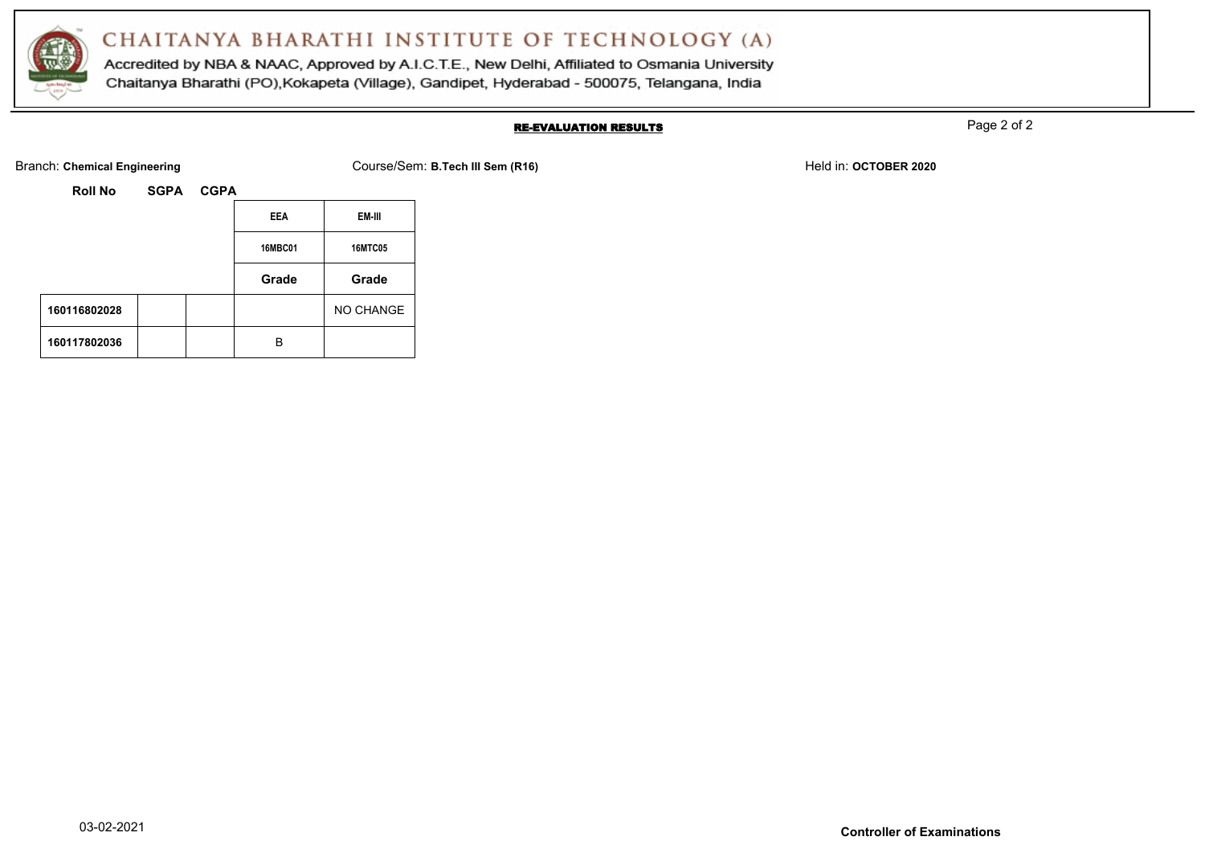# CHAITANYA BHARATHI INSTITUTE OF TECHNOLOGY (A)

Accredited by NBA & NAAC, Approved by A.I.C.T.E., New Delhi, Affiliated to Osmania University
Chaitanya Bharathi (PO),Kokapeta (Village), Gandipet, Hyderabad - 500075, Telangana, India

## RE-EVALUATION RESULTS

Branch: **Chemical Engineering** Course/Sem: **B.Tech III Sem (R16)** Held in: **OCTOBER 2020**

| Roll No | SGPA | CGPA | EEA | EM-III |
|---|---|---|---|---|
| | | | 16MBC01 | 16MTC05 |
| | | | Grade | Grade |
| 160116802028 | | | | NO CHANGE |
| 160117802036 | | | B | |

03-02-2021

**Controller of Examinations**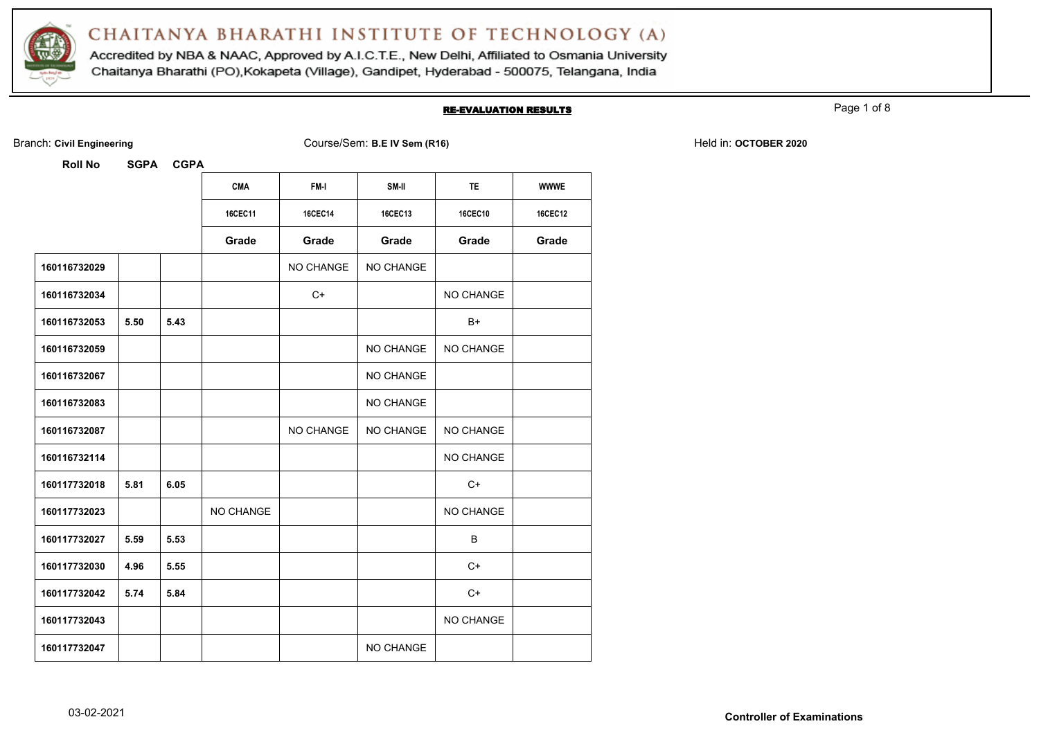# CHAITANYA BHARATHI INSTITUTE OF TECHNOLOGY (A)

Accredited by NBA & NAAC, Approved by A.I.C.T.E., New Delhi, Affiliated to Osmania University
Chaitanya Bharathi (PO),Kokapeta (Village), Gandipet, Hyderabad - 500075, Telangana, India

## RE-EVALUATION RESULTS

Branch: **Civil Engineering** | Course/Sem: **B.E IV Sem (R16)** | Held in: **OCTOBER 2020**

| Roll No | SGPA | CGPA | CMA | FM-I | SM-II | TE | WWWE |
|---|---|---|---|---|---|---|---|
| | | | 16CEC11 | 16CEC14 | 16CEC13 | 16CEC10 | 16CEC12 |
| | | | Grade | Grade | Grade | Grade | Grade |
| 160116732029 | | | | NO CHANGE | NO CHANGE | | |
| 160116732034 | | | | C+ | | NO CHANGE | |
| 160116732053 | 5.50 | 5.43 | | | | B+ | |
| 160116732059 | | | | | NO CHANGE | NO CHANGE | |
| 160116732067 | | | | | NO CHANGE | | |
| 160116732083 | | | | | NO CHANGE | | |
| 160116732087 | | | | NO CHANGE | NO CHANGE | NO CHANGE | |
| 160116732114 | | | | | | NO CHANGE | |
| 160117732018 | 5.81 | 6.05 | | | | C+ | |
| 160117732023 | | | NO CHANGE | | | NO CHANGE | |
| 160117732027 | 5.59 | 5.53 | | | | B | |
| 160117732030 | 4.96 | 5.55 | | | | C+ | |
| 160117732042 | 5.74 | 5.84 | | | | C+ | |
| 160117732043 | | | | | | NO CHANGE | |
| 160117732047 | | | | | NO CHANGE | | |

03-02-2021

**Controller of Examinations**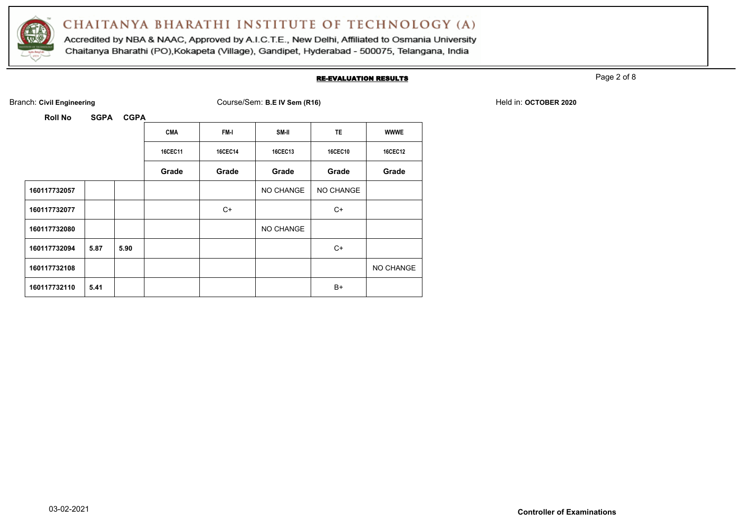# CHAITANYA BHARATHI INSTITUTE OF TECHNOLOGY (A)

Accredited by NBA & NAAC, Approved by A.I.C.T.E., New Delhi, Affiliated to Osmania University
Chaitanya Bharathi (PO),Kokapeta (Village), Gandipet, Hyderabad - 500075, Telangana, India

## RE-EVALUATION RESULTS

Branch: **Civil Engineering** Course/Sem: **B.E IV Sem (R16)** Held in: **OCTOBER 2020**

| Roll No | SGPA | CGPA | CMA | FM-I | SM-II | TE | WWWE |
|---|---|---|---|---|---|---|---|
| | | | 16CEC11 | 16CEC14 | 16CEC13 | 16CEC10 | 16CEC12 |
| | | | Grade | Grade | Grade | Grade | Grade |
| 160117732057 | | | | | NO CHANGE | NO CHANGE | |
| 160117732077 | | | | C+ | | C+ | |
| 160117732080 | | | | | NO CHANGE | | |
| 160117732094 | 5.87 | 5.90 | | | | C+ | |
| 160117732108 | | | | | | | NO CHANGE |
| 160117732110 | 5.41 | | | | | B+ | |

03-02-2021

**Controller of Examinations**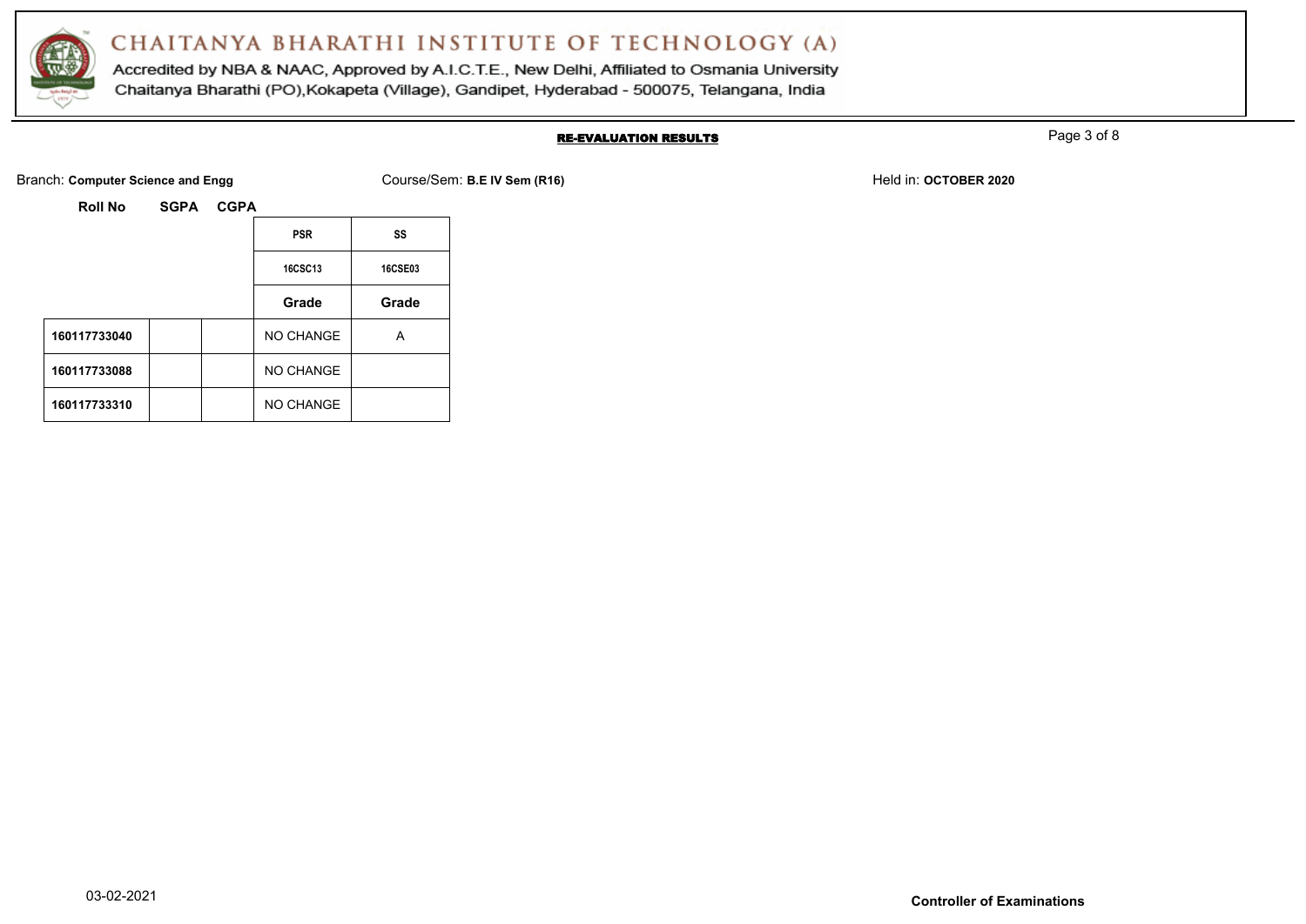# CHAITANYA BHARATHI INSTITUTE OF TECHNOLOGY (A)

Accredited by NBA & NAAC, Approved by A.I.C.T.E., New Delhi, Affiliated to Osmania University

Chaitanya Bharathi (PO),Kokapeta (Village), Gandipet, Hyderabad - 500075, Telangana, India

## RE-EVALUATION RESULTS

Branch: **Computer Science and Engg** Course/Sem: **B.E IV Sem (R16)** Held in: **OCTOBER 2020**

| Roll No | SGPA | CGPA | PSR | SS |
|---|---|---|---|---|
| | | | 16CSC13 | 16CSE03 |
| | | | Grade | Grade |
| 160117733040 | | | NO CHANGE | A |
| 160117733088 | | | NO CHANGE | |
| 160117733310 | | | NO CHANGE | |

03-02-2021

**Controller of Examinations**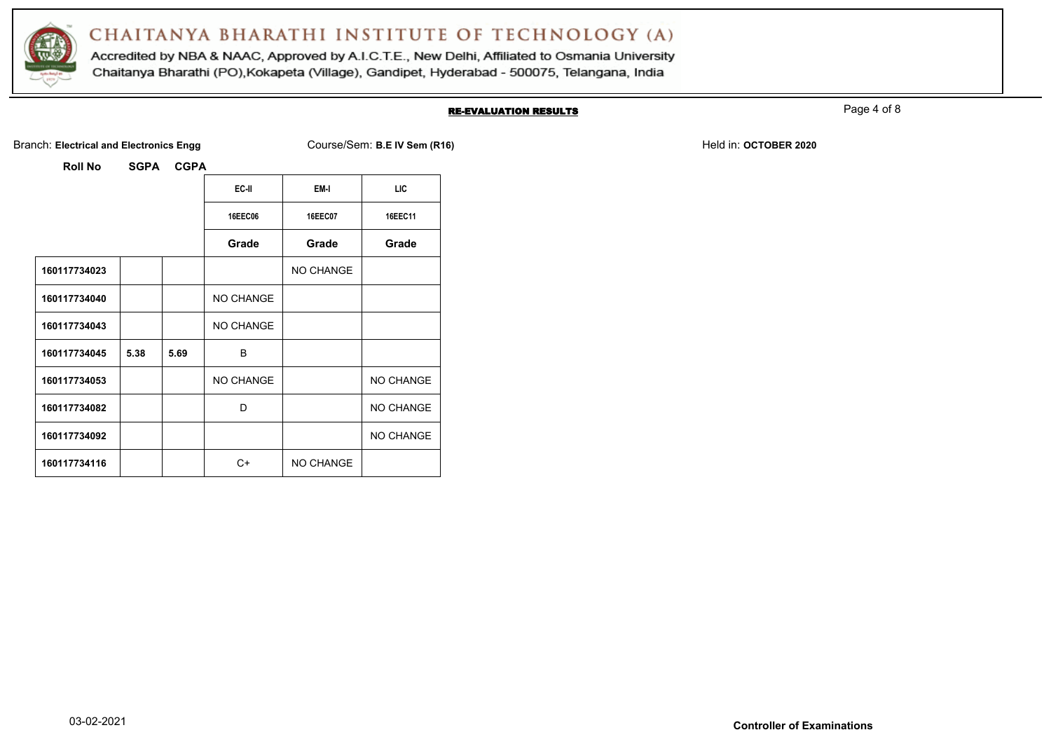# CHAITANYA BHARATHI INSTITUTE OF TECHNOLOGY (A)

Accredited by NBA & NAAC, Approved by A.I.C.T.E., New Delhi, Affiliated to Osmania University
Chaitanya Bharathi (PO),Kokapeta (Village), Gandipet, Hyderabad - 500075, Telangana, India

## RE-EVALUATION RESULTS

Branch: **Electrical and Electronics Engg** Course/Sem: **B.E IV Sem (R16)** Held in: **OCTOBER 2020**

| Roll No | SGPA | CGPA | EC-II | EM-I | LIC |
|---|---|---|---|---|---|
| | | | 16EEC06 | 16EEC07 | 16EEC11 |
| | | | **Grade** | **Grade** | **Grade** |
| **160117734023** | | | | NO CHANGE | |
| **160117734040** | | | NO CHANGE | | |
| **160117734043** | | | NO CHANGE | | |
| **160117734045** | **5.38** | **5.69** | B | | |
| **160117734053** | | | NO CHANGE | | NO CHANGE |
| **160117734082** | | | D | | NO CHANGE |
| **160117734092** | | | | | NO CHANGE |
| **160117734116** | | | C+ | NO CHANGE | |

03-02-2021 **Controller of Examinations**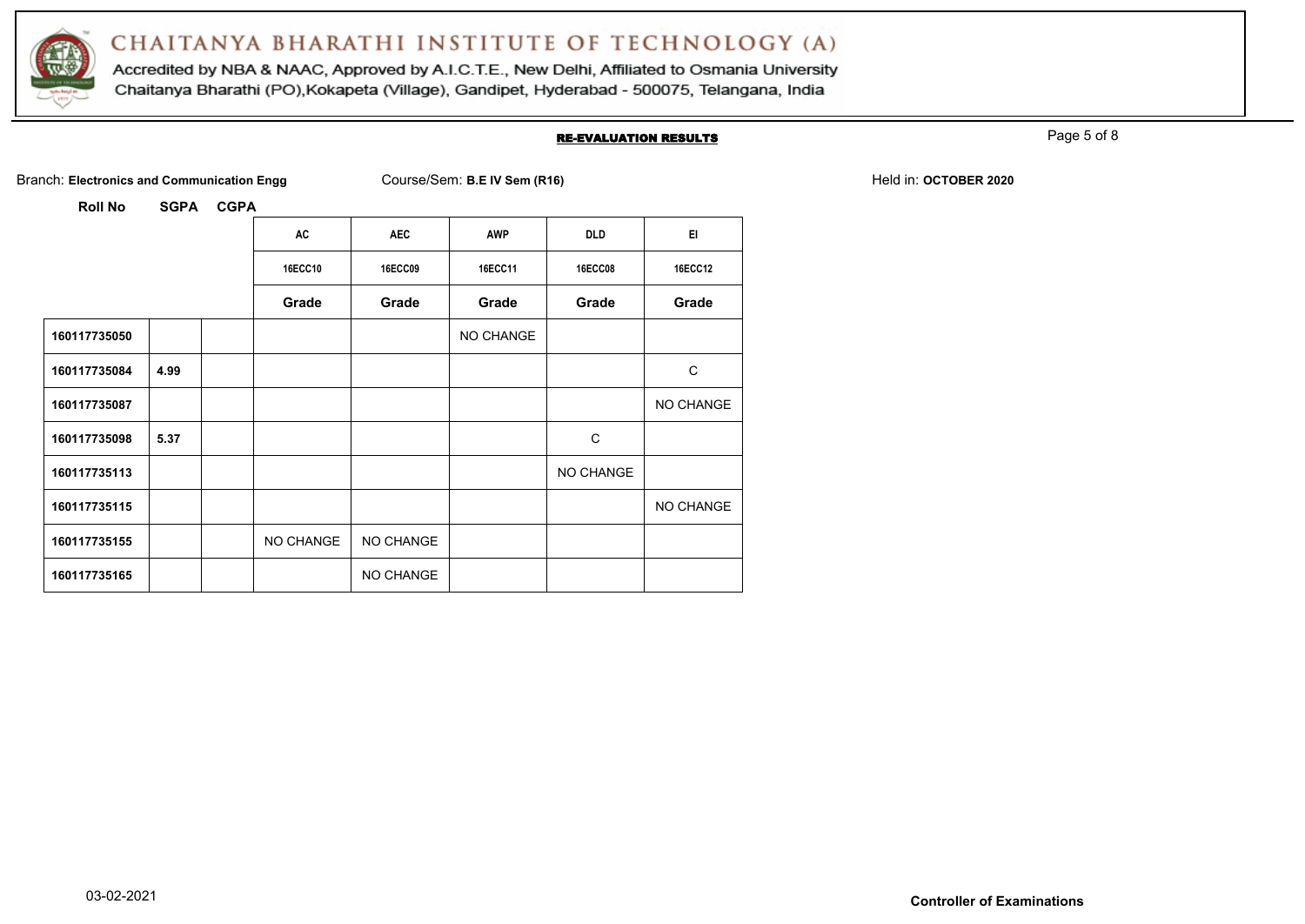# CHAITANYA BHARATHI INSTITUTE OF TECHNOLOGY (A)

Accredited by NBA & NAAC, Approved by A.I.C.T.E., New Delhi, Affiliated to Osmania University

Chaitanya Bharathi (PO),Kokapeta (Village), Gandipet, Hyderabad - 500075, Telangana, India

## RE-EVALUATION RESULTS

Branch: **Electronics and Communication Engg** Course/Sem: **B.E IV Sem (R16)** Held in: **OCTOBER 2020**

| Roll No | SGPA | CGPA | AC | AEC | AWP | DLD | EI |
|---|---|---|---|---|---|---|---|
| | | | 16ECC10 | 16ECC09 | 16ECC11 | 16ECC08 | 16ECC12 |
| | | | Grade | Grade | Grade | Grade | Grade |
| 160117735050 | | | | | NO CHANGE | | |
| 160117735084 | 4.99 | | | | | | C |
| 160117735087 | | | | | | | NO CHANGE |
| 160117735098 | 5.37 | | | | | C | |
| 160117735113 | | | | | | NO CHANGE | |
| 160117735115 | | | | | | | NO CHANGE |
| 160117735155 | | | NO CHANGE | NO CHANGE | | | |
| 160117735165 | | | | NO CHANGE | | | |

03-02-2021

**Controller of Examinations**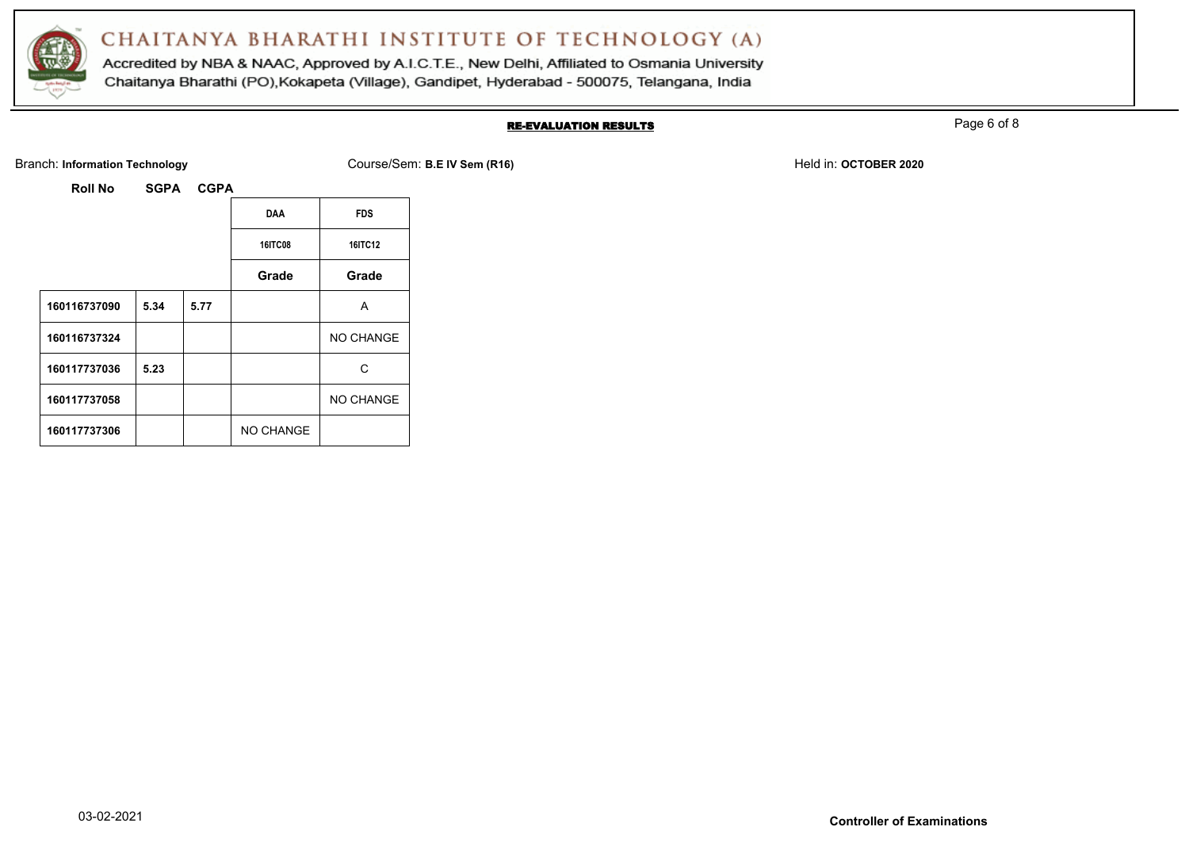# CHAITANYA BHARATHI INSTITUTE OF TECHNOLOGY (A)

Accredited by NBA & NAAC, Approved by A.I.C.T.E., New Delhi, Affiliated to Osmania University
Chaitanya Bharathi (PO),Kokapeta (Village), Gandipet, Hyderabad - 500075, Telangana, India

## RE-EVALUATION RESULTS

Branch: **Information Technology** Course/Sem: **B.E IV Sem (R16)** Held in: **OCTOBER 2020**

| Roll No | SGPA | CGPA | DAA | FDS |
|---|---|---|---|---|
| | | | 16ITC08 | 16ITC12 |
| | | | Grade | Grade |
| 160116737090 | 5.34 | 5.77 | | A |
| 160116737324 | | | | NO CHANGE |
| 160117737036 | 5.23 | | | C |
| 160117737058 | | | | NO CHANGE |
| 160117737306 | | | NO CHANGE | |

03-02-2021

**Controller of Examinations**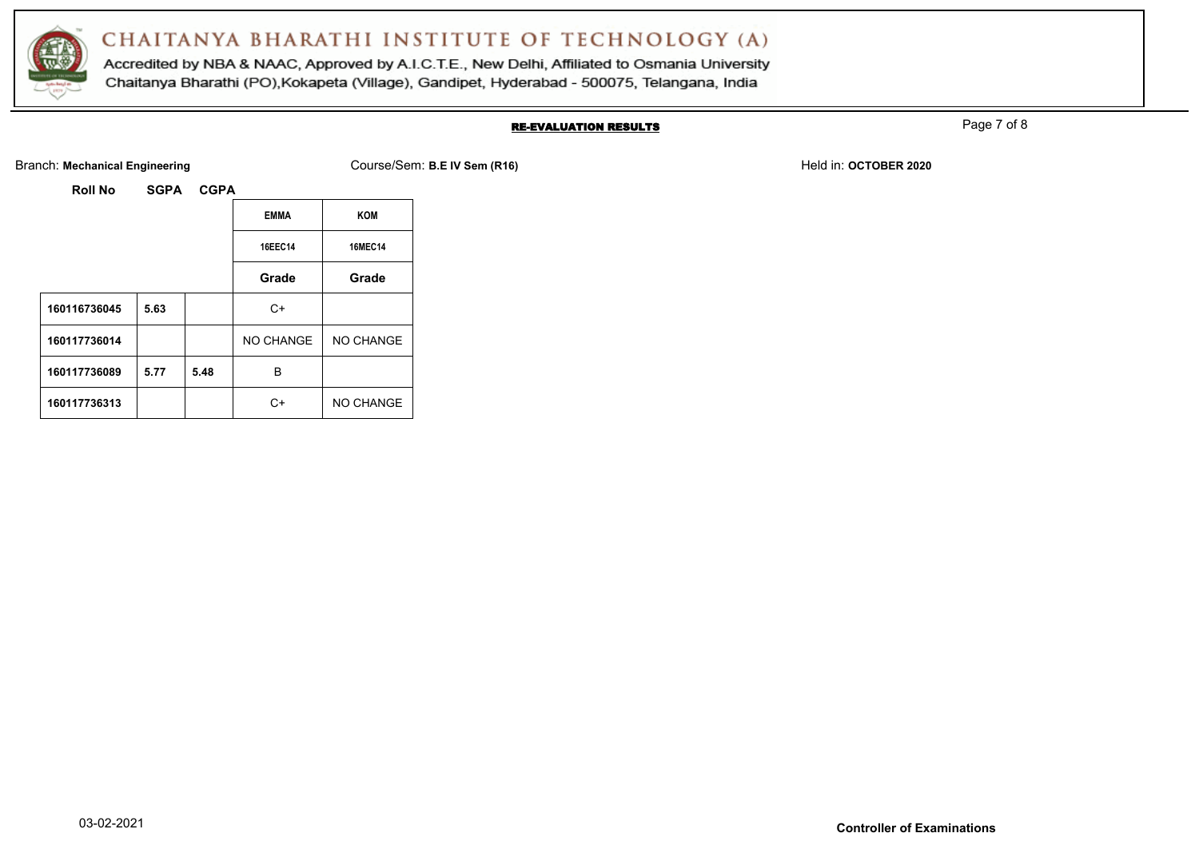# CHAITANYA BHARATHI INSTITUTE OF TECHNOLOGY (A)

Accredited by NBA & NAAC, Approved by A.I.C.T.E., New Delhi, Affiliated to Osmania University
Chaitanya Bharathi (PO),Kokapeta (Village), Gandipet, Hyderabad - 500075, Telangana, India

## RE-EVALUATION RESULTS

Branch: **Mechanical Engineering** Course/Sem: **B.E IV Sem (R16)** Held in: **OCTOBER 2020**

| Roll No | SGPA | CGPA | EMMA | KOM |
|---|---|---|---|---|
| | | | 16EEC14 | 16MEC14 |
| | | | Grade | Grade |
| 160116736045 | 5.63 | | C+ | |
| 160117736014 | | | NO CHANGE | NO CHANGE |
| 160117736089 | 5.77 | 5.48 | B | |
| 160117736313 | | | C+ | NO CHANGE |

03-02-2021

**Controller of Examinations**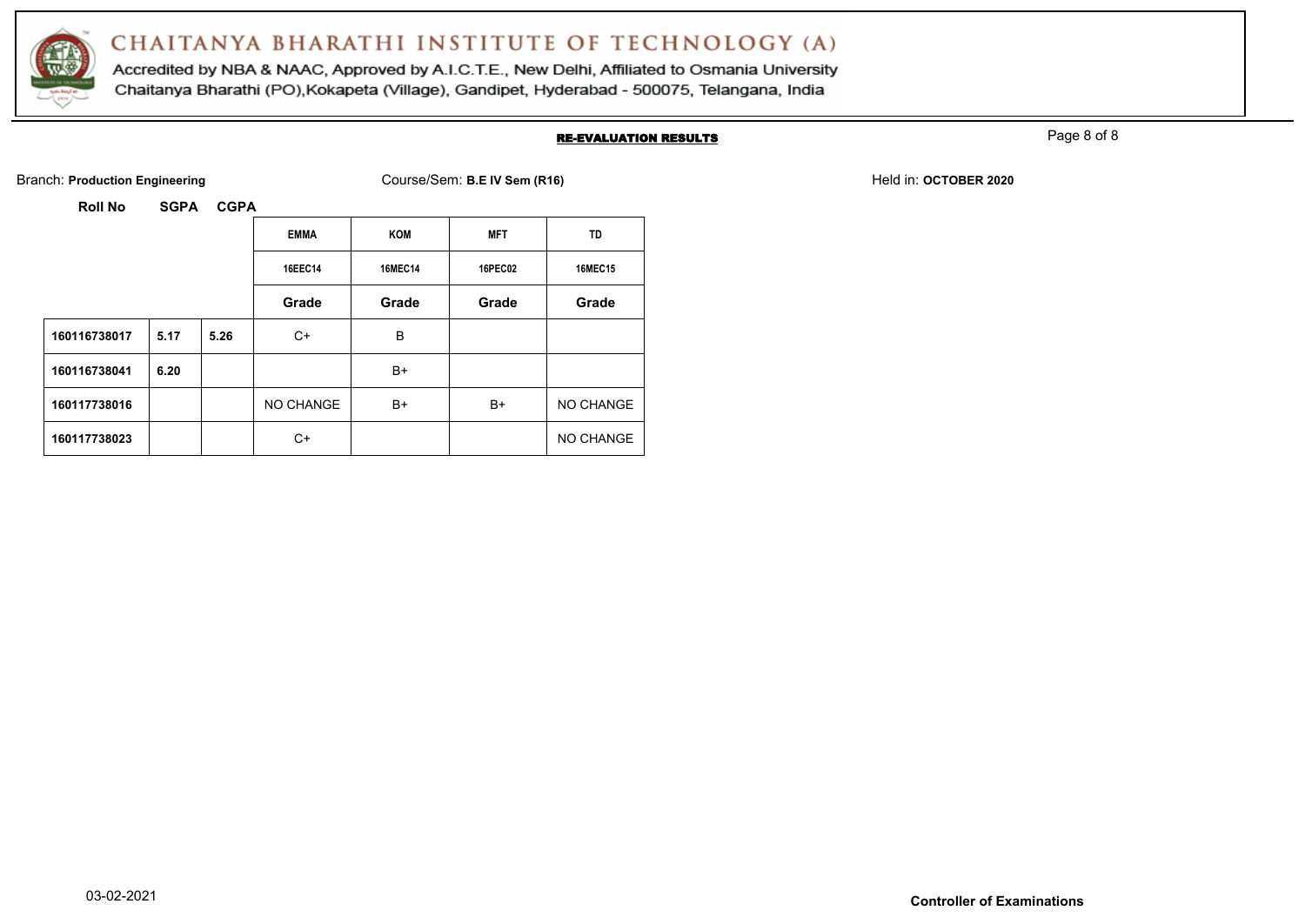# CHAITANYA BHARATHI INSTITUTE OF TECHNOLOGY (A)

Accredited by NBA & NAAC, Approved by A.I.C.T.E., New Delhi, Affiliated to Osmania University
Chaitanya Bharathi (PO),Kokapeta (Village), Gandipet, Hyderabad - 500075, Telangana, India

## RE-EVALUATION RESULTS

Branch: **Production Engineering** Course/Sem: **B.E IV Sem (R16)** Held in: **OCTOBER 2020**

| Roll No | SGPA | CGPA | EMMA | KOM | MFT | TD |
|---|---|---|---|---|---|---|
| | | | 16EEC14 | 16MEC14 | 16PEC02 | 16MEC15 |
| | | | Grade | Grade | Grade | Grade |
| 160116738017 | 5.17 | 5.26 | C+ | B | | |
| 160116738041 | 6.20 | | | B+ | | |
| 160117738016 | | | NO CHANGE | B+ | B+ | NO CHANGE |
| 160117738023 | | | C+ | | | NO CHANGE |

03-02-2021

**Controller of Examinations**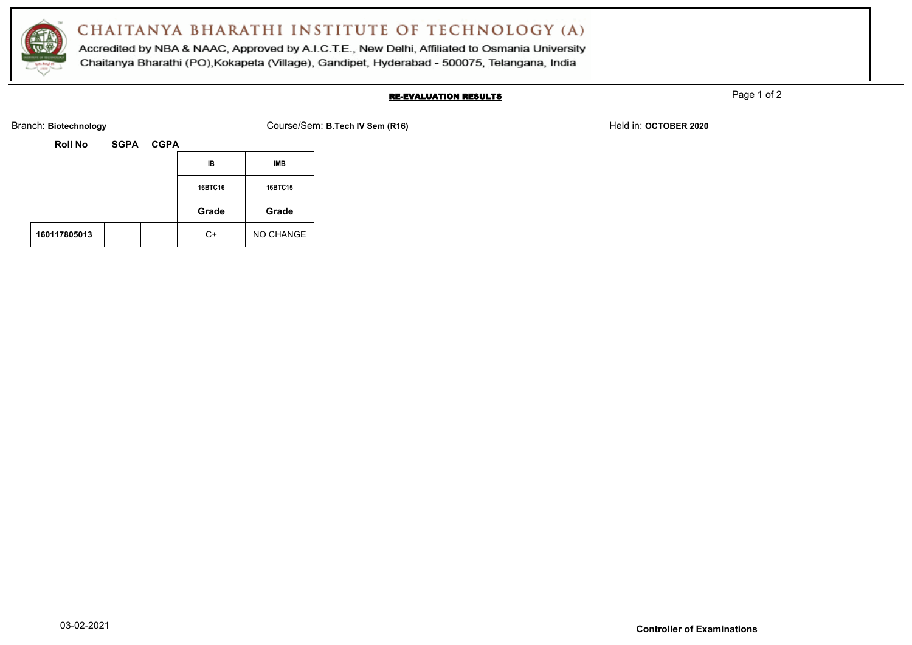# CHAITANYA BHARATHI INSTITUTE OF TECHNOLOGY (A)

Accredited by NBA & NAAC, Approved by A.I.C.T.E., New Delhi, Affiliated to Osmania University

Chaitanya Bharathi (PO),Kokapeta (Village), Gandipet, Hyderabad - 500075, Telangana, India

**RE-EVALUATION RESULTS**

Branch: **Biotechnology** Course/Sem: **B.Tech IV Sem (R16)** Held in: **OCTOBER 2020**

| Roll No | SGPA | CGPA | IB | IMB |
|---|---|---|---|---|
| | | | 16BTC16 | 16BTC15 |
| | | | Grade | Grade |
| 160117805013 | | | C+ | NO CHANGE |

03-02-2021

**Controller of Examinations**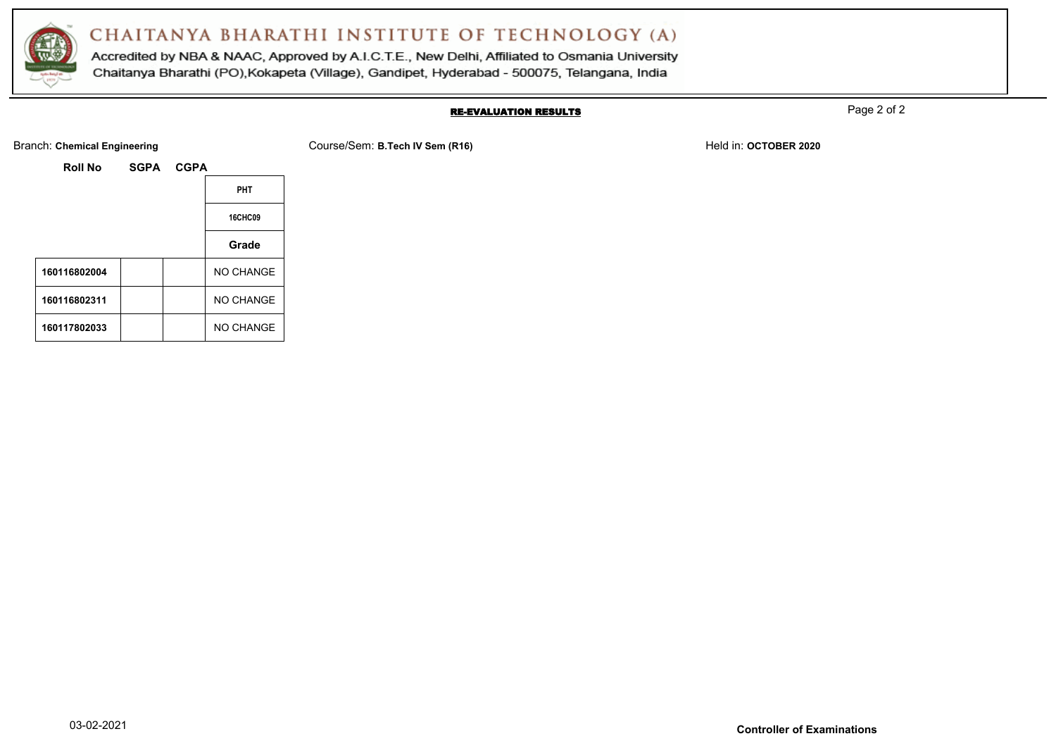# CHAITANYA BHARATHI INSTITUTE OF TECHNOLOGY (A)

Accredited by NBA & NAAC, Approved by A.I.C.T.E., New Delhi, Affiliated to Osmania University
Chaitanya Bharathi (PO),Kokapeta (Village), Gandipet, Hyderabad - 500075, Telangana, India

## RE-EVALUATION RESULTS

Branch: **Chemical Engineering** Course/Sem: **B.Tech IV Sem (R16)** Held in: **OCTOBER 2020**

| Roll No | SGPA | CGPA | PHT |
|---|---|---|---|
| | | | 16CHC09 |
| | | | Grade |
| 160116802004 | | | NO CHANGE |
| 160116802311 | | | NO CHANGE |
| 160117802033 | | | NO CHANGE |

03-02-2021

**Controller of Examinations**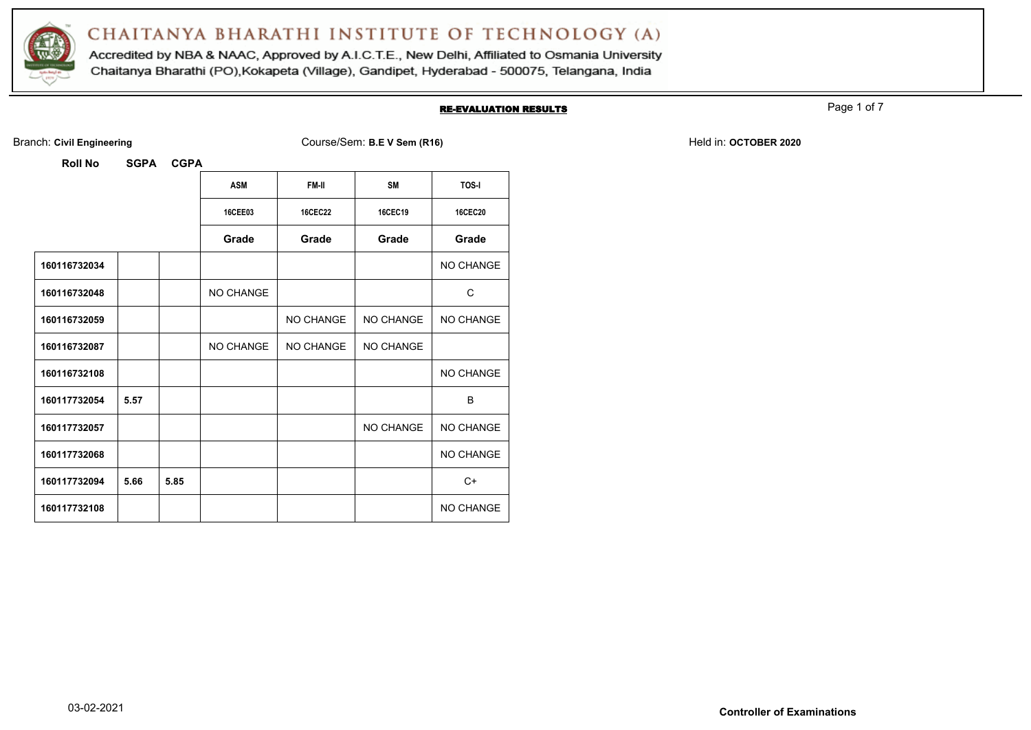# CHAITANYA BHARATHI INSTITUTE OF TECHNOLOGY (A)

Accredited by NBA & NAAC, Approved by A.I.C.T.E., New Delhi, Affiliated to Osmania University
Chaitanya Bharathi (PO),Kokapeta (Village), Gandipet, Hyderabad - 500075, Telangana, India

## RE-EVALUATION RESULTS

Branch: **Civil Engineering** Course/Sem: **B.E V Sem (R16)** Held in: **OCTOBER 2020**

| Roll No | SGPA | CGPA | ASM | FM-II | SM | TOS-I |
|---|---|---|---|---|---|---|
| | | | 16CEE03 | 16CEC22 | 16CEC19 | 16CEC20 |
| | | | Grade | Grade | Grade | Grade |
| 160116732034 | | | | | | NO CHANGE |
| 160116732048 | | | NO CHANGE | | | C |
| 160116732059 | | | | NO CHANGE | NO CHANGE | NO CHANGE |
| 160116732087 | | | NO CHANGE | NO CHANGE | NO CHANGE | |
| 160116732108 | | | | | | NO CHANGE |
| 160117732054 | 5.57 | | | | | B |
| 160117732057 | | | | | NO CHANGE | NO CHANGE |
| 160117732068 | | | | | | NO CHANGE |
| 160117732094 | 5.66 | 5.85 | | | | C+ |
| 160117732108 | | | | | | NO CHANGE |

03-02-2021

**Controller of Examinations**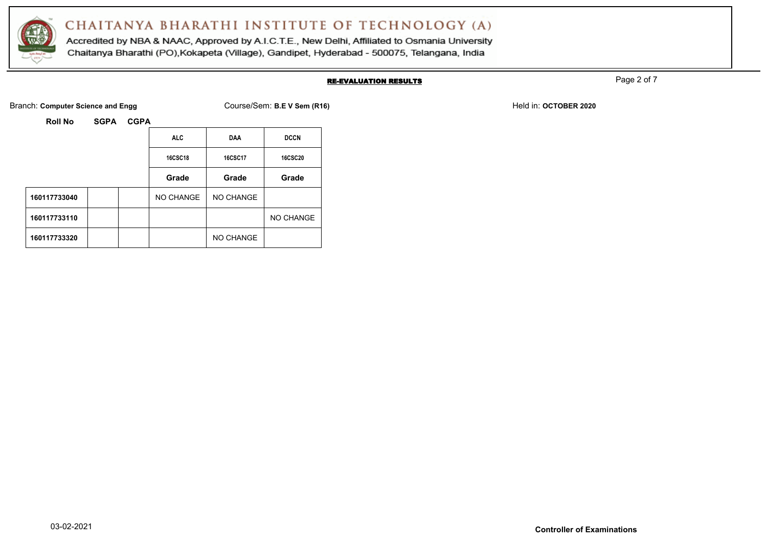# CHAITANYA BHARATHI INSTITUTE OF TECHNOLOGY (A)

Accredited by NBA & NAAC, Approved by A.I.C.T.E., New Delhi, Affiliated to Osmania University
Chaitanya Bharathi (PO),Kokapeta (Village), Gandipet, Hyderabad - 500075, Telangana, India

**RE-EVALUATION RESULTS**

Branch: **Computer Science and Engg** Course/Sem: **B.E V Sem (R16)** Held in: **OCTOBER 2020**

| Roll No | SGPA | CGPA | ALC | DAA | DCCN |
|---|---|---|---|---|---|
| | | | 16CSC18 | 16CSC17 | 16CSC20 |
| | | | Grade | Grade | Grade |
| 160117733040 | | | NO CHANGE | NO CHANGE | |
| 160117733110 | | | | | NO CHANGE |
| 160117733320 | | | | NO CHANGE | |

03-02-2021

**Controller of Examinations**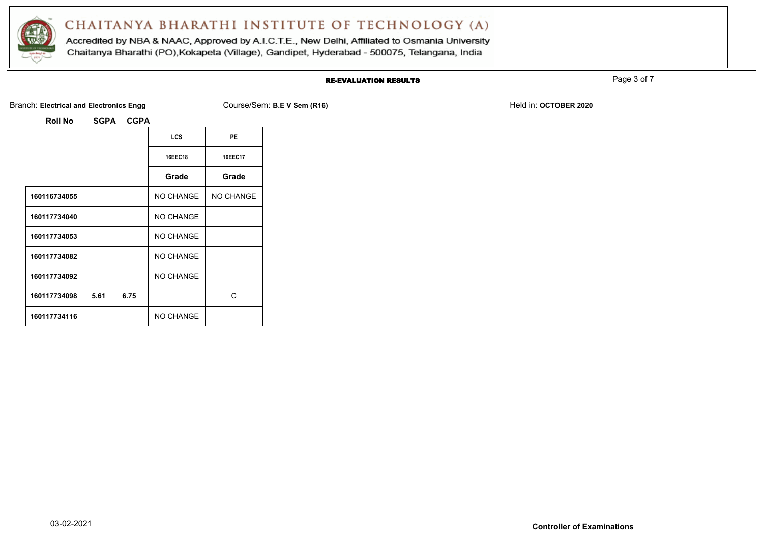# CHAITANYA BHARATHI INSTITUTE OF TECHNOLOGY (A)

Accredited by NBA & NAAC, Approved by A.I.C.T.E., New Delhi, Affiliated to Osmania University
Chaitanya Bharathi (PO),Kokapeta (Village), Gandipet, Hyderabad - 500075, Telangana, India

## RE-EVALUATION RESULTS

Branch: **Electrical and Electronics Engg** Course/Sem: **B.E V Sem (R16)** Held in: **OCTOBER 2020**

| Roll No | SGPA | CGPA | LCS | PE |
|---|---|---|---|---|
| | | | 16EEC18 | 16EEC17 |
| | | | Grade | Grade |
| 160116734055 | | | NO CHANGE | NO CHANGE |
| 160117734040 | | | NO CHANGE | |
| 160117734053 | | | NO CHANGE | |
| 160117734082 | | | NO CHANGE | |
| 160117734092 | | | NO CHANGE | |
| 160117734098 | 5.61 | 6.75 | | C |
| 160117734116 | | | NO CHANGE | |

03-02-2021

**Controller of Examinations**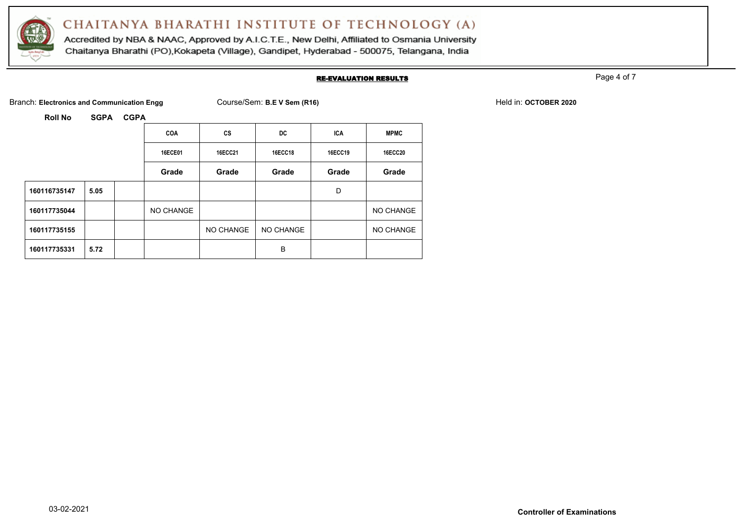# CHAITANYA BHARATHI INSTITUTE OF TECHNOLOGY (A)

Accredited by NBA & NAAC, Approved by A.I.C.T.E., New Delhi, Affiliated to Osmania University
Chaitanya Bharathi (PO),Kokapeta (Village), Gandipet, Hyderabad - 500075, Telangana, India

## RE-EVALUATION RESULTS

Branch: **Electronics and Communication Engg** Course/Sem: **B.E V Sem (R16)** Held in: **OCTOBER 2020**

| Roll No | SGPA | CGPA | COA | CS | DC | ICA | MPMC |
|---|---|---|---|---|---|---|---|
| | | | 16ECE01 | 16ECC21 | 16ECC18 | 16ECC19 | 16ECC20 |
| | | | Grade | Grade | Grade | Grade | Grade |
| 160116735147 | 5.05 | | | | | D | |
| 160117735044 | | | NO CHANGE | | | | NO CHANGE |
| 160117735155 | | | | NO CHANGE | NO CHANGE | | NO CHANGE |
| 160117735331 | 5.72 | | | | B | | |

03-02-2021 **Controller of Examinations**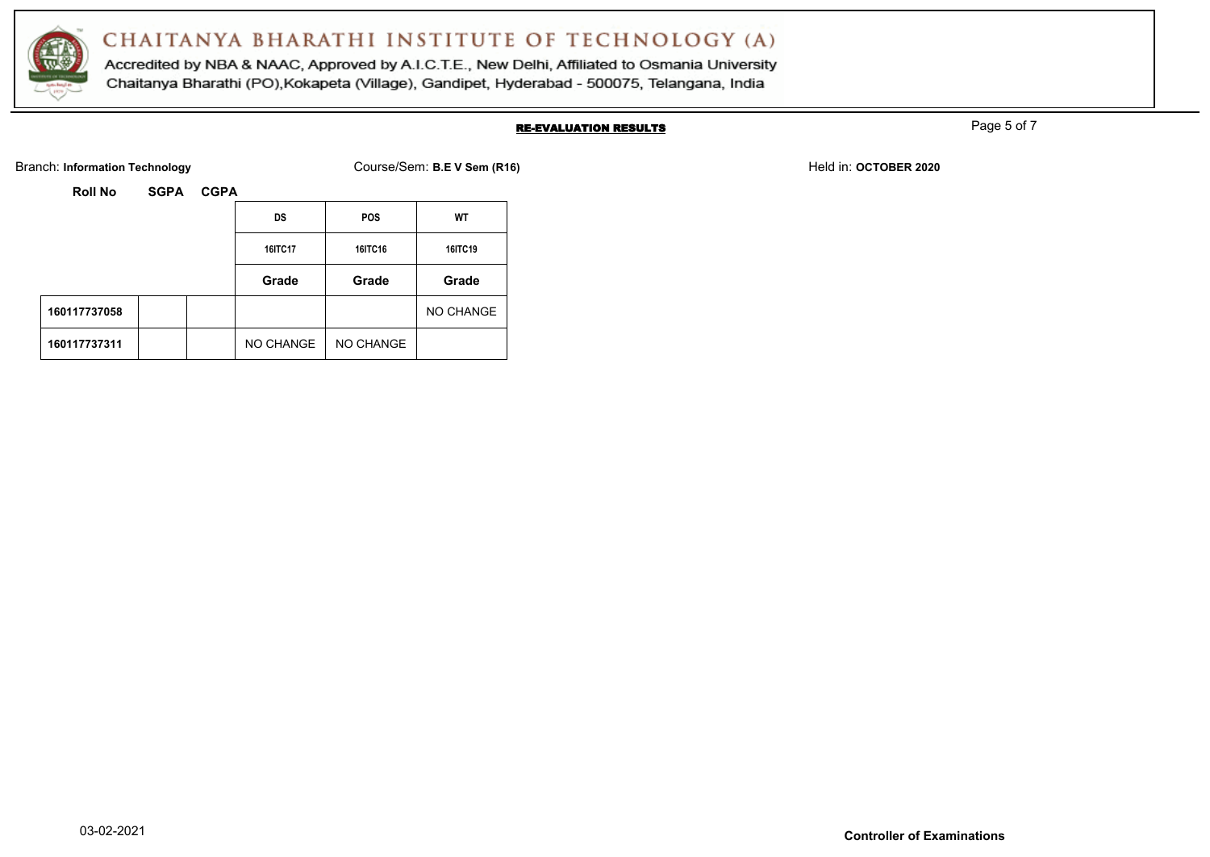# CHAITANYA BHARATHI INSTITUTE OF TECHNOLOGY (A)

Accredited by NBA & NAAC, Approved by A.I.C.T.E., New Delhi, Affiliated to Osmania University
Chaitanya Bharathi (PO),Kokapeta (Village), Gandipet, Hyderabad - 500075, Telangana, India

## RE-EVALUATION RESULTS

Branch: **Information Technology** Course/Sem: **B.E V Sem (R16)** Held in: **OCTOBER 2020**

| Roll No | SGPA | CGPA | DS | POS | WT |
|---|---|---|---|---|---|
| | | | 16ITC17 | 16ITC16 | 16ITC19 |
| | | | Grade | Grade | Grade |
| 160117737058 | | | | | NO CHANGE |
| 160117737311 | | | NO CHANGE | NO CHANGE | |

03-02-2021

**Controller of Examinations**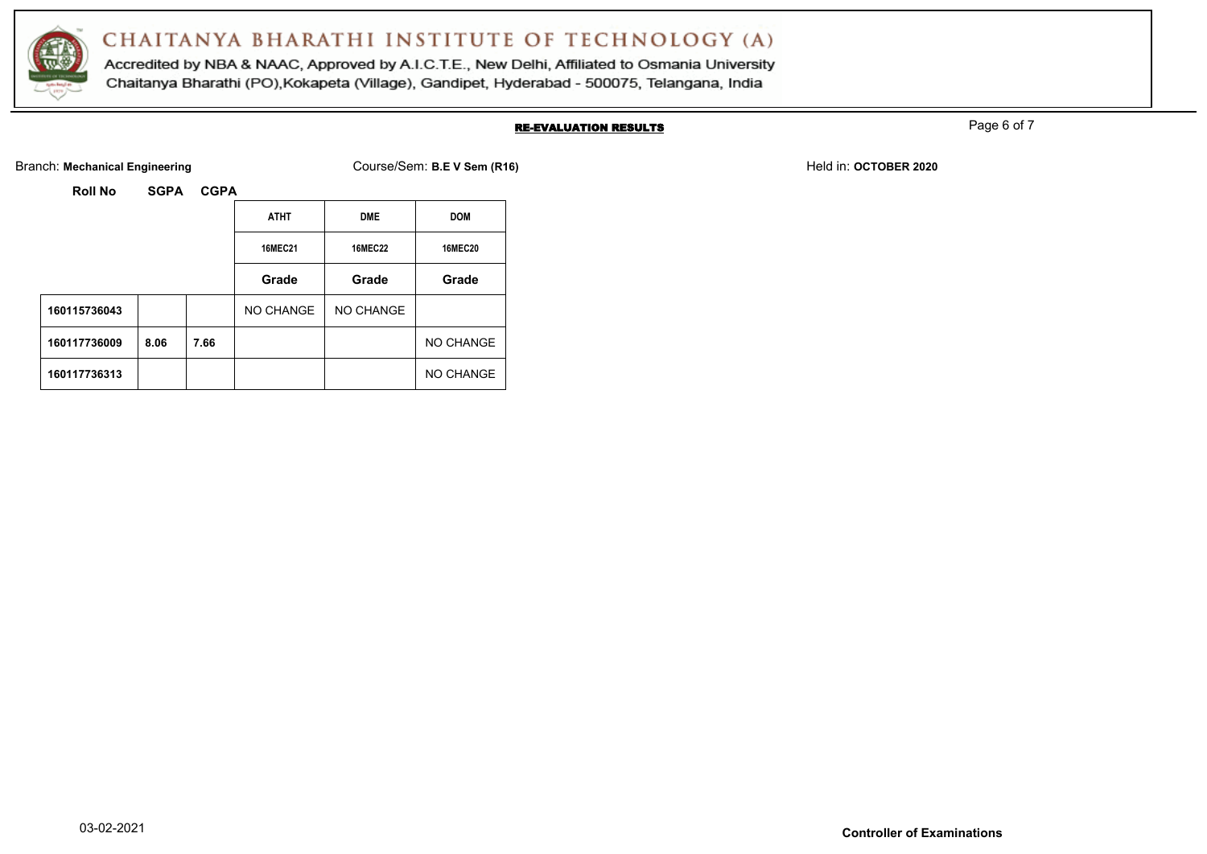# CHAITANYA BHARATHI INSTITUTE OF TECHNOLOGY (A)

Accredited by NBA & NAAC, Approved by A.I.C.T.E., New Delhi, Affiliated to Osmania University
Chaitanya Bharathi (PO),Kokapeta (Village), Gandipet, Hyderabad - 500075, Telangana, India

## RE-EVALUATION RESULTS

Branch: **Mechanical Engineering** Course/Sem: **B.E V Sem (R16)** Held in: **OCTOBER 2020**

| Roll No | SGPA | CGPA | ATHT | DME | DOM |
|---|---|---|---|---|---|
| | | | 16MEC21 | 16MEC22 | 16MEC20 |
| | | | Grade | Grade | Grade |
| 160115736043 | | | NO CHANGE | NO CHANGE | |
| 160117736009 | 8.06 | 7.66 | | | NO CHANGE |
| 160117736313 | | | | | NO CHANGE |

03-02-2021

**Controller of Examinations**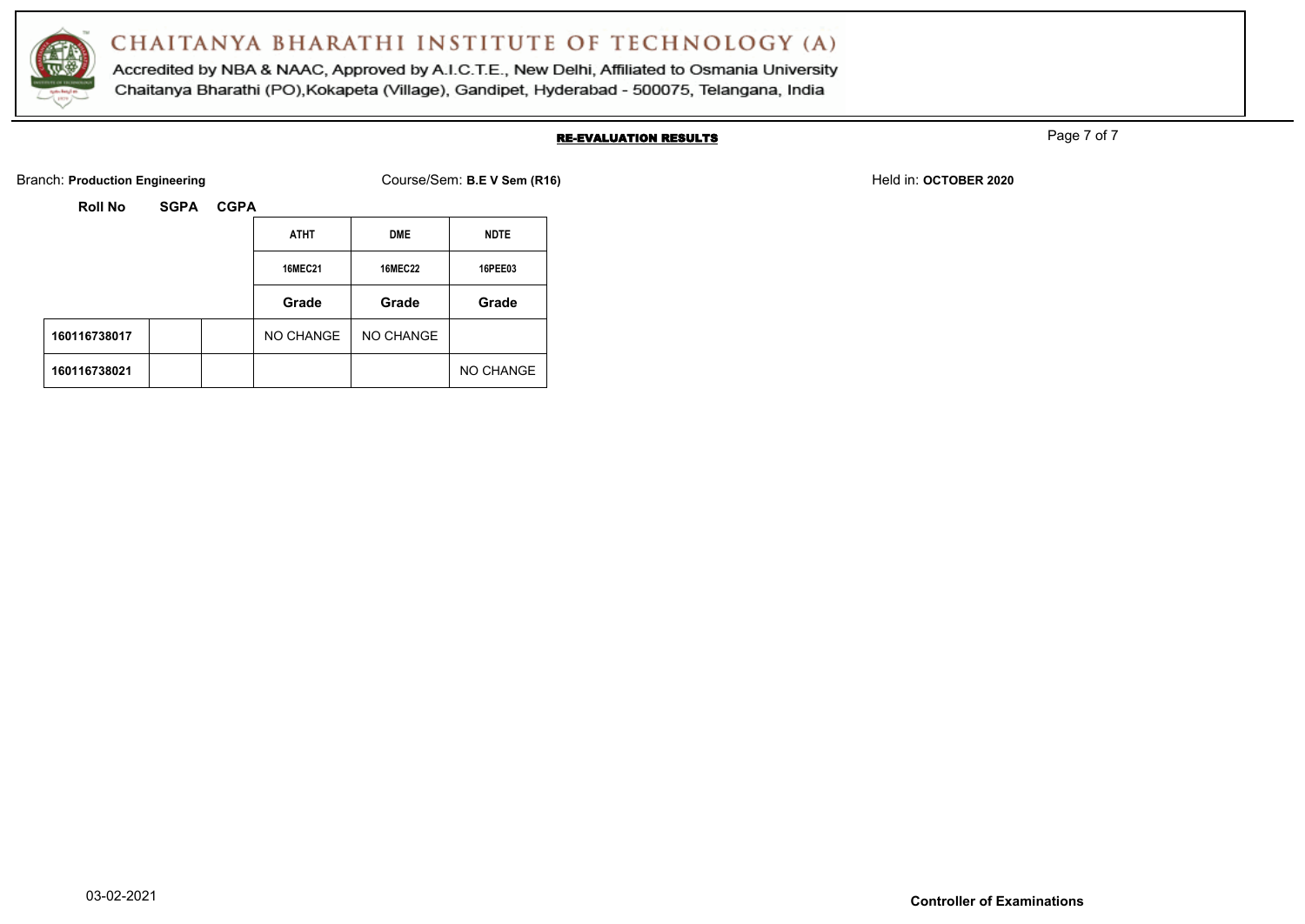# CHAITANYA BHARATHI INSTITUTE OF TECHNOLOGY (A)

Accredited by NBA & NAAC, Approved by A.I.C.T.E., New Delhi, Affiliated to Osmania University
Chaitanya Bharathi (PO),Kokapeta (Village), Gandipet, Hyderabad - 500075, Telangana, India

## RE-EVALUATION RESULTS

Branch: **Production Engineering** Course/Sem: **B.E V Sem (R16)** Held in: **OCTOBER 2020**

| Roll No | SGPA | CGPA | ATHT | DME | NDTE |
|---|---|---|---|---|---|
| | | | 16MEC21 | 16MEC22 | 16PEE03 |
| | | | Grade | Grade | Grade |
| 160116738017 | | | NO CHANGE | NO CHANGE | |
| 160116738021 | | | | | NO CHANGE |

03-02-2021

**Controller of Examinations**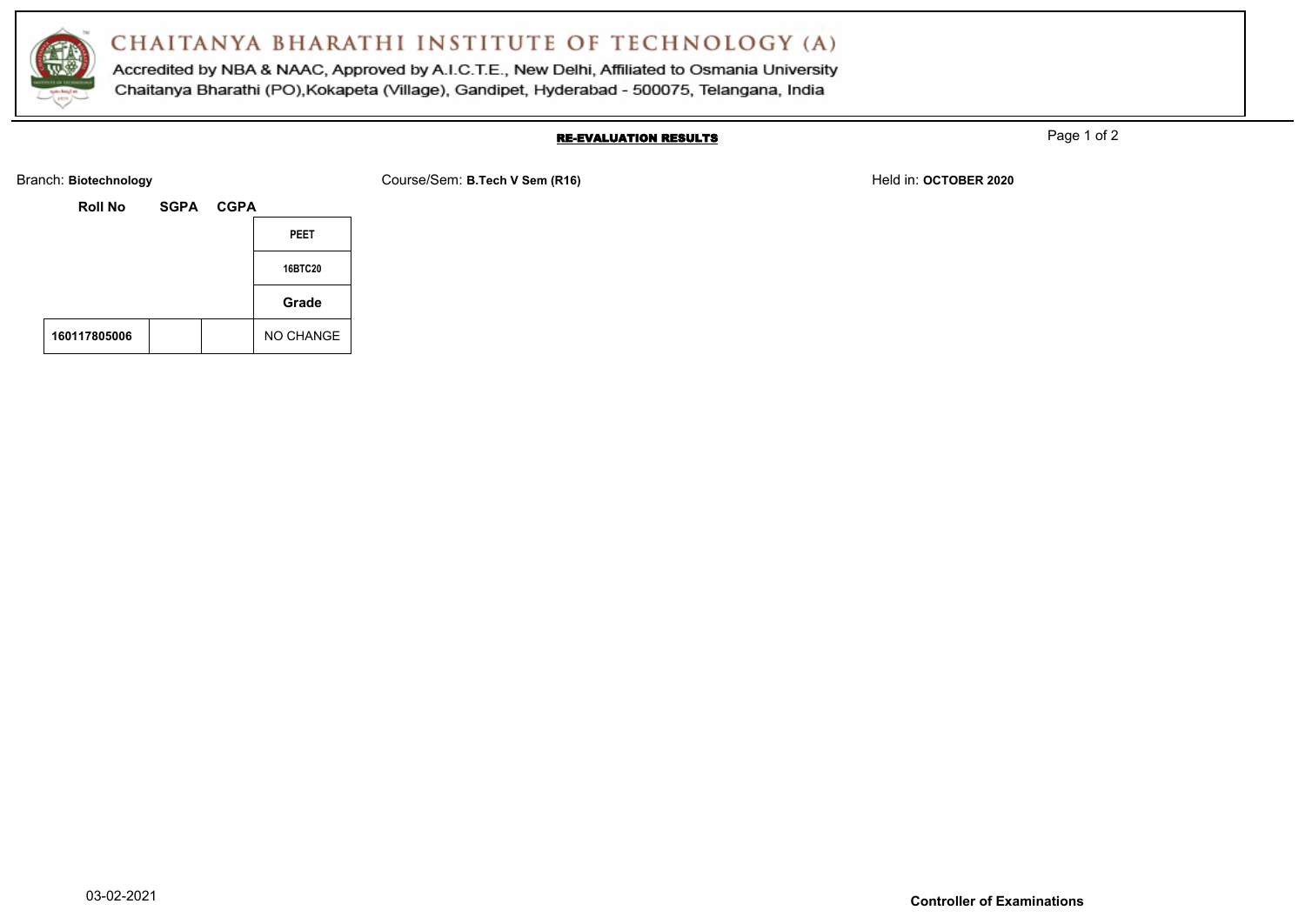# CHAITANYA BHARATHI INSTITUTE OF TECHNOLOGY (A)

Accredited by NBA & NAAC, Approved by A.I.C.T.E., New Delhi, Affiliated to Osmania University
Chaitanya Bharathi (PO),Kokapeta (Village), Gandipet, Hyderabad - 500075, Telangana, India

## RE-EVALUATION RESULTS

Branch: **Biotechnology** Course/Sem: **B.Tech V Sem (R16)** Held in: **OCTOBER 2020**

| Roll No | SGPA | CGPA | PEET |
|---|---|---|---|
| | | | 16BTC20 |
| | | | Grade |
| 160117805006 | | | NO CHANGE |

03-02-2021

**Controller of Examinations**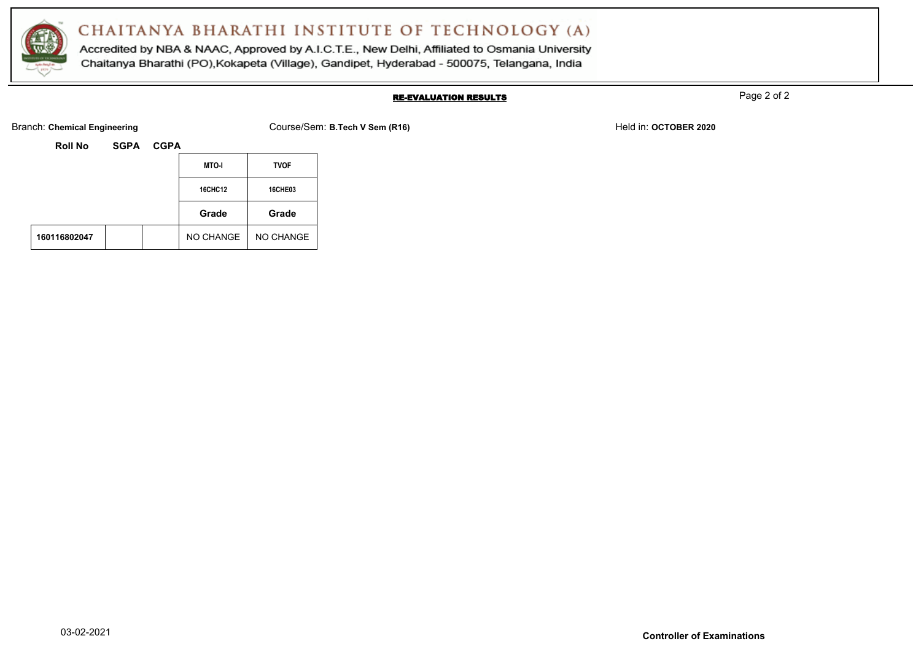# CHAITANYA BHARATHI INSTITUTE OF TECHNOLOGY (A)

Accredited by NBA & NAAC, Approved by A.I.C.T.E., New Delhi, Affiliated to Osmania University
Chaitanya Bharathi (PO),Kokapeta (Village), Gandipet, Hyderabad - 500075, Telangana, India

## RE-EVALUATION RESULTS

Branch: **Chemical Engineering** Course/Sem: **B.Tech V Sem (R16)** Held in: **OCTOBER 2020**

| Roll No | SGPA | CGPA | MTO-I | TVOF |
|---|---|---|---|---|
| | | | 16CHC12 | 16CHE03 |
| | | | Grade | Grade |
| 160116802047 | | | NO CHANGE | NO CHANGE |

03-02-2021

**Controller of Examinations**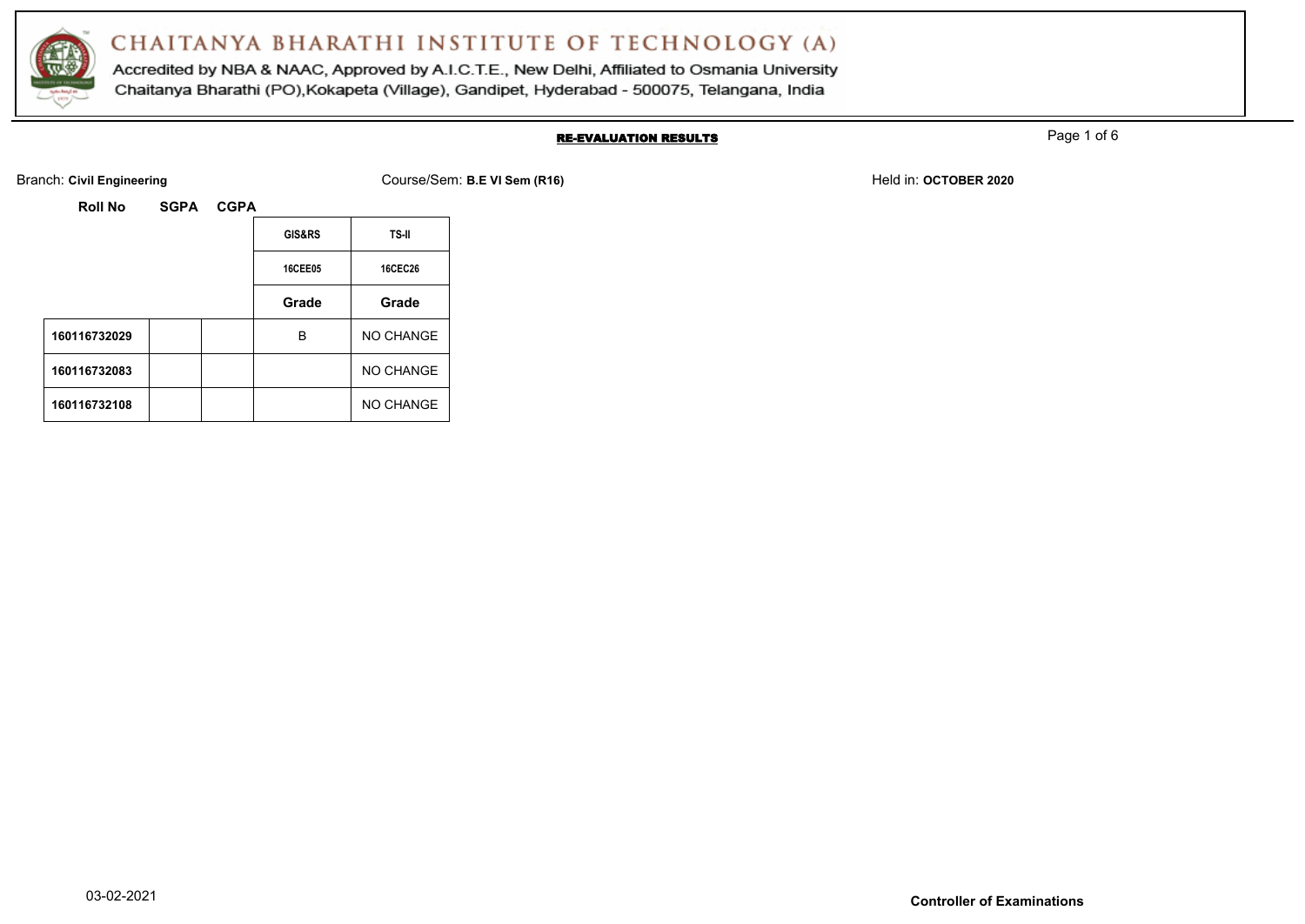# CHAITANYA BHARATHI INSTITUTE OF TECHNOLOGY (A)

Accredited by NBA & NAAC, Approved by A.I.C.T.E., New Delhi, Affiliated to Osmania University
Chaitanya Bharathi (PO),Kokapeta (Village), Gandipet, Hyderabad - 500075, Telangana, India

## RE-EVALUATION RESULTS

Branch: **Civil Engineering** Course/Sem: **B.E VI Sem (R16)** Held in: **OCTOBER 2020**

| Roll No | SGPA | CGPA | GIS&RS | TS-II |
|---|---|---|---|---|
| | | | 16CEE05 | 16CEC26 |
| | | | Grade | Grade |
| 160116732029 | | | B | NO CHANGE |
| 160116732083 | | | | NO CHANGE |
| 160116732108 | | | | NO CHANGE |

03-02-2021

**Controller of Examinations**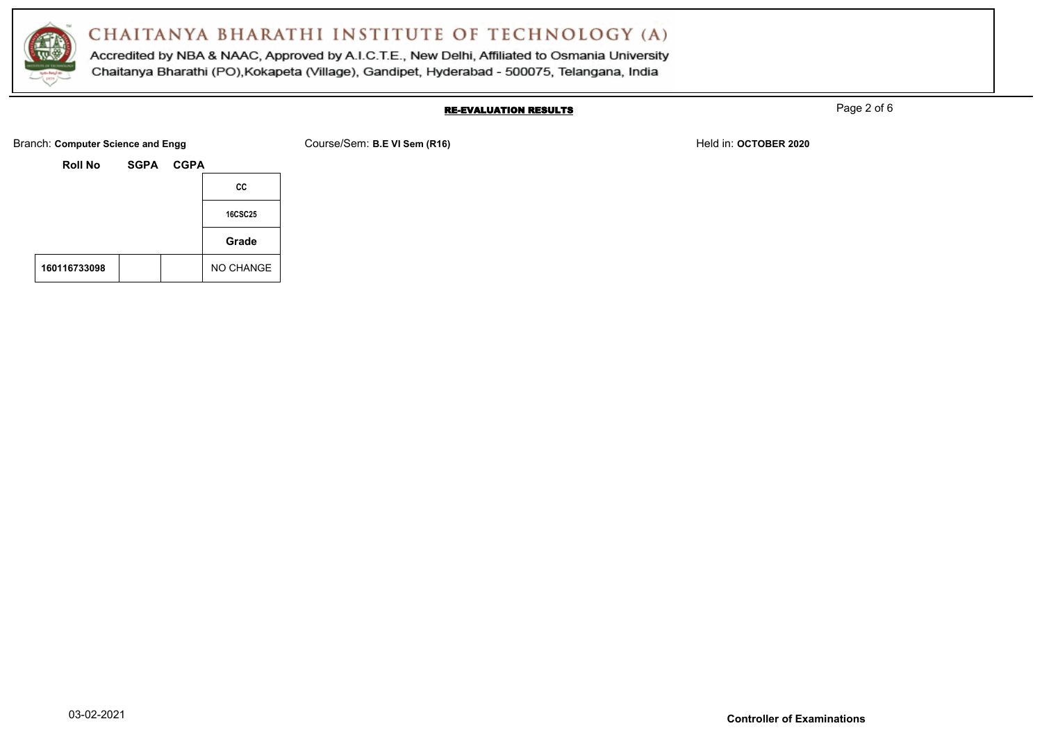# CHAITANYA BHARATHI INSTITUTE OF TECHNOLOGY (A)

Accredited by NBA & NAAC, Approved by A.I.C.T.E., New Delhi, Affiliated to Osmania University
Chaitanya Bharathi (PO),Kokapeta (Village), Gandipet, Hyderabad - 500075, Telangana, India

**RE-EVALUATION RESULTS**

Branch: **Computer Science and Engg** Course/Sem: **B.E VI Sem (R16)** Held in: **OCTOBER 2020**

| Roll No | SGPA | CGPA | CC |
|---|---|---|---|
| | | | 16CSC25 |
| | | | Grade |
| **160116733098** | | | NO CHANGE |

03-02-2021

**Controller of Examinations**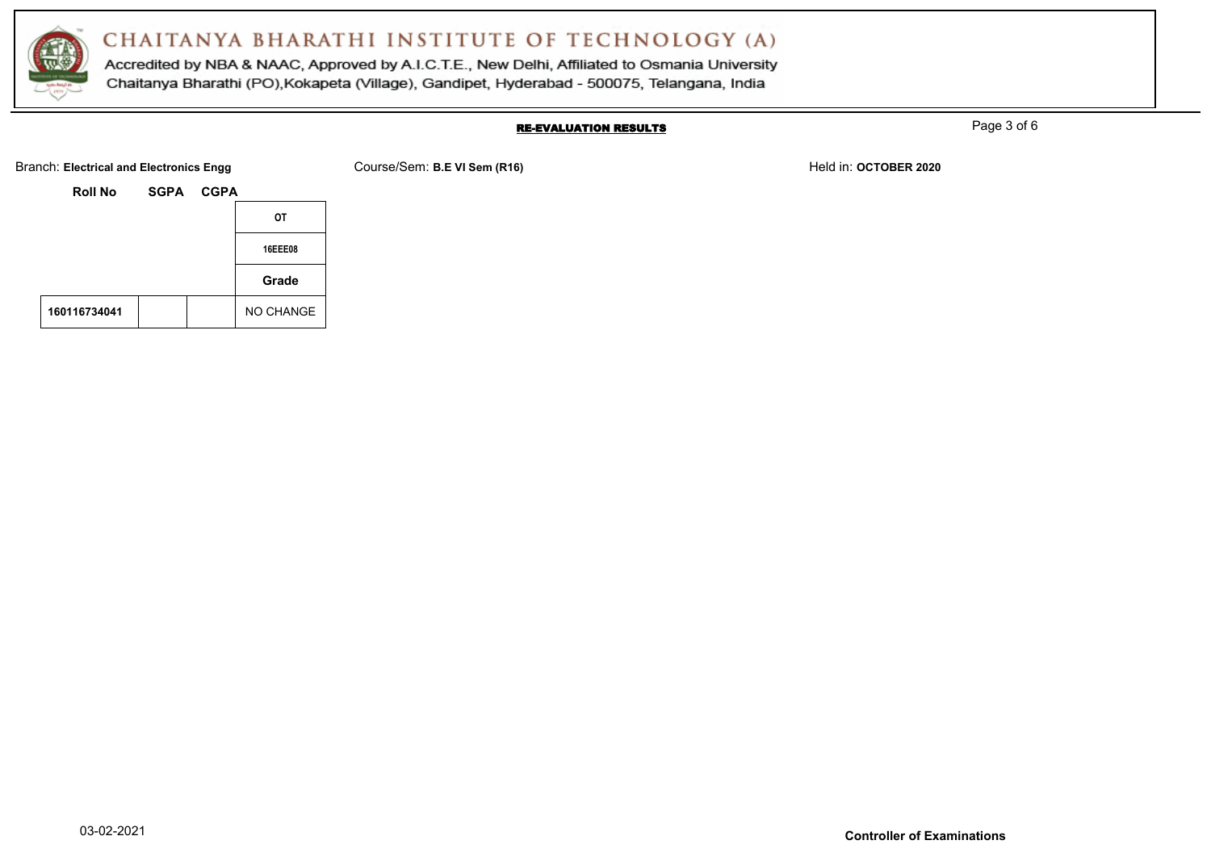# CHAITANYA BHARATHI INSTITUTE OF TECHNOLOGY (A)

Accredited by NBA & NAAC, Approved by A.I.C.T.E., New Delhi, Affiliated to Osmania University
Chaitanya Bharathi (PO),Kokapeta (Village), Gandipet, Hyderabad - 500075, Telangana, India

## RE-EVALUATION RESULTS

Branch: **Electrical and Electronics Engg** Course/Sem: **B.E VI Sem (R16)** Held in: **OCTOBER 2020**

| Roll No | SGPA | CGPA | OT |
|---|---|---|---|
| | | | 16EEE08 |
| | | | Grade |
| 160116734041 | | | NO CHANGE |

03-02-2021

**Controller of Examinations**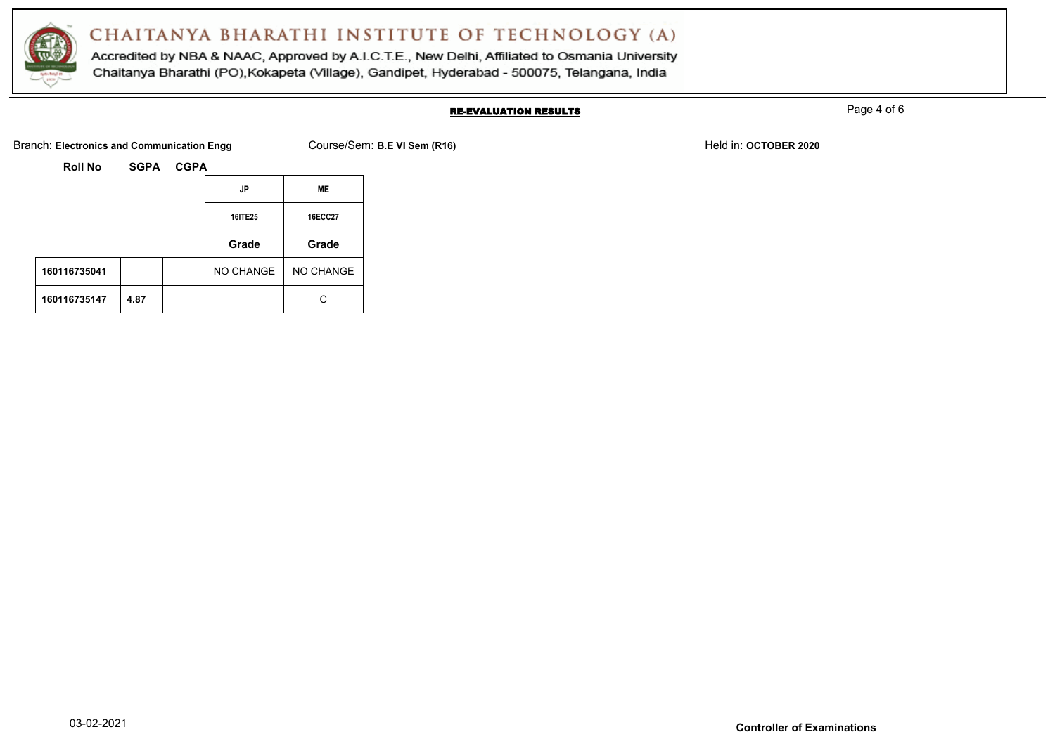# CHAITANYA BHARATHI INSTITUTE OF TECHNOLOGY (A)

Accredited by NBA & NAAC, Approved by A.I.C.T.E., New Delhi, Affiliated to Osmania University
Chaitanya Bharathi (PO),Kokapeta (Village), Gandipet, Hyderabad - 500075, Telangana, India

## RE-EVALUATION RESULTS

Branch: **Electronics and Communication Engg** Course/Sem: **B.E VI Sem (R16)** Held in: **OCTOBER 2020**

| Roll No | SGPA | CGPA | JP | ME |
|---|---|---|---|---|
| | | | 16ITE25 | 16ECC27 |
| | | | Grade | Grade |
| 160116735041 | | | NO CHANGE | NO CHANGE |
| 160116735147 | 4.87 | | | C |

03-02-2021

**Controller of Examinations**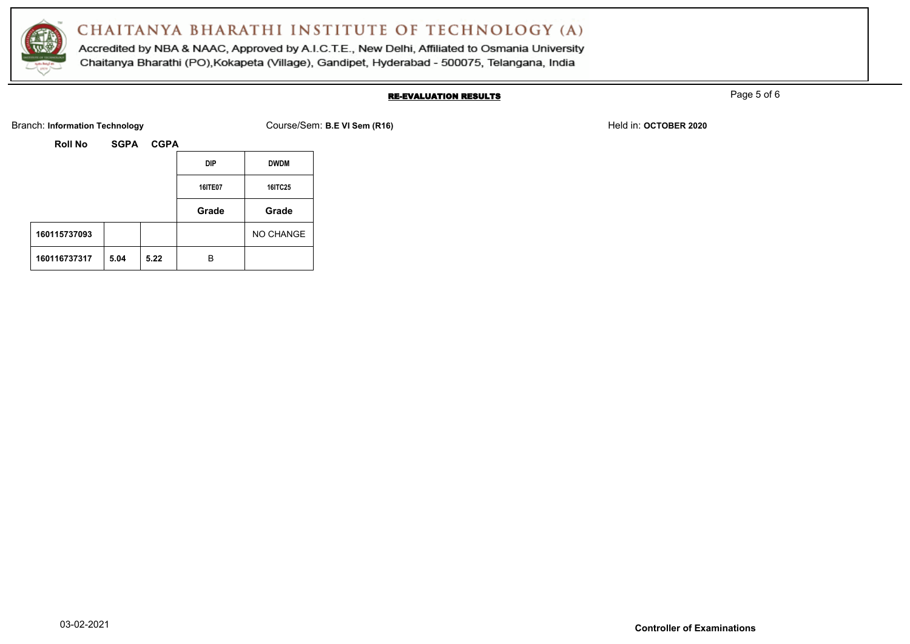# CHAITANYA BHARATHI INSTITUTE OF TECHNOLOGY (A)

Accredited by NBA & NAAC, Approved by A.I.C.T.E., New Delhi, Affiliated to Osmania University
Chaitanya Bharathi (PO),Kokapeta (Village), Gandipet, Hyderabad - 500075, Telangana, India

## RE-EVALUATION RESULTS

Branch: **Information Technology** Course/Sem: **B.E VI Sem (R16)** Held in: **OCTOBER 2020**

| Roll No | SGPA | CGPA | DIP | DWDM |
|---|---|---|---|---|
| | | | 16ITE07 | 16ITC25 |
| | | | Grade | Grade |
| 160115737093 | | | | NO CHANGE |
| 160116737317 | 5.04 | 5.22 | B | |

03-02-2021

**Controller of Examinations**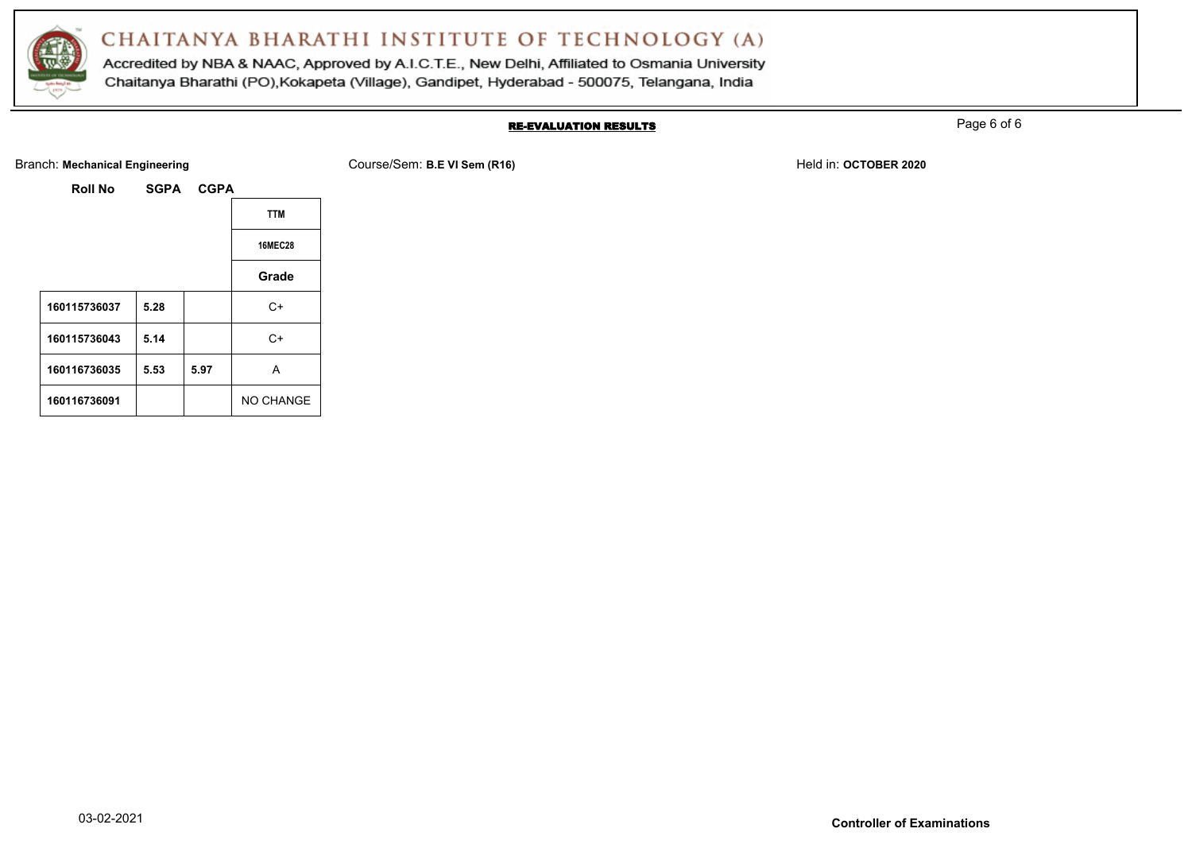# CHAITANYA BHARATHI INSTITUTE OF TECHNOLOGY (A)

Accredited by NBA & NAAC, Approved by A.I.C.T.E., New Delhi, Affiliated to Osmania University
Chaitanya Bharathi (PO),Kokapeta (Village), Gandipet, Hyderabad - 500075, Telangana, India

## RE-EVALUATION RESULTS

Branch: **Mechanical Engineering** Course/Sem: **B.E VI Sem (R16)** Held in: **OCTOBER 2020**

| Roll No | SGPA | CGPA | TTM |
|---|---|---|---|
| | | | 16MEC28 |
| | | | Grade |
| 160115736037 | 5.28 | | C+ |
| 160115736043 | 5.14 | | C+ |
| 160116736035 | 5.53 | 5.97 | A |
| 160116736091 | | | NO CHANGE |

03-02-2021

**Controller of Examinations**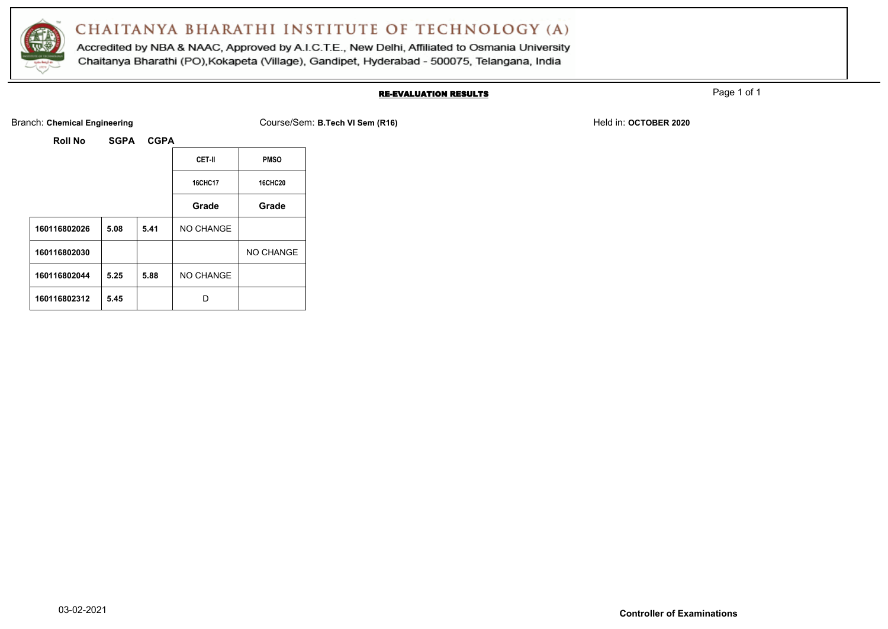# CHAITANYA BHARATHI INSTITUTE OF TECHNOLOGY (A)

Accredited by NBA & NAAC, Approved by A.I.C.T.E., New Delhi, Affiliated to Osmania University
Chaitanya Bharathi (PO),Kokapeta (Village), Gandipet, Hyderabad - 500075, Telangana, India

## RE-EVALUATION RESULTS

Branch: **Chemical Engineering** Course/Sem: **B.Tech VI Sem (R16)** Held in: **OCTOBER 2020**

| Roll No | SGPA | CGPA | CET-II | PMSO |
|---|---|---|---|---|
| | | | 16CHC17 | 16CHC20 |
| | | | Grade | Grade |
| **160116802026** | **5.08** | **5.41** | NO CHANGE | |
| **160116802030** | | | | NO CHANGE |
| **160116802044** | **5.25** | **5.88** | NO CHANGE | |
| **160116802312** | **5.45** | | D | |

03-02-2021

**Controller of Examinations**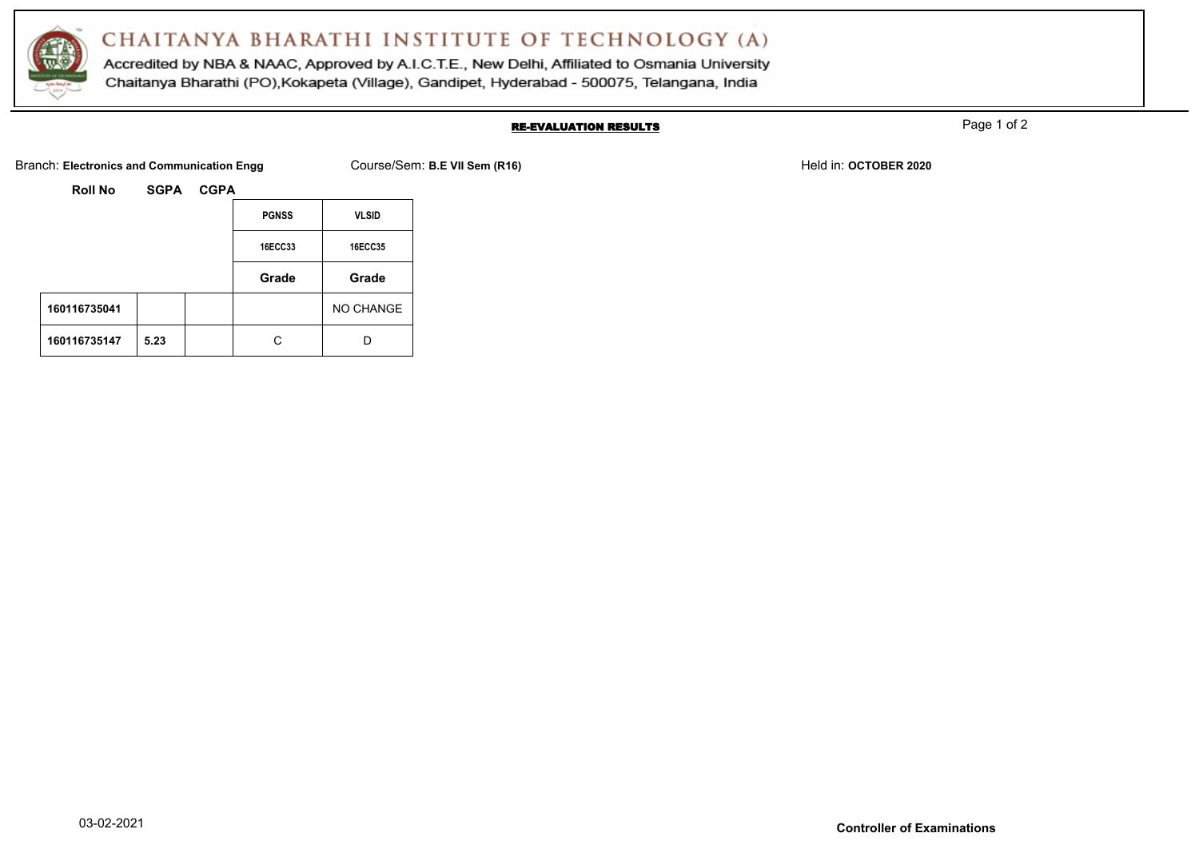# CHAITANYA BHARATHI INSTITUTE OF TECHNOLOGY (A)

Accredited by NBA & NAAC, Approved by A.I.C.T.E., New Delhi, Affiliated to Osmania University
Chaitanya Bharathi (PO),Kokapeta (Village), Gandipet, Hyderabad - 500075, Telangana, India

## RE-EVALUATION RESULTS

Branch: **Electronics and Communication Engg** Course/Sem: **B.E VII Sem (R16)** Held in: **OCTOBER 2020**

| Roll No | SGPA | CGPA | PGNSS | VLSID |
|---|---|---|---|---|
| | | | 16ECC33 | 16ECC35 |
| | | | Grade | Grade |
| **160116735041** | | | | NO CHANGE |
| **160116735147** | **5.23** | | C | D |

03-02-2021

**Controller of Examinations**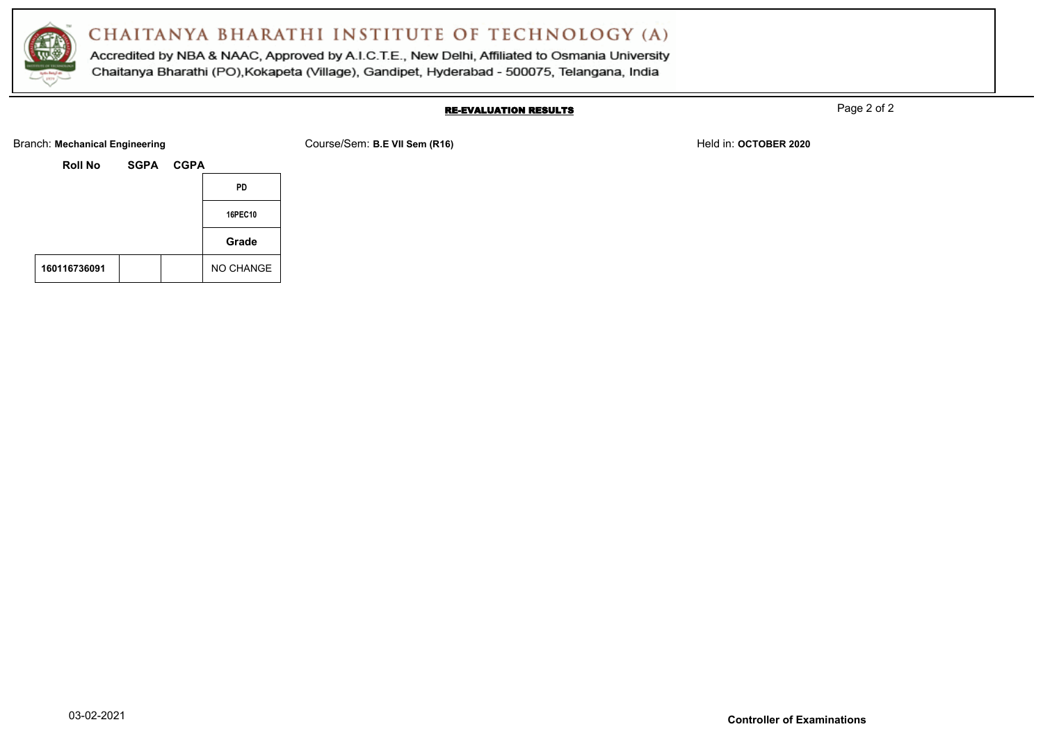# CHAITANYA BHARATHI INSTITUTE OF TECHNOLOGY (A)

Accredited by NBA & NAAC, Approved by A.I.C.T.E., New Delhi, Affiliated to Osmania University
Chaitanya Bharathi (PO),Kokapeta (Village), Gandipet, Hyderabad - 500075, Telangana, India

**RE-EVALUATION RESULTS**

Branch: **Mechanical Engineering** Course/Sem: **B.E VII Sem (R16)** Held in: **OCTOBER 2020**

| Roll No | SGPA | CGPA | PD |
|---|---|---|---|
| | | | 16PEC10 |
| | | | Grade |
| 160116736091 | | | NO CHANGE |

03-02-2021

**Controller of Examinations**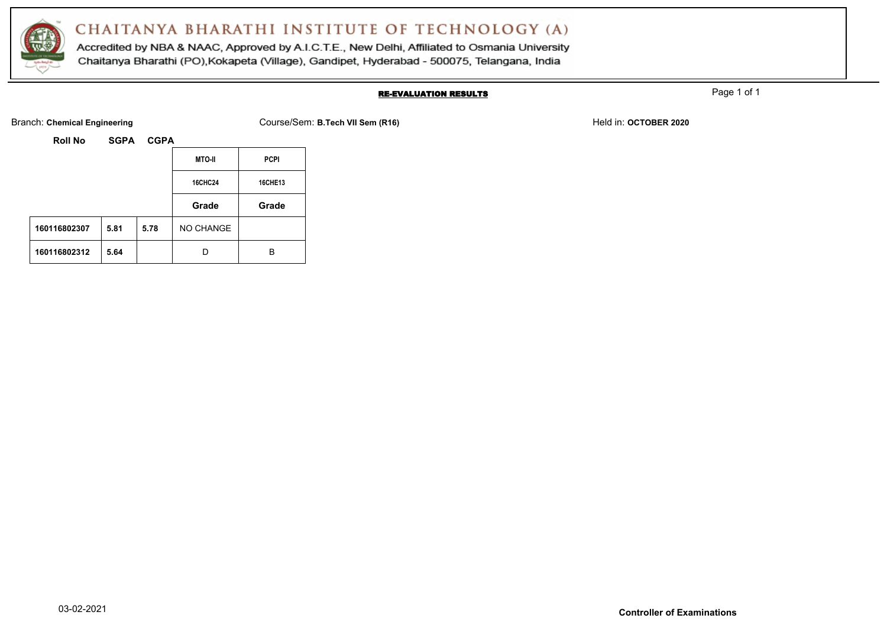# CHAITANYA BHARATHI INSTITUTE OF TECHNOLOGY (A)

Accredited by NBA & NAAC, Approved by A.I.C.T.E., New Delhi, Affiliated to Osmania University

Chaitanya Bharathi (PO),Kokapeta (Village), Gandipet, Hyderabad - 500075, Telangana, India

## RE-EVALUATION RESULTS

Branch: **Chemical Engineering** Course/Sem: **B.Tech VII Sem (R16)** Held in: **OCTOBER 2020**

| Roll No | SGPA | CGPA | MTO-II | PCPI |
|---|---|---|---|---|
| | | | 16CHC24 | 16CHE13 |
| | | | Grade | Grade |
| **160116802307** | **5.81** | **5.78** | NO CHANGE | |
| **160116802312** | **5.64** | | D | B |

03-02-2021

**Controller of Examinations**